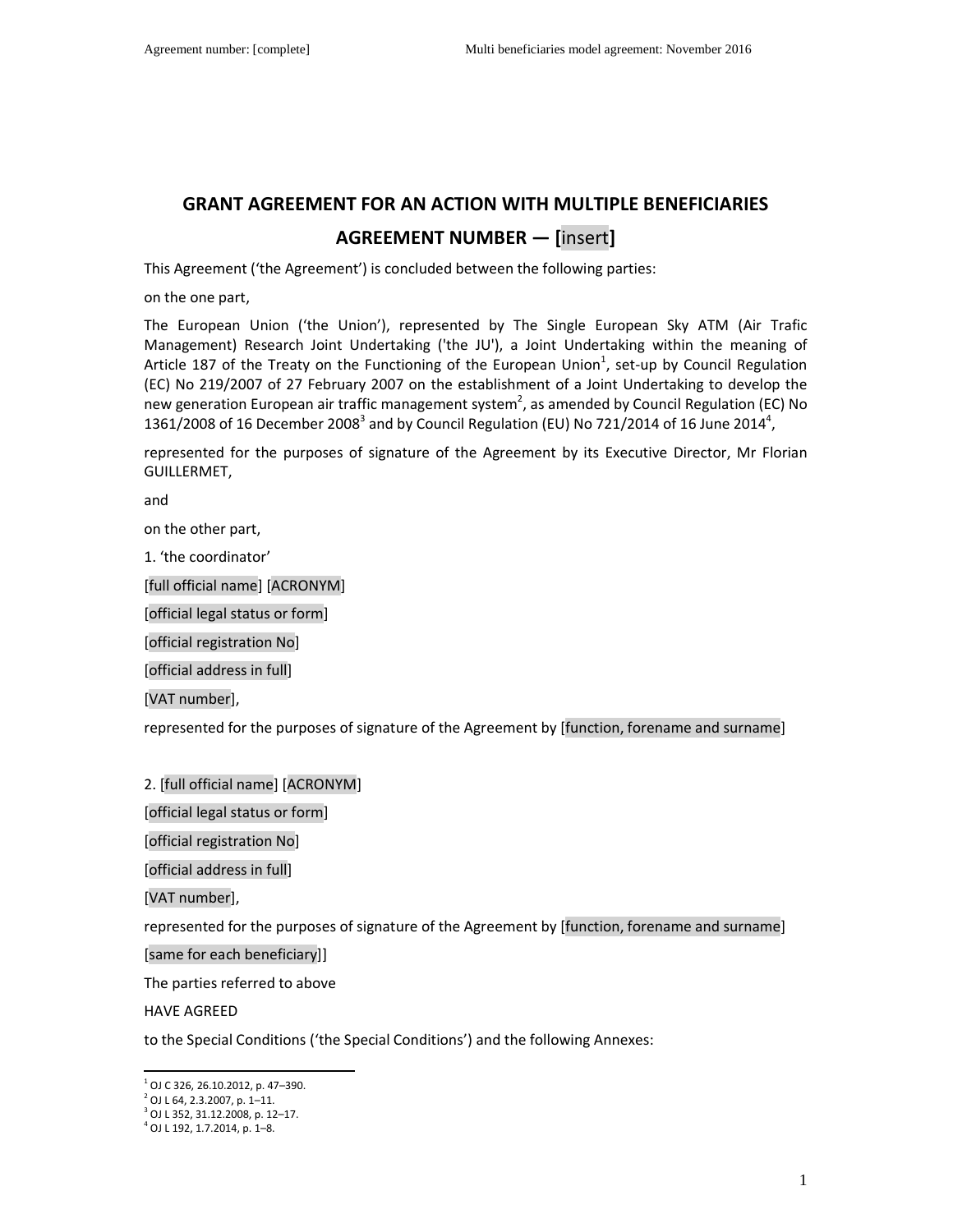# GRANT AGREEMENT FOR AN ACTION WITH MULTIPLE BENEFICIARIES

## AGREEMENT NUMBER — [insert]

This Agreement ('the Agreement') is concluded between the following parties:

on the one part,

The European Union ('the Union'), represented by The Single European Sky ATM (Air Trafic Management) Research Joint Undertaking ('the JU'), a Joint Undertaking within the meaning of Article 187 of the Treaty on the Functioning of the European Union[1], set-up by Council Regulation (EC) No 219/2007 of 27 February 2007 on the establishment of a Joint Undertaking to develop the new generation European air traffic management system[2], as amended by Council Regulation (EC) No 1361/2008 of 16 December 2008[3] and by Council Regulation (EU) No 721/2014 of 16 June 2014[4],

represented for the purposes of signature of the Agreement by its Executive Director, Mr Florian GUILLERMET,

and

on the other part,

1. 'the coordinator'

[full official name] [ACRONYM]

[official legal status or form]

[official registration No]

[official address in full]

[VAT number],

represented for the purposes of signature of the Agreement by [function, forename and surname]

2. [full official name] [ACRONYM]

[official legal status or form]

[official registration No]

[official address in full]

[VAT number],

represented for the purposes of signature of the Agreement by [function, forename and surname]

[same for each beneficiary]]

The parties referred to above

HAVE AGREED

to the Special Conditions ('the Special Conditions') and the following Annexes:

---

[1] OJ C 326, 26.10.2012, p. 47–390.

[2] OJ L 64, 2.3.2007, p. 1–11.

[3] OJ L 352, 31.12.2008, p. 12–17.

[4] OJ L 192, 1.7.2014, p. 1–8.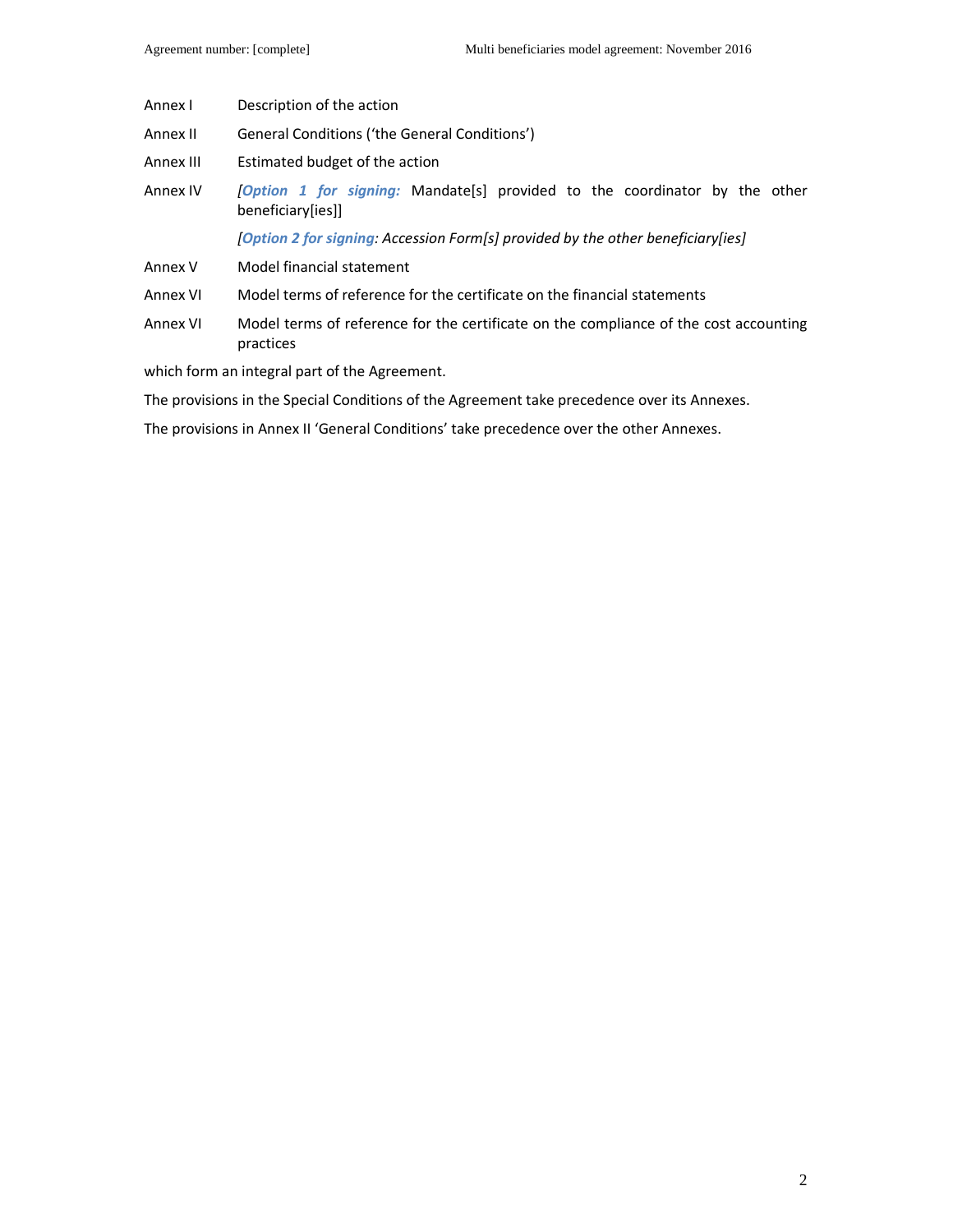| | |
|---|---|
| Annex I | Description of the action |
| Annex II | General Conditions (‘the General Conditions’) |
| Annex III | Estimated budget of the action |
| Annex IV | *[**Option 1 for signing:*** Mandate[s] provided to the coordinator by the other beneficiary[ies]] |
| | *[**Option 2 for signing**: Accession Form[s] provided by the other beneficiary[ies]* |
| Annex V | Model financial statement |
| Annex VI | Model terms of reference for the certificate on the financial statements |
| Annex VI | Model terms of reference for the certificate on the compliance of the cost accounting practices |

which form an integral part of the Agreement.

The provisions in the Special Conditions of the Agreement take precedence over its Annexes.

The provisions in Annex II ‘General Conditions’ take precedence over the other Annexes.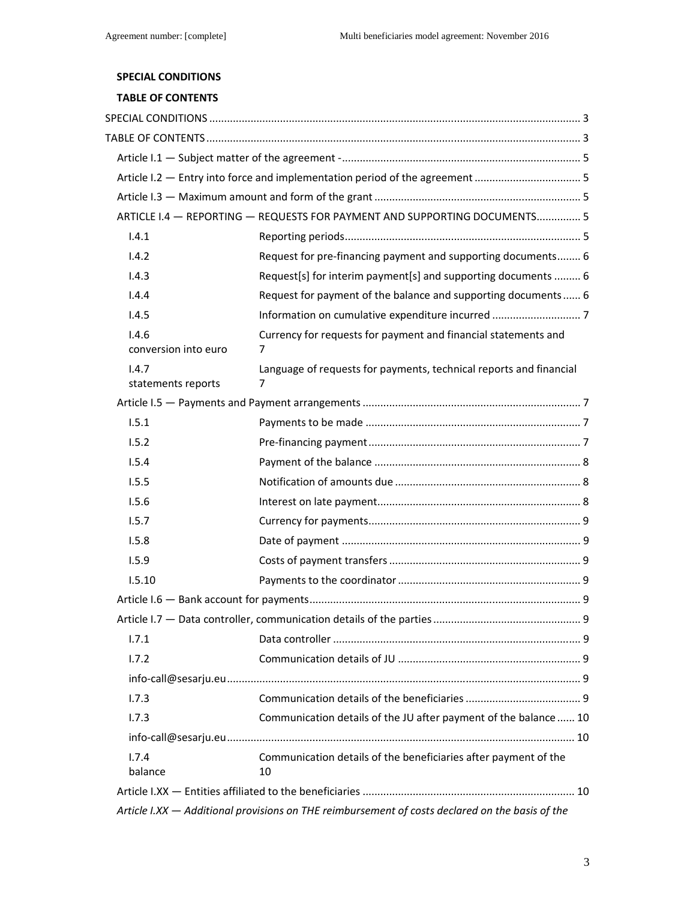**SPECIAL CONDITIONS**

**TABLE OF CONTENTS**

SPECIAL CONDITIONS ..... 3

TABLE OF CONTENTS ..... 3

Article I.1 — Subject matter of the agreement - ..... 5

Article I.2 — Entry into force and implementation period of the agreement ..... 5

Article I.3 — Maximum amount and form of the grant ..... 5

ARTICLE I.4 — REPORTING — REQUESTS FOR PAYMENT AND SUPPORTING DOCUMENTS ..... 5

| | | |
|---|---|---|
| I.4.1 | Reporting periods | 5 |
| I.4.2 | Request for pre-financing payment and supporting documents | 6 |
| I.4.3 | Request[s] for interim payment[s] and supporting documents | 6 |
| I.4.4 | Request for payment of the balance and supporting documents | 6 |
| I.4.5 | Information on cumulative expenditure incurred | 7 |
| I.4.6 | Currency for requests for payment and financial statements and conversion into euro | 7 |
| I.4.7 | Language of requests for payments, technical reports and financial statements reports | 7 |

Article I.5 — Payments and Payment arrangements ..... 7

| | | |
|---|---|---|
| I.5.1 | Payments to be made | 7 |
| I.5.2 | Pre-financing payment | 7 |
| I.5.4 | Payment of the balance | 8 |
| I.5.5 | Notification of amounts due | 8 |
| I.5.6 | Interest on late payment | 8 |
| I.5.7 | Currency for payments | 9 |
| I.5.8 | Date of payment | 9 |
| I.5.9 | Costs of payment transfers | 9 |
| I.5.10 | Payments to the coordinator | 9 |

Article I.6 — Bank account for payments ..... 9

Article I.7 — Data controller, communication details of the parties ..... 9

| | | |
|---|---|---|
| I.7.1 | Data controller | 9 |
| I.7.2 | Communication details of JU | 9 |

info-call@sesarju.eu ..... 9

| | | |
|---|---|---|
| I.7.3 | Communication details of the beneficiaries | 9 |
| I.7.3 | Communication details of the JU after payment of the balance | 10 |

info-call@sesarju.eu ..... 10

| | | |
|---|---|---|
| I.7.4 | Communication details of the beneficiaries after payment of the balance | 10 |

Article I.XX — Entities affiliated to the beneficiaries ..... 10

*Article I.XX — Additional provisions on THE reimbursement of costs declared on the basis of the*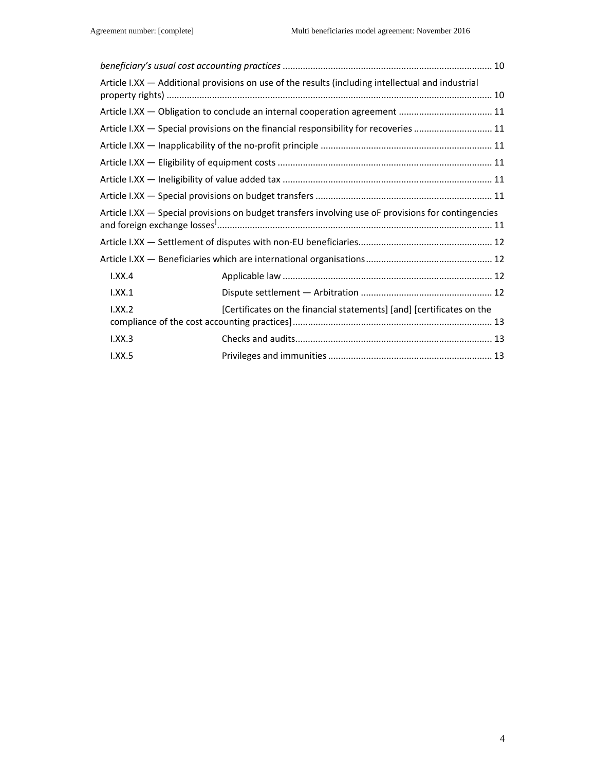*beneficiary's usual cost accounting practices* ................................................................................... 10

Article I.XX — Additional provisions on use of the results (including intellectual and industrial property rights) ................................................................................................................................ 10

Article I.XX — Obligation to conclude an internal cooperation agreement ..................................... 11

Article I.XX — Special provisions on the financial responsibility for recoveries ............................... 11

Article I.XX — Inapplicability of the no-profit principle .................................................................... 11

Article I.XX — Eligibility of equipment costs ..................................................................................... 11

Article I.XX — Ineligibility of value added tax ................................................................................... 11

Article I.XX — Special provisions on budget transfers ...................................................................... 11

Article I.XX — Special provisions on budget transfers involving use oF provisions for contingencies and foreign exchange losses[] ............................................................................................................ 11

Article I.XX — Settlement of disputes with non-EU beneficiaries..................................................... 12

Article I.XX — Beneficiaries which are international organisations.................................................. 12

I.XX.4 Applicable law ................................................................................... 12

I.XX.1 Dispute settlement — Arbitration .................................................... 12

I.XX.2 [Certificates on the financial statements] [and] [certificates on the compliance of the cost accounting practices] ............................................................................... 13

I.XX.3 Checks and audits.............................................................................. 13

I.XX.5 Privileges and immunities ................................................................. 13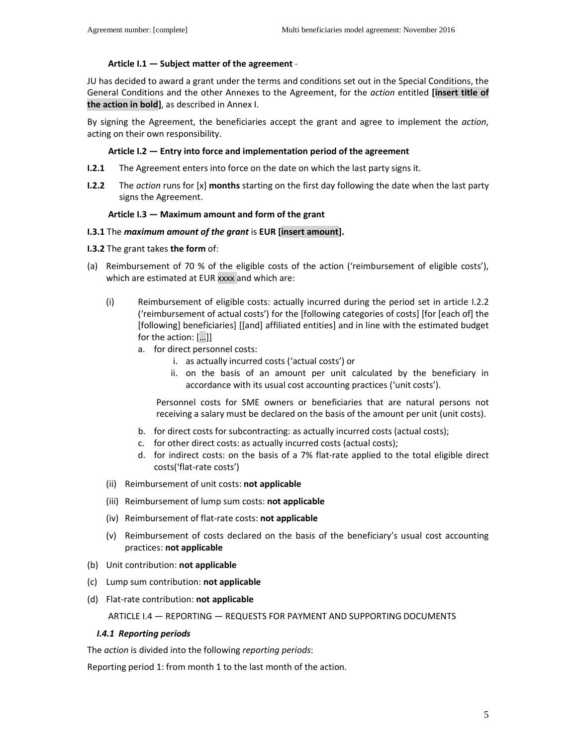### Article I.1 — Subject matter of the agreement -

JU has decided to award a grant under the terms and conditions set out in the Special Conditions, the General Conditions and the other Annexes to the Agreement, for the *action* entitled **[insert title of the action in bold]**, as described in Annex I.

By signing the Agreement, the beneficiaries accept the grant and agree to implement the *action*, acting on their own responsibility.

### Article I.2 — Entry into force and implementation period of the agreement

**I.2.1** The Agreement enters into force on the date on which the last party signs it.

**I.2.2** The *action* runs for [x] **months** starting on the first day following the date when the last party signs the Agreement.

### Article I.3 — Maximum amount and form of the grant

**I.3.1** The ***maximum amount of the grant*** is **EUR [insert amount].**

**I.3.2** The grant takes **the form** of:

(a) Reimbursement of 70 % of the eligible costs of the action ('reimbursement of eligible costs'), which are estimated at EUR xxxx and which are:

  (i) Reimbursement of eligible costs: actually incurred during the period set in article I.2.2 ('reimbursement of actual costs') for the [following categories of costs] [for [each of] the [following] beneficiaries] [[and] affiliated entities] and in line with the estimated budget for the action: [...]]

   a. for direct personnel costs:
      i. as actually incurred costs ('actual costs') or
      ii. on the basis of an amount per unit calculated by the beneficiary in accordance with its usual cost accounting practices ('unit costs').

   Personnel costs for SME owners or beneficiaries that are natural persons not receiving a salary must be declared on the basis of the amount per unit (unit costs).

   b. for direct costs for subcontracting: as actually incurred costs (actual costs);
   c. for other direct costs: as actually incurred costs (actual costs);
   d. for indirect costs: on the basis of a 7% flat-rate applied to the total eligible direct costs('flat-rate costs')

  (ii) Reimbursement of unit costs: **not applicable**

  (iii) Reimbursement of lump sum costs: **not applicable**

  (iv) Reimbursement of flat-rate costs: **not applicable**

  (v) Reimbursement of costs declared on the basis of the beneficiary's usual cost accounting practices: **not applicable**

(b) Unit contribution: **not applicable**

(c) Lump sum contribution: **not applicable**

(d) Flat-rate contribution: **not applicable**

### ARTICLE I.4 — REPORTING — REQUESTS FOR PAYMENT AND SUPPORTING DOCUMENTS

#### *I.4.1 Reporting periods*

The *action* is divided into the following *reporting periods*:

Reporting period 1: from month 1 to the last month of the action.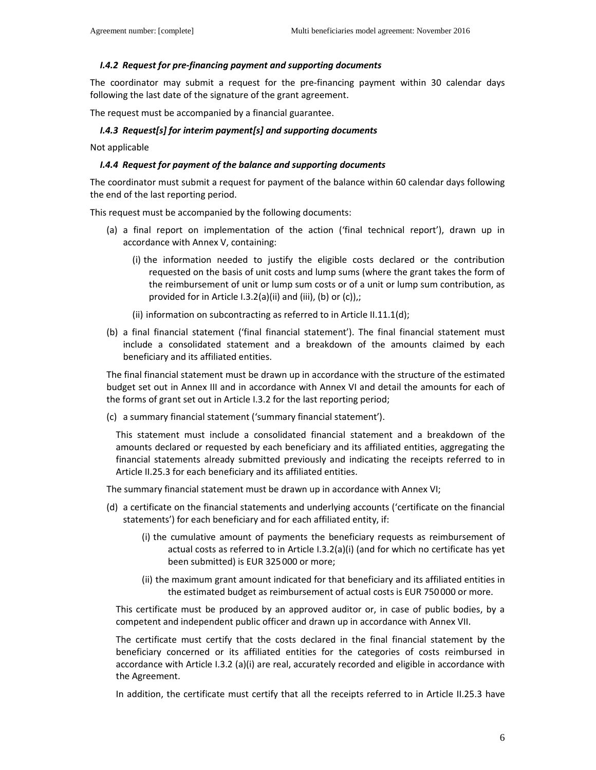### *I.4.2 Request for pre-financing payment and supporting documents*

The coordinator may submit a request for the pre-financing payment within 30 calendar days following the last date of the signature of the grant agreement.

The request must be accompanied by a financial guarantee.

### *I.4.3 Request[s] for interim payment[s] and supporting documents*

Not applicable

### *I.4.4 Request for payment of the balance and supporting documents*

The coordinator must submit a request for payment of the balance within 60 calendar days following the end of the last reporting period.

This request must be accompanied by the following documents:

(a) a final report on implementation of the action ('final technical report'), drawn up in accordance with Annex V, containing:

   (i) the information needed to justify the eligible costs declared or the contribution requested on the basis of unit costs and lump sums (where the grant takes the form of the reimbursement of unit or lump sum costs or of a unit or lump sum contribution, as provided for in Article I.3.2(a)(ii) and (iii), (b) or (c)),;

   (ii) information on subcontracting as referred to in Article II.11.1(d);

(b) a final financial statement ('final financial statement'). The final financial statement must include a consolidated statement and a breakdown of the amounts claimed by each beneficiary and its affiliated entities.

The final financial statement must be drawn up in accordance with the structure of the estimated budget set out in Annex III and in accordance with Annex VI and detail the amounts for each of the forms of grant set out in Article I.3.2 for the last reporting period;

(c) a summary financial statement ('summary financial statement').

This statement must include a consolidated financial statement and a breakdown of the amounts declared or requested by each beneficiary and its affiliated entities, aggregating the financial statements already submitted previously and indicating the receipts referred to in Article II.25.3 for each beneficiary and its affiliated entities.

The summary financial statement must be drawn up in accordance with Annex VI;

(d) a certificate on the financial statements and underlying accounts ('certificate on the financial statements') for each beneficiary and for each affiliated entity, if:

   (i) the cumulative amount of payments the beneficiary requests as reimbursement of actual costs as referred to in Article I.3.2(a)(i) (and for which no certificate has yet been submitted) is EUR 325 000 or more;

   (ii) the maximum grant amount indicated for that beneficiary and its affiliated entities in the estimated budget as reimbursement of actual costs is EUR 750 000 or more.

This certificate must be produced by an approved auditor or, in case of public bodies, by a competent and independent public officer and drawn up in accordance with Annex VII.

The certificate must certify that the costs declared in the final financial statement by the beneficiary concerned or its affiliated entities for the categories of costs reimbursed in accordance with Article I.3.2 (a)(i) are real, accurately recorded and eligible in accordance with the Agreement.

In addition, the certificate must certify that all the receipts referred to in Article II.25.3 have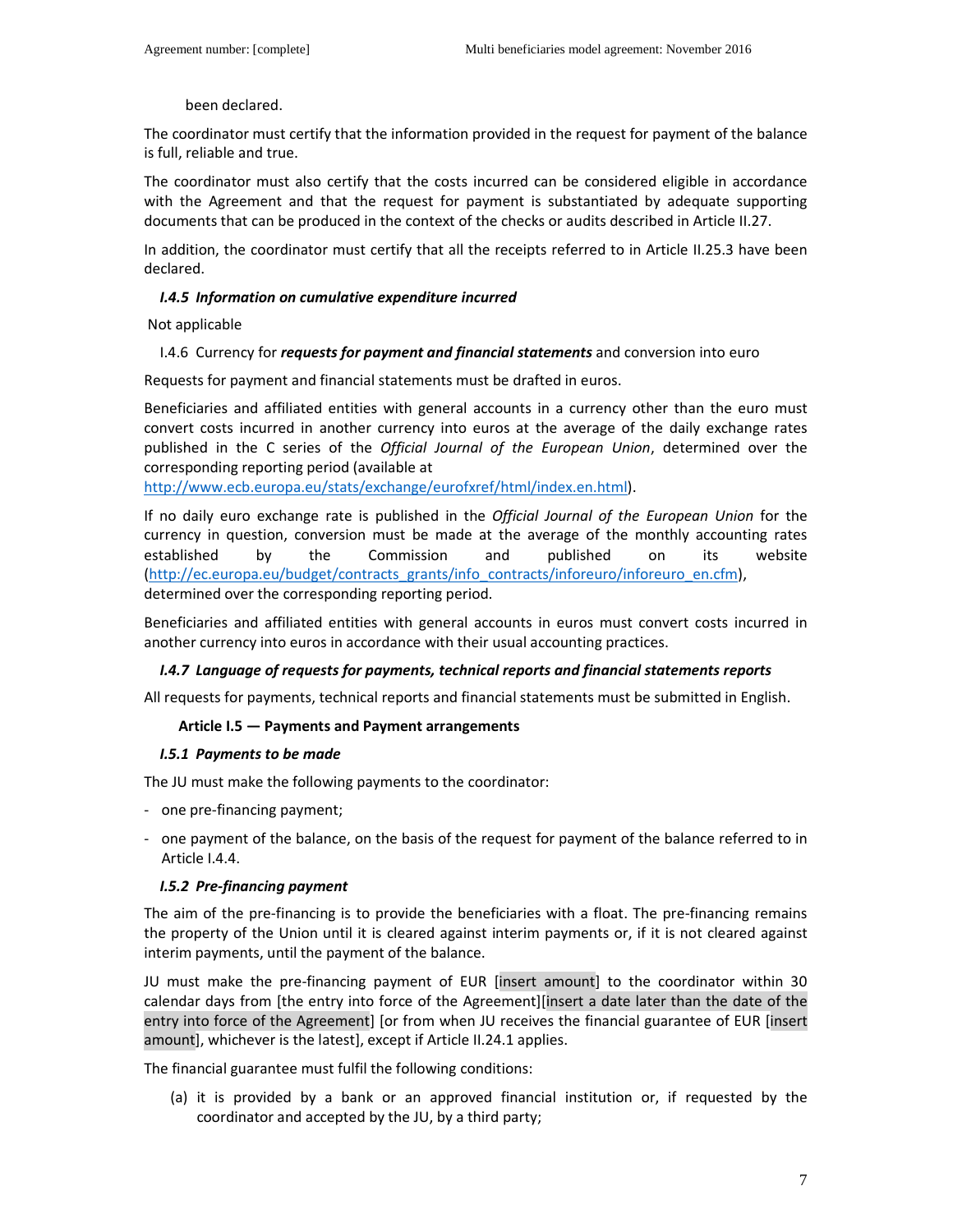been declared.

The coordinator must certify that the information provided in the request for payment of the balance is full, reliable and true.

The coordinator must also certify that the costs incurred can be considered eligible in accordance with the Agreement and that the request for payment is substantiated by adequate supporting documents that can be produced in the context of the checks or audits described in Article II.27.

In addition, the coordinator must certify that all the receipts referred to in Article II.25.3 have been declared.

#### *I.4.5 Information on cumulative expenditure incurred*

Not applicable

#### I.4.6 Currency for *requests for payment and financial statements* and conversion into euro

Requests for payment and financial statements must be drafted in euros.

Beneficiaries and affiliated entities with general accounts in a currency other than the euro must convert costs incurred in another currency into euros at the average of the daily exchange rates published in the C series of the *Official Journal of the European Union*, determined over the corresponding reporting period (available at http://www.ecb.europa.eu/stats/exchange/eurofxref/html/index.en.html).

If no daily euro exchange rate is published in the *Official Journal of the European Union* for the currency in question, conversion must be made at the average of the monthly accounting rates established by the Commission and published on its website (http://ec.europa.eu/budget/contracts_grants/info_contracts/inforeuro/inforeuro_en.cfm), determined over the corresponding reporting period.

Beneficiaries and affiliated entities with general accounts in euros must convert costs incurred in another currency into euros in accordance with their usual accounting practices.

#### *I.4.7 Language of requests for payments, technical reports and financial statements reports*

All requests for payments, technical reports and financial statements must be submitted in English.

### Article I.5 — Payments and Payment arrangements

#### *I.5.1 Payments to be made*

The JU must make the following payments to the coordinator:

- one pre-financing payment;
- one payment of the balance, on the basis of the request for payment of the balance referred to in Article I.4.4.

#### *I.5.2 Pre-financing payment*

The aim of the pre-financing is to provide the beneficiaries with a float. The pre-financing remains the property of the Union until it is cleared against interim payments or, if it is not cleared against interim payments, until the payment of the balance.

JU must make the pre-financing payment of EUR [insert amount] to the coordinator within 30 calendar days from [the entry into force of the Agreement][insert a date later than the date of the entry into force of the Agreement] [or from when JU receives the financial guarantee of EUR [insert amount], whichever is the latest], except if Article II.24.1 applies.

The financial guarantee must fulfil the following conditions:

(a) it is provided by a bank or an approved financial institution or, if requested by the coordinator and accepted by the JU, by a third party;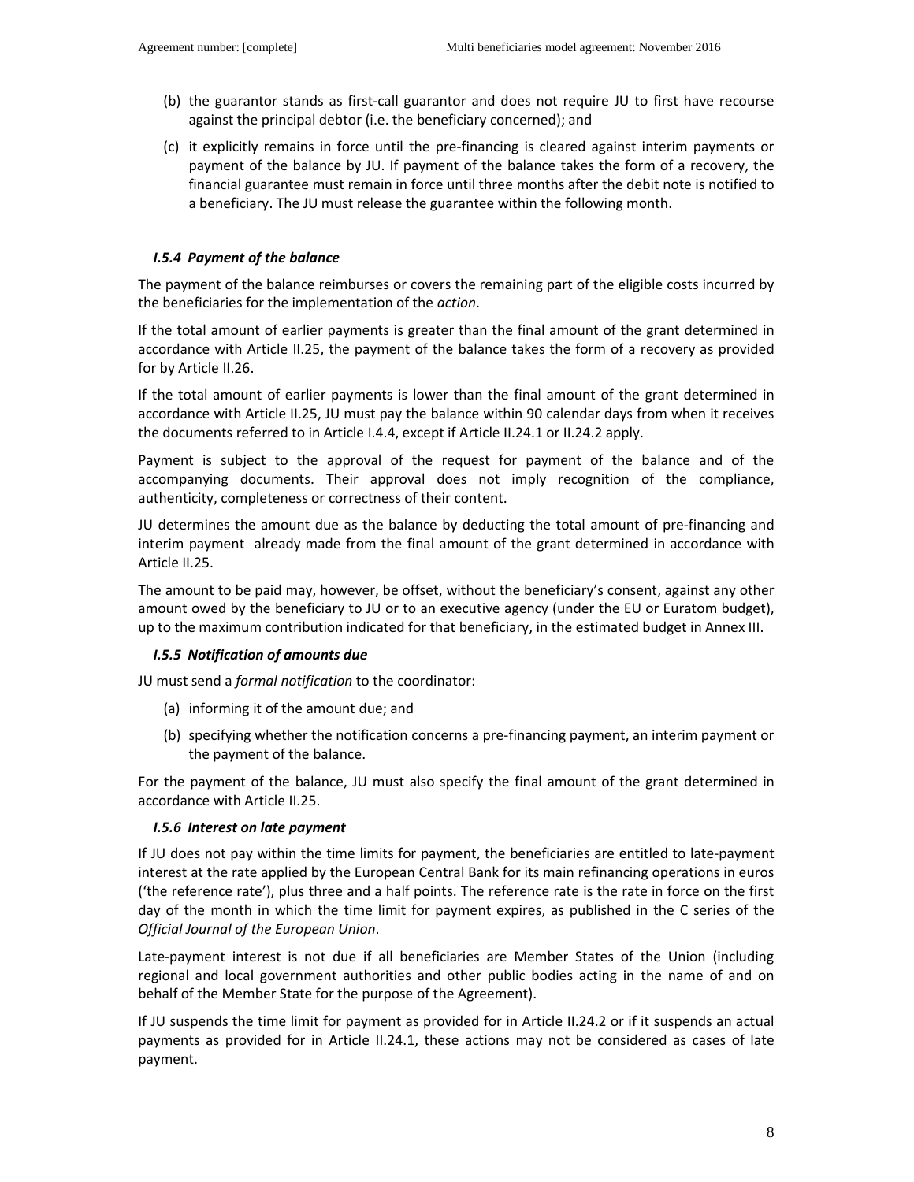(b) the guarantor stands as first-call guarantor and does not require JU to first have recourse against the principal debtor (i.e. the beneficiary concerned); and

(c) it explicitly remains in force until the pre-financing is cleared against interim payments or payment of the balance by JU. If payment of the balance takes the form of a recovery, the financial guarantee must remain in force until three months after the debit note is notified to a beneficiary. The JU must release the guarantee within the following month.

### *I.5.4 Payment of the balance*

The payment of the balance reimburses or covers the remaining part of the eligible costs incurred by the beneficiaries for the implementation of the *action*.

If the total amount of earlier payments is greater than the final amount of the grant determined in accordance with Article II.25, the payment of the balance takes the form of a recovery as provided for by Article II.26.

If the total amount of earlier payments is lower than the final amount of the grant determined in accordance with Article II.25, JU must pay the balance within 90 calendar days from when it receives the documents referred to in Article I.4.4, except if Article II.24.1 or II.24.2 apply.

Payment is subject to the approval of the request for payment of the balance and of the accompanying documents. Their approval does not imply recognition of the compliance, authenticity, completeness or correctness of their content.

JU determines the amount due as the balance by deducting the total amount of pre-financing and interim payment already made from the final amount of the grant determined in accordance with Article II.25.

The amount to be paid may, however, be offset, without the beneficiary's consent, against any other amount owed by the beneficiary to JU or to an executive agency (under the EU or Euratom budget), up to the maximum contribution indicated for that beneficiary, in the estimated budget in Annex III.

### *I.5.5 Notification of amounts due*

JU must send a *formal notification* to the coordinator:

(a) informing it of the amount due; and

(b) specifying whether the notification concerns a pre-financing payment, an interim payment or the payment of the balance.

For the payment of the balance, JU must also specify the final amount of the grant determined in accordance with Article II.25.

### *I.5.6 Interest on late payment*

If JU does not pay within the time limits for payment, the beneficiaries are entitled to late-payment interest at the rate applied by the European Central Bank for its main refinancing operations in euros ('the reference rate'), plus three and a half points. The reference rate is the rate in force on the first day of the month in which the time limit for payment expires, as published in the C series of the *Official Journal of the European Union*.

Late-payment interest is not due if all beneficiaries are Member States of the Union (including regional and local government authorities and other public bodies acting in the name of and on behalf of the Member State for the purpose of the Agreement).

If JU suspends the time limit for payment as provided for in Article II.24.2 or if it suspends an actual payments as provided for in Article II.24.1, these actions may not be considered as cases of late payment.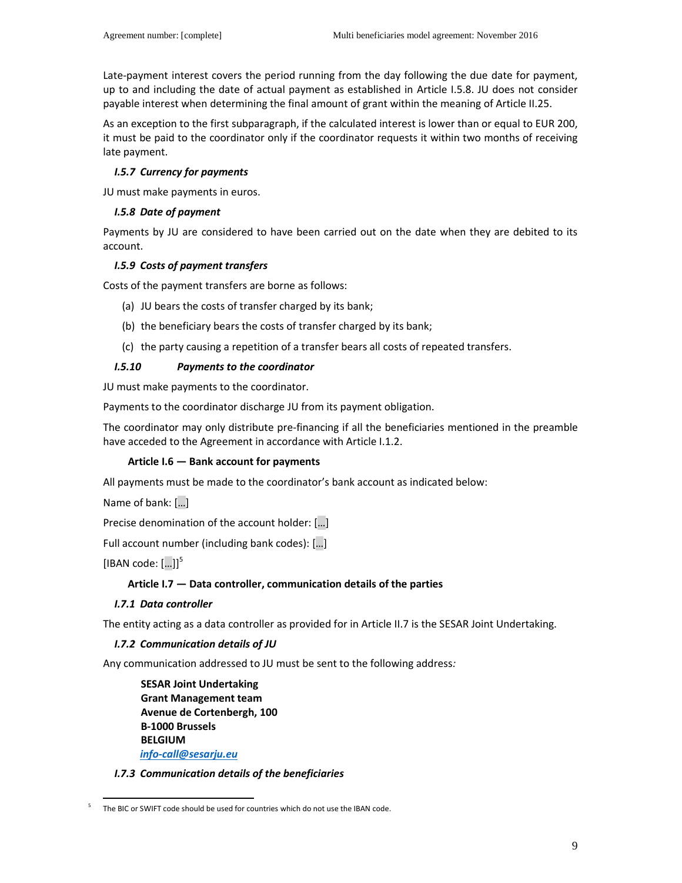Late-payment interest covers the period running from the day following the due date for payment, up to and including the date of actual payment as established in Article I.5.8. JU does not consider payable interest when determining the final amount of grant within the meaning of Article II.25.

As an exception to the first subparagraph, if the calculated interest is lower than or equal to EUR 200, it must be paid to the coordinator only if the coordinator requests it within two months of receiving late payment.

#### *I.5.7 Currency for payments*

JU must make payments in euros.

#### *I.5.8 Date of payment*

Payments by JU are considered to have been carried out on the date when they are debited to its account.

#### *I.5.9 Costs of payment transfers*

Costs of the payment transfers are borne as follows:

(a) JU bears the costs of transfer charged by its bank;

(b) the beneficiary bears the costs of transfer charged by its bank;

(c) the party causing a repetition of a transfer bears all costs of repeated transfers.

#### *I.5.10 Payments to the coordinator*

JU must make payments to the coordinator.

Payments to the coordinator discharge JU from its payment obligation.

The coordinator may only distribute pre-financing if all the beneficiaries mentioned in the preamble have acceded to the Agreement in accordance with Article I.1.2.

### Article I.6 — Bank account for payments

All payments must be made to the coordinator's bank account as indicated below:

Name of bank: […]

Precise denomination of the account holder: […]

Full account number (including bank codes): […]

[IBAN code: […]][5]

### Article I.7 — Data controller, communication details of the parties

#### *I.7.1 Data controller*

The entity acting as a data controller as provided for in Article II.7 is the SESAR Joint Undertaking.

#### *I.7.2 Communication details of JU*

Any communication addressed to JU must be sent to the following address:

**SESAR Joint Undertaking**
**Grant Management team**
**Avenue de Cortenbergh, 100**
**B-1000 Brussels**
**BELGIUM**
***info-call@sesarju.eu***

#### *I.7.3 Communication details of the beneficiaries*

---

[5] The BIC or SWIFT code should be used for countries which do not use the IBAN code.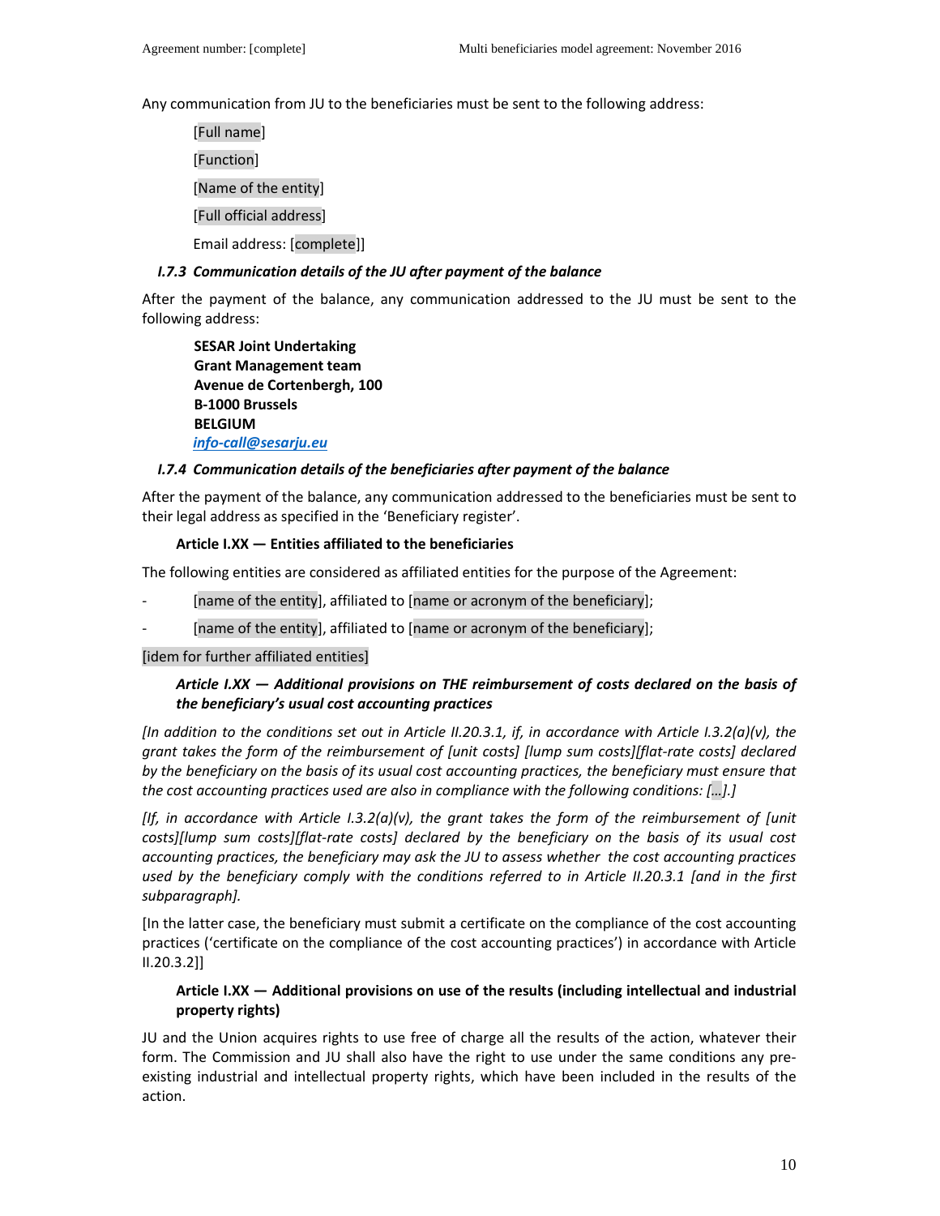Any communication from JU to the beneficiaries must be sent to the following address:

[Full name]

[Function]

[Name of the entity]

[Full official address]

Email address: [complete]]

### *I.7.3 Communication details of the JU after payment of the balance*

After the payment of the balance, any communication addressed to the JU must be sent to the following address:

**SESAR Joint Undertaking**
**Grant Management team**
**Avenue de Cortenbergh, 100**
**B-1000 Brussels**
**BELGIUM**
***info-call@sesarju.eu***

### *I.7.4 Communication details of the beneficiaries after payment of the balance*

After the payment of the balance, any communication addressed to the beneficiaries must be sent to their legal address as specified in the 'Beneficiary register'.

## Article I.XX — Entities affiliated to the beneficiaries

The following entities are considered as affiliated entities for the purpose of the Agreement:

- [name of the entity], affiliated to [name or acronym of the beneficiary];
- [name of the entity], affiliated to [name or acronym of the beneficiary];

[idem for further affiliated entities]

## *Article I.XX — Additional provisions on THE reimbursement of costs declared on the basis of the beneficiary's usual cost accounting practices*

*[In addition to the conditions set out in Article II.20.3.1, if, in accordance with Article I.3.2(a)(v), the grant takes the form of the reimbursement of [unit costs] [lump sum costs][flat-rate costs] declared by the beneficiary on the basis of its usual cost accounting practices, the beneficiary must ensure that the cost accounting practices used are also in compliance with the following conditions: […].]*

*[If, in accordance with Article I.3.2(a)(v), the grant takes the form of the reimbursement of [unit costs][lump sum costs][flat-rate costs] declared by the beneficiary on the basis of its usual cost accounting practices, the beneficiary may ask the JU to assess whether the cost accounting practices used by the beneficiary comply with the conditions referred to in Article II.20.3.1 [and in the first subparagraph].*

[In the latter case, the beneficiary must submit a certificate on the compliance of the cost accounting practices ('certificate on the compliance of the cost accounting practices') in accordance with Article II.20.3.2]]

## Article I.XX — Additional provisions on use of the results (including intellectual and industrial property rights)

JU and the Union acquires rights to use free of charge all the results of the action, whatever their form. The Commission and JU shall also have the right to use under the same conditions any pre-existing industrial and intellectual property rights, which have been included in the results of the action.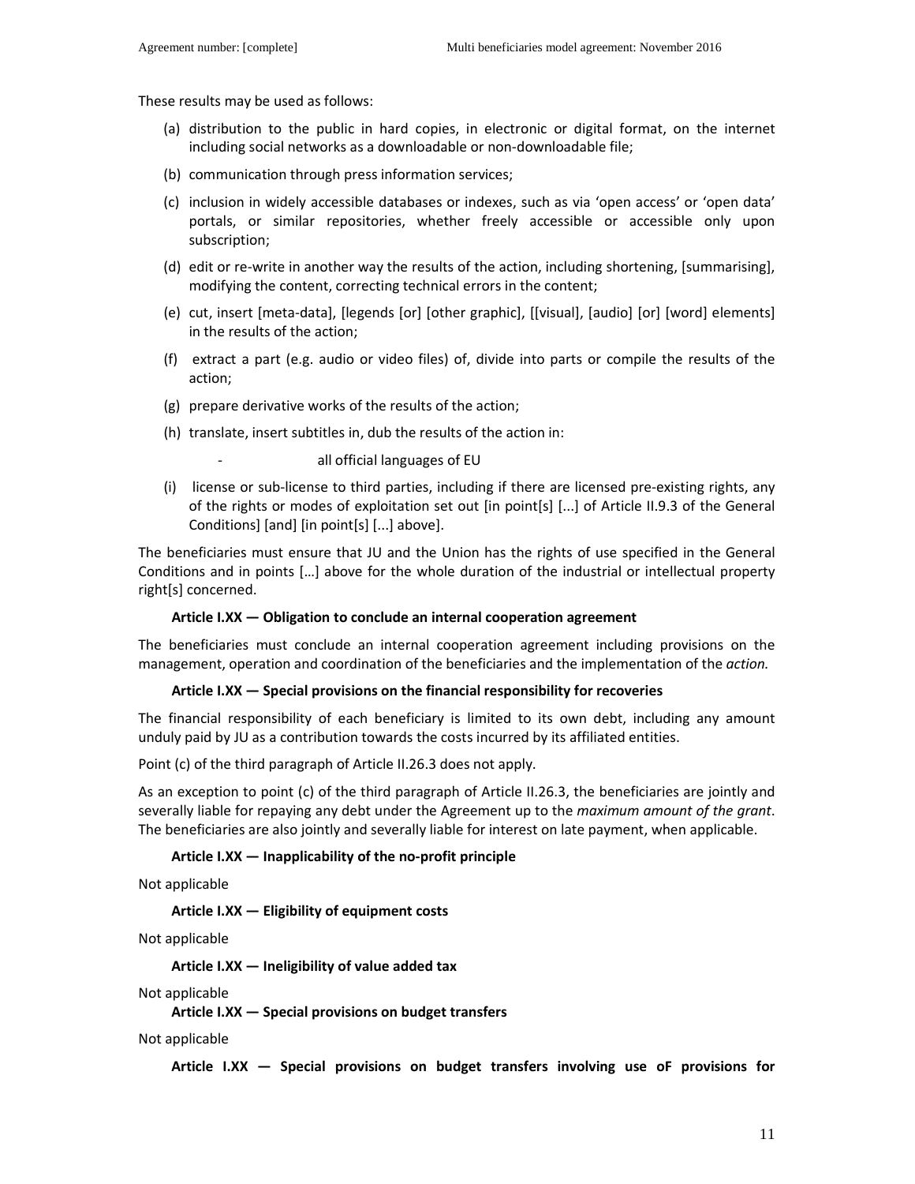These results may be used as follows:

(a) distribution to the public in hard copies, in electronic or digital format, on the internet including social networks as a downloadable or non-downloadable file;

(b) communication through press information services;

(c) inclusion in widely accessible databases or indexes, such as via 'open access' or 'open data' portals, or similar repositories, whether freely accessible or accessible only upon subscription;

(d) edit or re-write in another way the results of the action, including shortening, [summarising], modifying the content, correcting technical errors in the content;

(e) cut, insert [meta-data], [legends [or] [other graphic], [[visual], [audio] [or] [word] elements] in the results of the action;

(f) extract a part (e.g. audio or video files) of, divide into parts or compile the results of the action;

(g) prepare derivative works of the results of the action;

(h) translate, insert subtitles in, dub the results of the action in:

- all official languages of EU

(i) license or sub-license to third parties, including if there are licensed pre-existing rights, any of the rights or modes of exploitation set out [in point[s] [...] of Article II.9.3 of the General Conditions] [and] [in point[s] [...] above].

The beneficiaries must ensure that JU and the Union has the rights of use specified in the General Conditions and in points […] above for the whole duration of the industrial or intellectual property right[s] concerned.

**Article I.XX — Obligation to conclude an internal cooperation agreement**

The beneficiaries must conclude an internal cooperation agreement including provisions on the management, operation and coordination of the beneficiaries and the implementation of the *action.*

**Article I.XX — Special provisions on the financial responsibility for recoveries**

The financial responsibility of each beneficiary is limited to its own debt, including any amount unduly paid by JU as a contribution towards the costs incurred by its affiliated entities.

Point (c) of the third paragraph of Article II.26.3 does not apply.

As an exception to point (c) of the third paragraph of Article II.26.3, the beneficiaries are jointly and severally liable for repaying any debt under the Agreement up to the *maximum amount of the grant*. The beneficiaries are also jointly and severally liable for interest on late payment, when applicable.

**Article I.XX — Inapplicability of the no-profit principle**

Not applicable

**Article I.XX — Eligibility of equipment costs**

Not applicable

**Article I.XX — Ineligibility of value added tax**

Not applicable

**Article I.XX — Special provisions on budget transfers**

Not applicable

**Article I.XX — Special provisions on budget transfers involving use oF provisions for**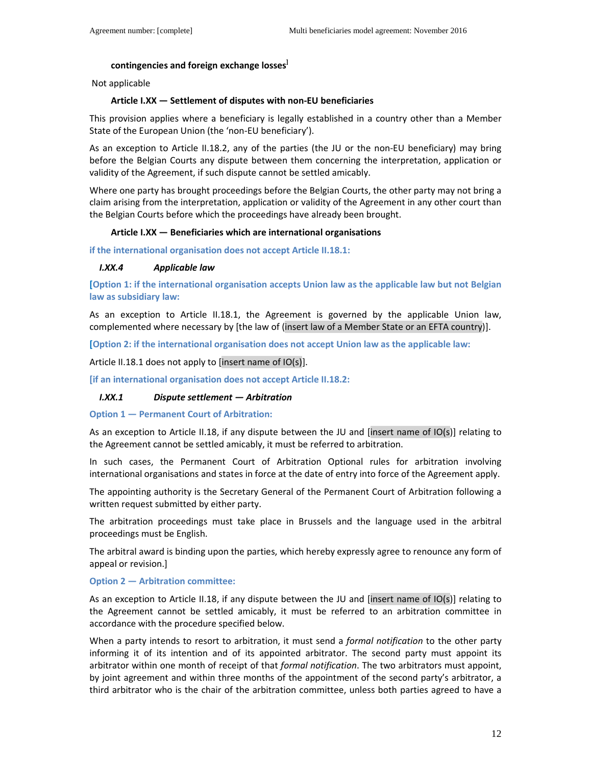**contingencies and foreign exchange losses**[]

Not applicable

**Article I.XX — Settlement of disputes with non-EU beneficiaries**

This provision applies where a beneficiary is legally established in a country other than a Member State of the European Union (the 'non-EU beneficiary').

As an exception to Article II.18.2, any of the parties (the JU or the non-EU beneficiary) may bring before the Belgian Courts any dispute between them concerning the interpretation, application or validity of the Agreement, if such dispute cannot be settled amicably.

Where one party has brought proceedings before the Belgian Courts, the other party may not bring a claim arising from the interpretation, application or validity of the Agreement in any other court than the Belgian Courts before which the proceedings have already been brought.

**Article I.XX — Beneficiaries which are international organisations**

**if the international organisation does not accept Article II.18.1:**

***I.XX.4 Applicable law***

**[Option 1: if the international organisation accepts Union law as the applicable law but not Belgian law as subsidiary law:**

As an exception to Article II.18.1, the Agreement is governed by the applicable Union law, complemented where necessary by [the law of (insert law of a Member State or an EFTA country)].

**[Option 2: if the international organisation does not accept Union law as the applicable law:**

Article II.18.1 does not apply to [insert name of IO(s)].

**[if an international organisation does not accept Article II.18.2:**

***I.XX.1 Dispute settlement — Arbitration***

**Option 1 — Permanent Court of Arbitration:**

As an exception to Article II.18, if any dispute between the JU and [insert name of IO(s)] relating to the Agreement cannot be settled amicably, it must be referred to arbitration.

In such cases, the Permanent Court of Arbitration Optional rules for arbitration involving international organisations and states in force at the date of entry into force of the Agreement apply.

The appointing authority is the Secretary General of the Permanent Court of Arbitration following a written request submitted by either party.

The arbitration proceedings must take place in Brussels and the language used in the arbitral proceedings must be English.

The arbitral award is binding upon the parties, which hereby expressly agree to renounce any form of appeal or revision.]

**Option 2 — Arbitration committee:**

As an exception to Article II.18, if any dispute between the JU and [insert name of IO(s)] relating to the Agreement cannot be settled amicably, it must be referred to an arbitration committee in accordance with the procedure specified below.

When a party intends to resort to arbitration, it must send a *formal notification* to the other party informing it of its intention and of its appointed arbitrator. The second party must appoint its arbitrator within one month of receipt of that *formal notification*. The two arbitrators must appoint, by joint agreement and within three months of the appointment of the second party's arbitrator, a third arbitrator who is the chair of the arbitration committee, unless both parties agreed to have a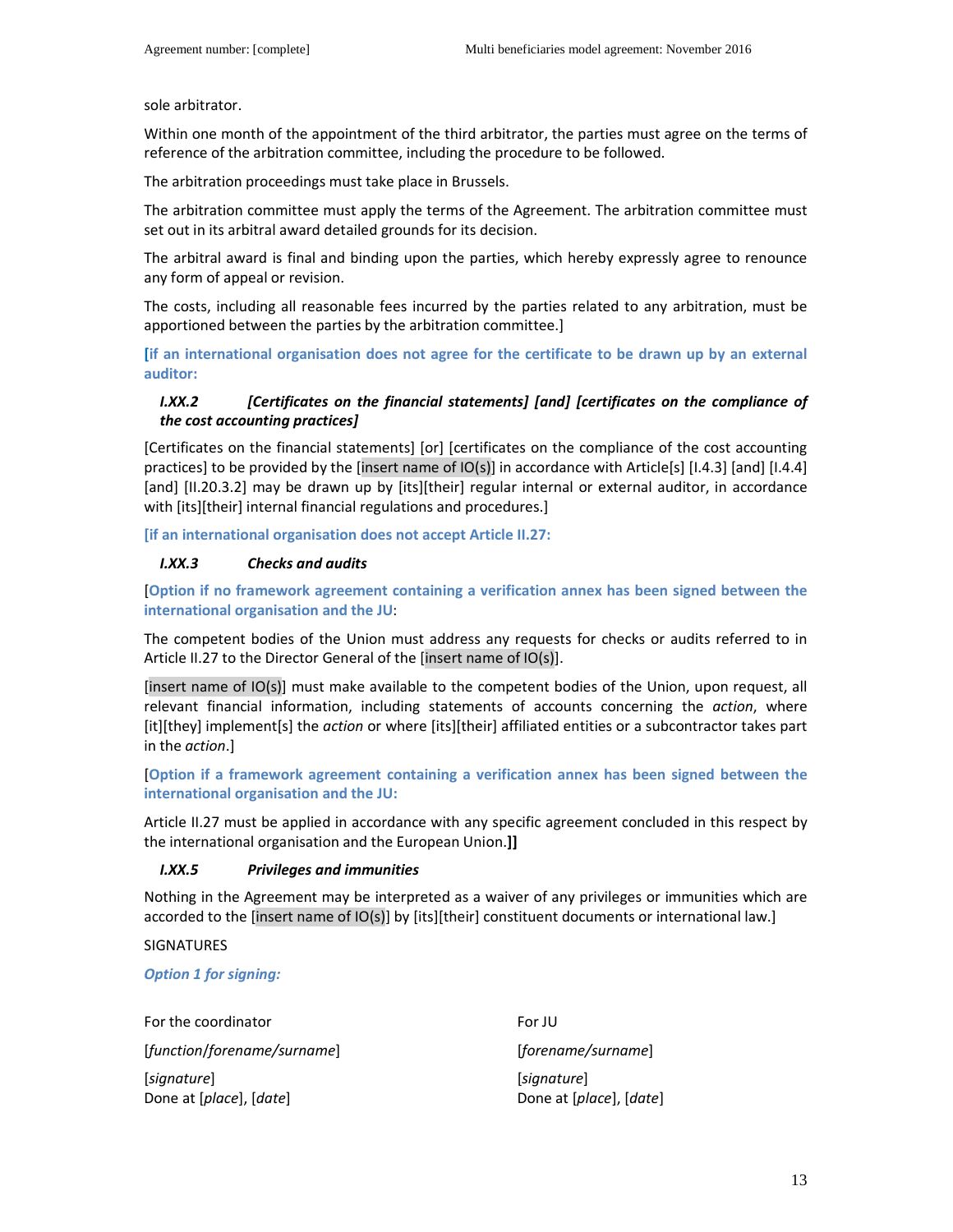sole arbitrator.

Within one month of the appointment of the third arbitrator, the parties must agree on the terms of reference of the arbitration committee, including the procedure to be followed.

The arbitration proceedings must take place in Brussels.

The arbitration committee must apply the terms of the Agreement. The arbitration committee must set out in its arbitral award detailed grounds for its decision.

The arbitral award is final and binding upon the parties, which hereby expressly agree to renounce any form of appeal or revision.

The costs, including all reasonable fees incurred by the parties related to any arbitration, must be apportioned between the parties by the arbitration committee.]

**[if an international organisation does not agree for the certificate to be drawn up by an external auditor:**

***I.XX.2 [Certificates on the financial statements] [and] [certificates on the compliance of the cost accounting practices]***

[Certificates on the financial statements] [or] [certificates on the compliance of the cost accounting practices] to be provided by the [insert name of IO(s)] in accordance with Article[s] [I.4.3] [and] [I.4.4] [and] [II.20.3.2] may be drawn up by [its][their] regular internal or external auditor, in accordance with [its][their] internal financial regulations and procedures.]

**[if an international organisation does not accept Article II.27:**

***I.XX.3 Checks and audits***

[**Option if no framework agreement containing a verification annex has been signed between the international organisation and the JU**:

The competent bodies of the Union must address any requests for checks or audits referred to in Article II.27 to the Director General of the [insert name of IO(s)].

[insert name of IO(s)] must make available to the competent bodies of the Union, upon request, all relevant financial information, including statements of accounts concerning the *action*, where [it][they] implement[s] the *action* or where [its][their] affiliated entities or a subcontractor takes part in the *action*.]

[**Option if a framework agreement containing a verification annex has been signed between the international organisation and the JU:**

Article II.27 must be applied in accordance with any specific agreement concluded in this respect by the international organisation and the European Union.**]]**

***I.XX.5 Privileges and immunities***

Nothing in the Agreement may be interpreted as a waiver of any privileges or immunities which are accorded to the [insert name of IO(s)] by [its][their] constituent documents or international law.]

SIGNATURES

***Option 1 for signing:***

For the coordinator

[*function/forename/surname*]

[*signature*]
Done at [*place*], [*date*]

For JU

[*forename/surname*]

[*signature*]
Done at [*place*], [*date*]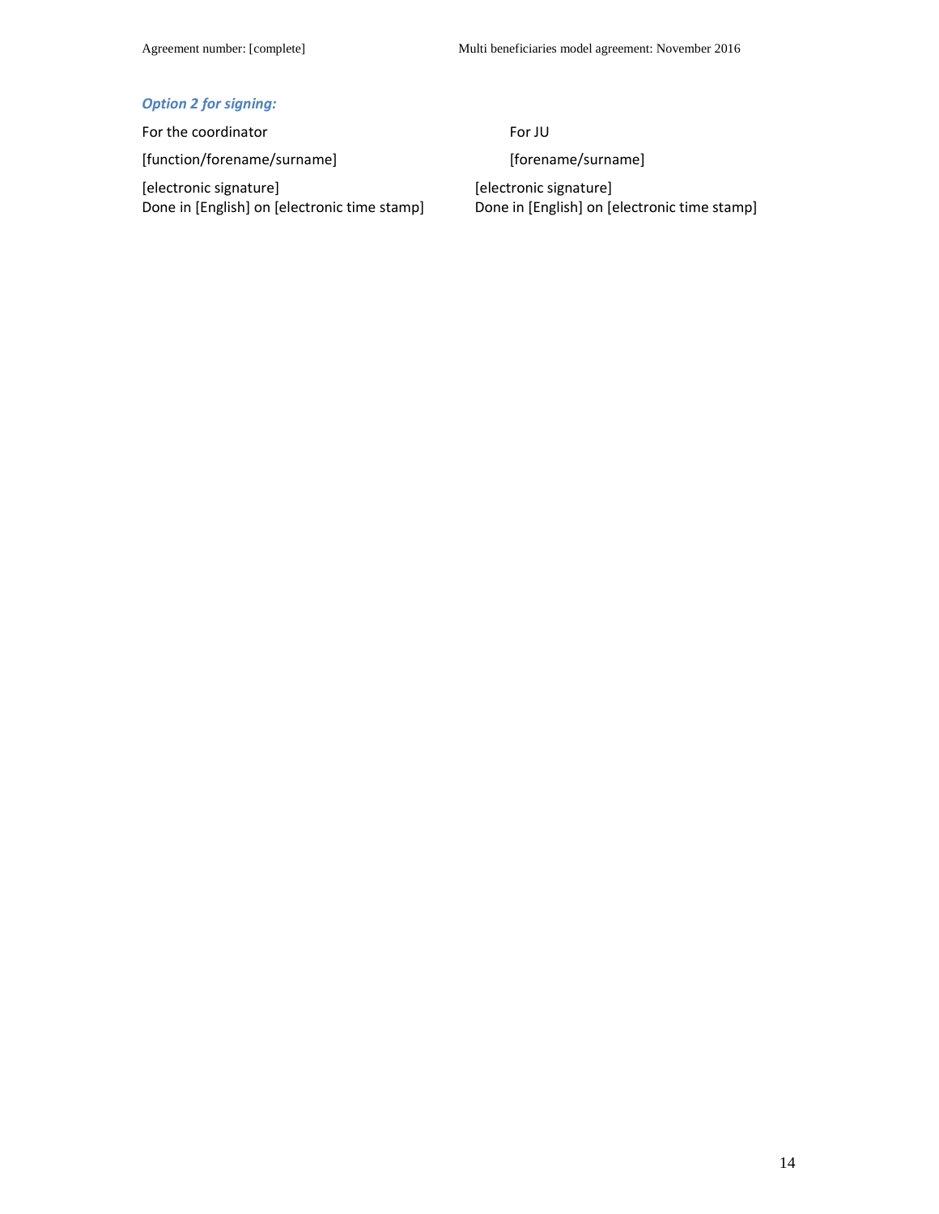***Option 2 for signing:***

| For the coordinator | For JU |
| --- | --- |
| [function/forename/surname] | [forename/surname] |
| [electronic signature]<br>Done in [English] on [electronic time stamp] | [electronic signature]<br>Done in [English] on [electronic time stamp] |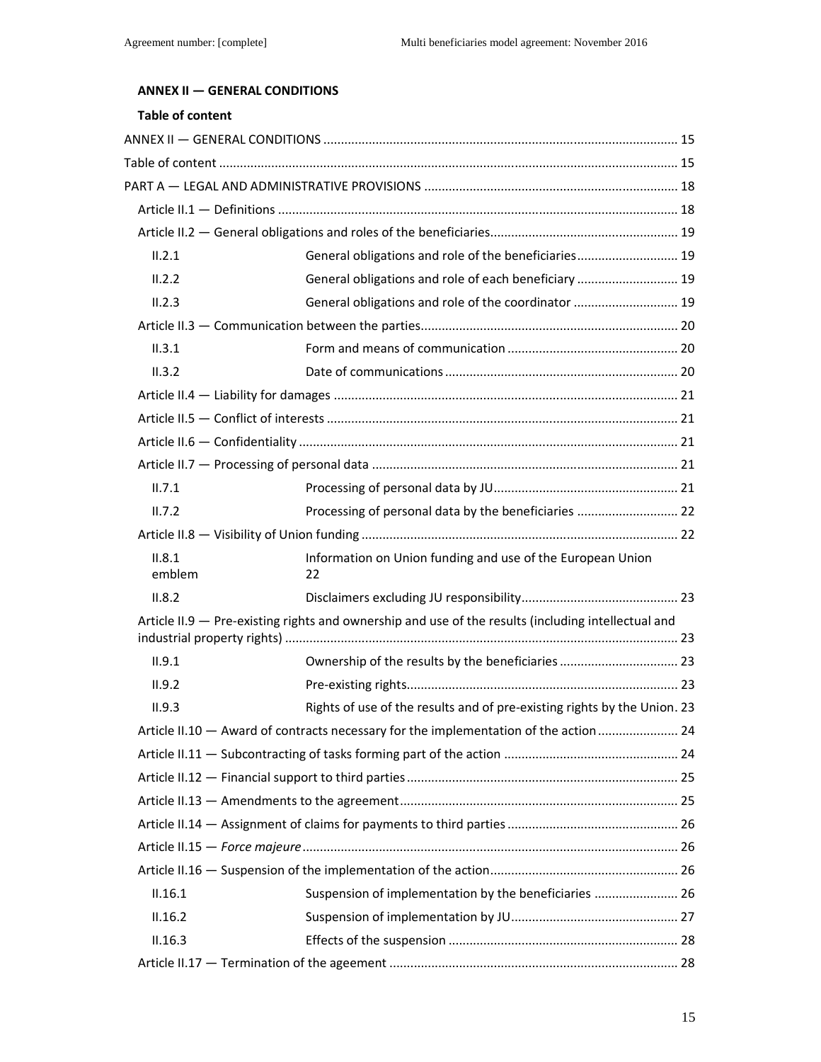## ANNEX II — GENERAL CONDITIONS

### Table of content

ANNEX II — GENERAL CONDITIONS .................................................................................................. 15

Table of content ................................................................................................................................ 15

PART A — LEGAL AND ADMINISTRATIVE PROVISIONS ........................................................................ 18

Article II.1 — Definitions ................................................................................................................ 18

Article II.2 — General obligations and roles of the beneficiaries..................................................... 19

| | | |
|---|---|---|
| II.2.1 | General obligations and role of the beneficiaries............................ | 19 |
| II.2.2 | General obligations and role of each beneficiary ............................ | 19 |
| II.2.3 | General obligations and role of the coordinator ............................. | 19 |

Article II.3 — Communication between the parties......................................................................... 20

| | | |
|---|---|---|
| II.3.1 | Form and means of communication ................................................ | 20 |
| II.3.2 | Date of communications .................................................................. | 20 |

Article II.4 — Liability for damages .................................................................................................. 21

Article II.5 — Conflict of interests .................................................................................................... 21

Article II.6 — Confidentiality ............................................................................................................ 21

Article II.7 — Processing of personal data ....................................................................................... 21

| | | |
|---|---|---|
| II.7.1 | Processing of personal data by JU.................................................... | 21 |
| II.7.2 | Processing of personal data by the beneficiaries ............................ | 22 |

Article II.8 — Visibility of Union funding .......................................................................................... 22

| | | |
|---|---|---|
| II.8.1 emblem | Information on Union funding and use of the European Union | 22 |
| II.8.2 | Disclaimers excluding JU responsibility............................................ | 23 |

Article II.9 — Pre-existing rights and ownership and use of the results (including intellectual and industrial property rights) ............................................................................................................... 23

| | | |
|---|---|---|
| II.9.1 | Ownership of the results by the beneficiaries .................................. | 23 |
| II.9.2 | Pre-existing rights............................................................................. | 23 |
| II.9.3 | Rights of use of the results and of pre-existing rights by the Union. | 23 |

Article II.10 — Award of contracts necessary for the implementation of the action ....................... 24

Article II.11 — Subcontracting of tasks forming part of the action ................................................. 24

Article II.12 — Financial support to third parties ............................................................................. 25

Article II.13 — Amendments to the agreement ............................................................................... 25

Article II.14 — Assignment of claims for payments to third parties ................................................ 26

Article II.15 — *Force majeure* ........................................................................................................... 26

Article II.16 — Suspension of the implementation of the action..................................................... 26

| | | |
|---|---|---|
| II.16.1 | Suspension of implementation by the beneficiaries ........................ | 26 |
| II.16.2 | Suspension of implementation by JU................................................ | 27 |
| II.16.3 | Effects of the suspension ................................................................. | 28 |

Article II.17 — Termination of the ageement .................................................................................. 28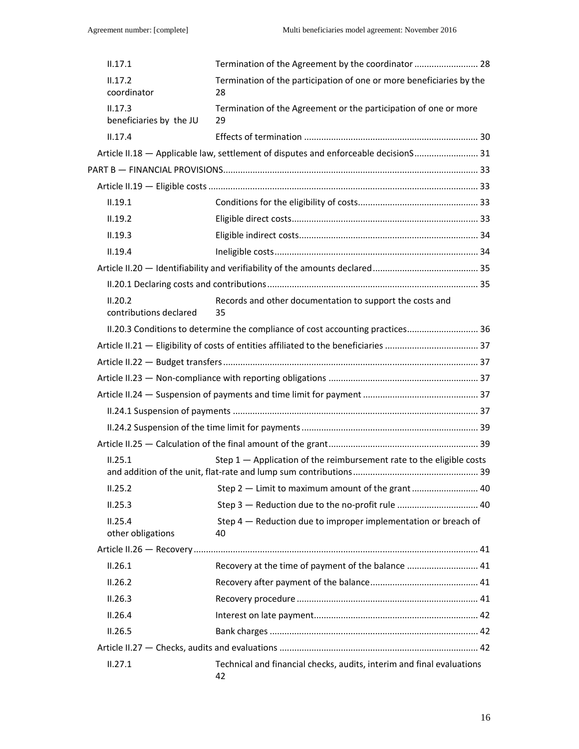II.17.1 Termination of the Agreement by the coordinator .......................... 28

II.17.2 Termination of the participation of one or more beneficiaries by the coordinator 28

II.17.3 Termination of the Agreement or the participation of one or more beneficiaries by the JU 29

II.17.4 Effects of termination ...................................................................... 30

Article II.18 — Applicable law, settlement of disputes and enforceable decisionS.......................... 31

PART B — FINANCIAL PROVISIONS...................................................................................................... 33

Article II.19 — Eligible costs ............................................................................................................ 33

II.19.1 Conditions for the eligibility of costs................................................ 33

II.19.2 Eligible direct costs........................................................................... 33

II.19.3 Eligible indirect costs........................................................................ 34

II.19.4 Ineligible costs.................................................................................. 34

Article II.20 — Identifiability and verifiability of the amounts declared........................................... 35

II.20.1 Declaring costs and contributions..................................................................................... 35

II.20.2 Records and other documentation to support the costs and contributions declared 35

II.20.3 Conditions to determine the compliance of cost accounting practices............................. 36

Article II.21 — Eligibility of costs of entities affiliated to the beneficiaries ...................................... 37

Article II.22 — Budget transfers ...................................................................................................... 37

Article II.23 — Non-compliance with reporting obligations ............................................................ 37

Article II.24 — Suspension of payments and time limit for payment ............................................... 37

II.24.1 Suspension of payments .................................................................................................. 37

II.24.2 Suspension of the time limit for payments ....................................................................... 39

Article II.25 — Calculation of the final amount of the grant............................................................ 39

II.25.1 Step 1 — Application of the reimbursement rate to the eligible costs and addition of the unit, flat-rate and lump sum contributions.................................................. 39

II.25.2 Step 2 — Limit to maximum amount of the grant........................... 40

II.25.3 Step 3 — Reduction due to the no-profit rule ................................. 40

II.25.4 Step 4 — Reduction due to improper implementation or breach of other obligations 40

Article II.26 — Recovery .................................................................................................................. 41

II.26.1 Recovery at the time of payment of the balance ............................ 41

II.26.2 Recovery after payment of the balance........................................... 41

II.26.3 Recovery procedure ......................................................................... 41

II.26.4 Interest on late payment.................................................................. 42

II.26.5 Bank charges .................................................................................... 42

Article II.27 — Checks, audits and evaluations ................................................................................ 42

II.27.1 Technical and financial checks, audits, interim and final evaluations 42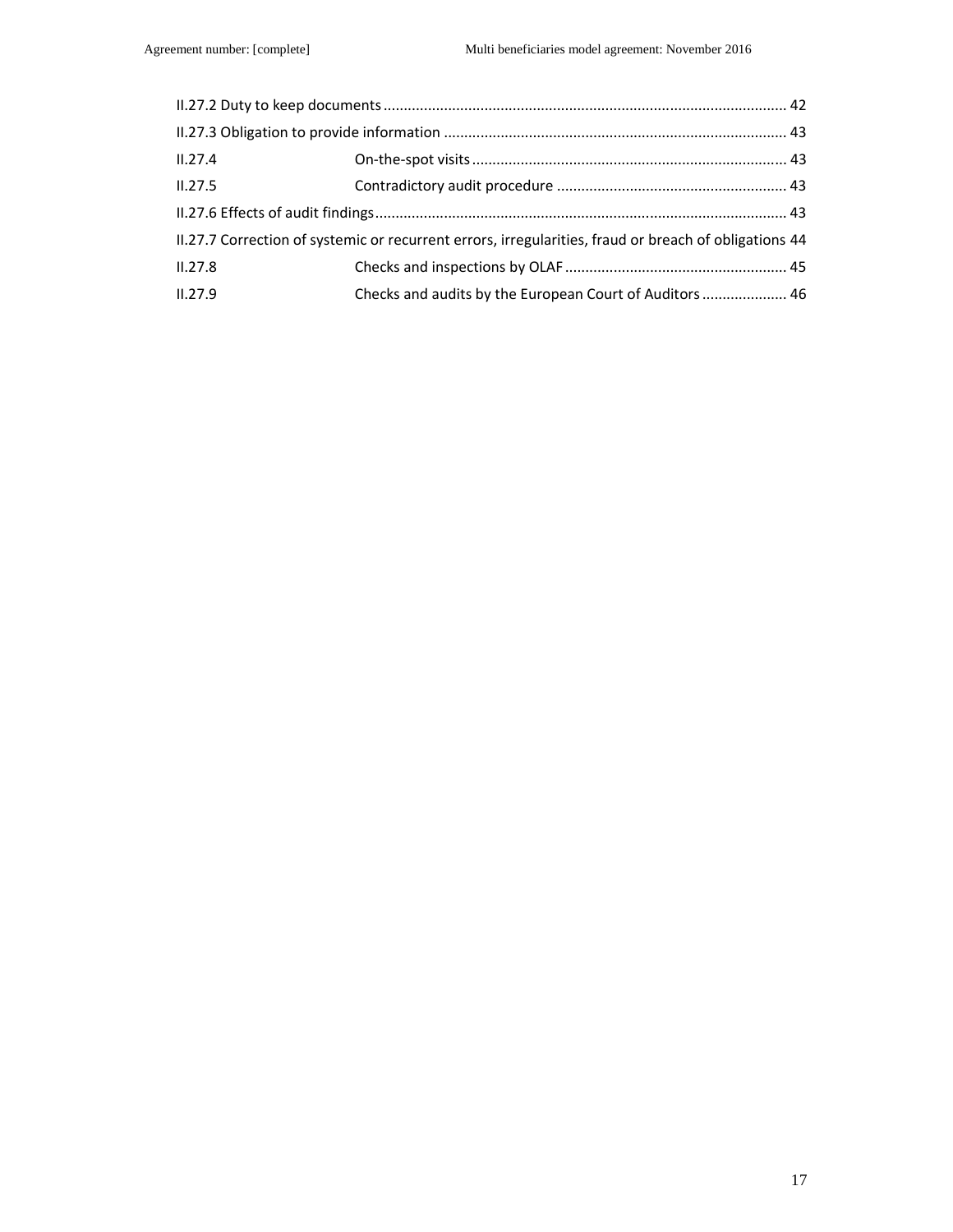II.27.2 Duty to keep documents ................................................................................................... 42

II.27.3 Obligation to provide information .................................................................................... 43

II.27.4 On-the-spot visits ............................................................................. 43

II.27.5 Contradictory audit procedure ........................................................ 43

II.27.6 Effects of audit findings ..................................................................................................... 43

II.27.7 Correction of systemic or recurrent errors, irregularities, fraud or breach of obligations 44

II.27.8 Checks and inspections by OLAF ...................................................... 45

II.27.9 Checks and audits by the European Court of Auditors ..................... 46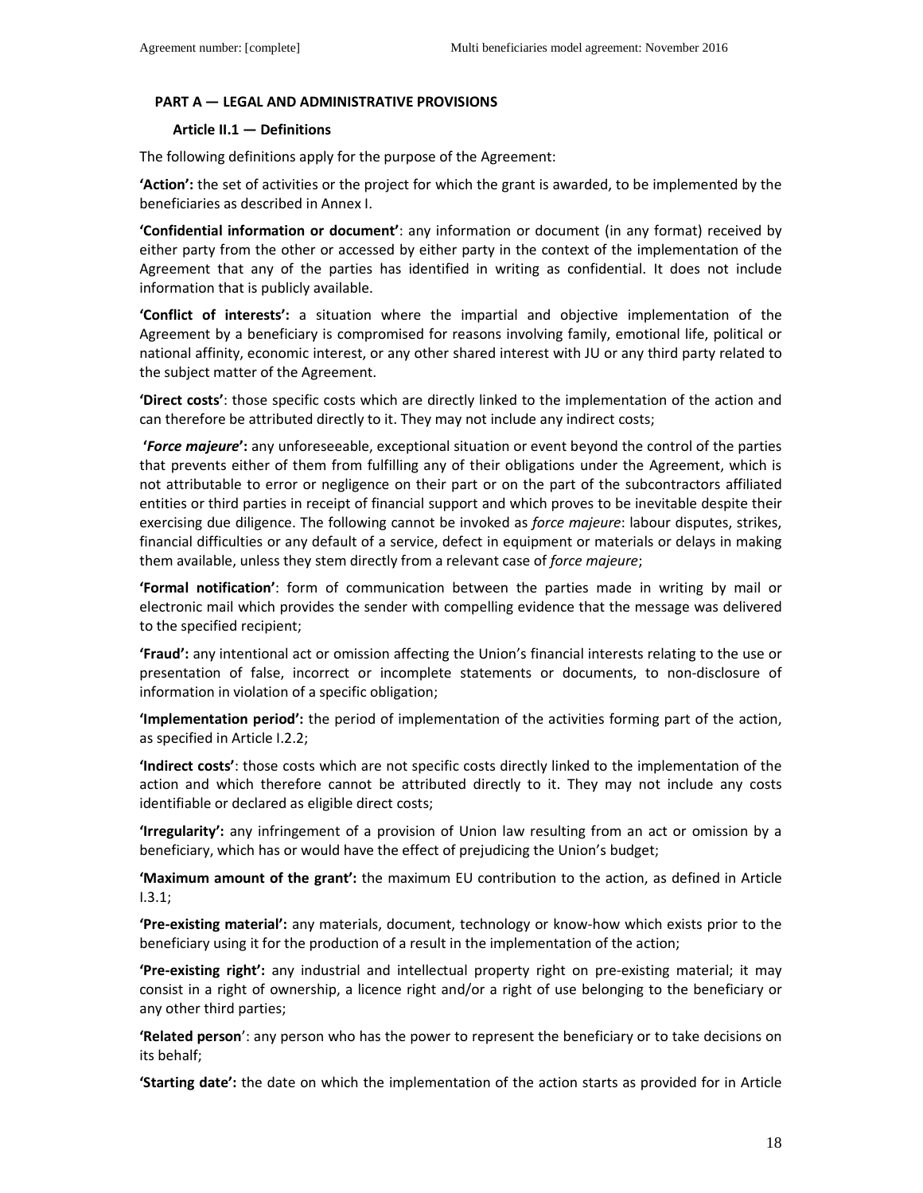## PART A — LEGAL AND ADMINISTRATIVE PROVISIONS

### Article II.1 — Definitions

The following definitions apply for the purpose of the Agreement:

**'Action':** the set of activities or the project for which the grant is awarded, to be implemented by the beneficiaries as described in Annex I.

**'Confidential information or document'**: any information or document (in any format) received by either party from the other or accessed by either party in the context of the implementation of the Agreement that any of the parties has identified in writing as confidential. It does not include information that is publicly available.

**'Conflict of interests':** a situation where the impartial and objective implementation of the Agreement by a beneficiary is compromised for reasons involving family, emotional life, political or national affinity, economic interest, or any other shared interest with JU or any third party related to the subject matter of the Agreement.

**'Direct costs'**: those specific costs which are directly linked to the implementation of the action and can therefore be attributed directly to it. They may not include any indirect costs;

**'*Force majeure*':** any unforeseeable, exceptional situation or event beyond the control of the parties that prevents either of them from fulfilling any of their obligations under the Agreement, which is not attributable to error or negligence on their part or on the part of the subcontractors affiliated entities or third parties in receipt of financial support and which proves to be inevitable despite their exercising due diligence. The following cannot be invoked as *force majeure*: labour disputes, strikes, financial difficulties or any default of a service, defect in equipment or materials or delays in making them available, unless they stem directly from a relevant case of *force majeure*;

**'Formal notification'**: form of communication between the parties made in writing by mail or electronic mail which provides the sender with compelling evidence that the message was delivered to the specified recipient;

**'Fraud':** any intentional act or omission affecting the Union's financial interests relating to the use or presentation of false, incorrect or incomplete statements or documents, to non-disclosure of information in violation of a specific obligation;

**'Implementation period':** the period of implementation of the activities forming part of the action, as specified in Article I.2.2;

**'Indirect costs'**: those costs which are not specific costs directly linked to the implementation of the action and which therefore cannot be attributed directly to it. They may not include any costs identifiable or declared as eligible direct costs;

**'Irregularity':** any infringement of a provision of Union law resulting from an act or omission by a beneficiary, which has or would have the effect of prejudicing the Union's budget;

**'Maximum amount of the grant':** the maximum EU contribution to the action, as defined in Article I.3.1;

**'Pre-existing material':** any materials, document, technology or know-how which exists prior to the beneficiary using it for the production of a result in the implementation of the action;

**'Pre-existing right':** any industrial and intellectual property right on pre-existing material; it may consist in a right of ownership, a licence right and/or a right of use belonging to the beneficiary or any other third parties;

**'Related person**': any person who has the power to represent the beneficiary or to take decisions on its behalf;

**'Starting date':** the date on which the implementation of the action starts as provided for in Article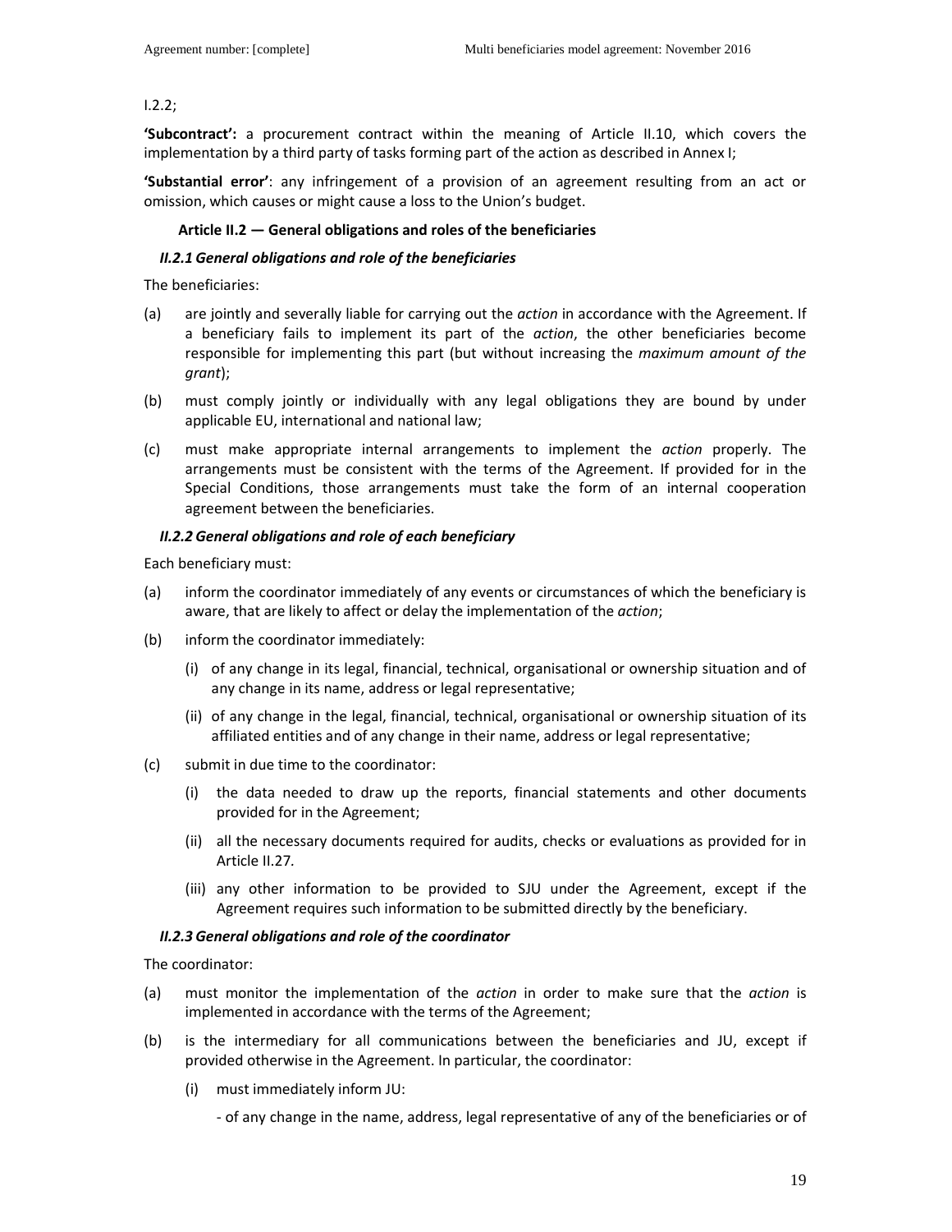I.2.2;

**'Subcontract':** a procurement contract within the meaning of Article II.10, which covers the implementation by a third party of tasks forming part of the action as described in Annex I;

**'Substantial error'**: any infringement of a provision of an agreement resulting from an act or omission, which causes or might cause a loss to the Union's budget.

### Article II.2 — General obligations and roles of the beneficiaries

#### *II.2.1 General obligations and role of the beneficiaries*

The beneficiaries:

(a) are jointly and severally liable for carrying out the *action* in accordance with the Agreement. If a beneficiary fails to implement its part of the *action*, the other beneficiaries become responsible for implementing this part (but without increasing the *maximum amount of the grant*);

(b) must comply jointly or individually with any legal obligations they are bound by under applicable EU, international and national law;

(c) must make appropriate internal arrangements to implement the *action* properly. The arrangements must be consistent with the terms of the Agreement. If provided for in the Special Conditions, those arrangements must take the form of an internal cooperation agreement between the beneficiaries.

#### *II.2.2 General obligations and role of each beneficiary*

Each beneficiary must:

(a) inform the coordinator immediately of any events or circumstances of which the beneficiary is aware, that are likely to affect or delay the implementation of the *action*;

(b) inform the coordinator immediately:

   (i) of any change in its legal, financial, technical, organisational or ownership situation and of any change in its name, address or legal representative;

   (ii) of any change in the legal, financial, technical, organisational or ownership situation of its affiliated entities and of any change in their name, address or legal representative;

(c) submit in due time to the coordinator:

   (i) the data needed to draw up the reports, financial statements and other documents provided for in the Agreement;

   (ii) all the necessary documents required for audits, checks or evaluations as provided for in Article II.27.

   (iii) any other information to be provided to SJU under the Agreement, except if the Agreement requires such information to be submitted directly by the beneficiary.

#### *II.2.3 General obligations and role of the coordinator*

The coordinator:

(a) must monitor the implementation of the *action* in order to make sure that the *action* is implemented in accordance with the terms of the Agreement;

(b) is the intermediary for all communications between the beneficiaries and JU, except if provided otherwise in the Agreement. In particular, the coordinator:

   (i) must immediately inform JU:

   - of any change in the name, address, legal representative of any of the beneficiaries or of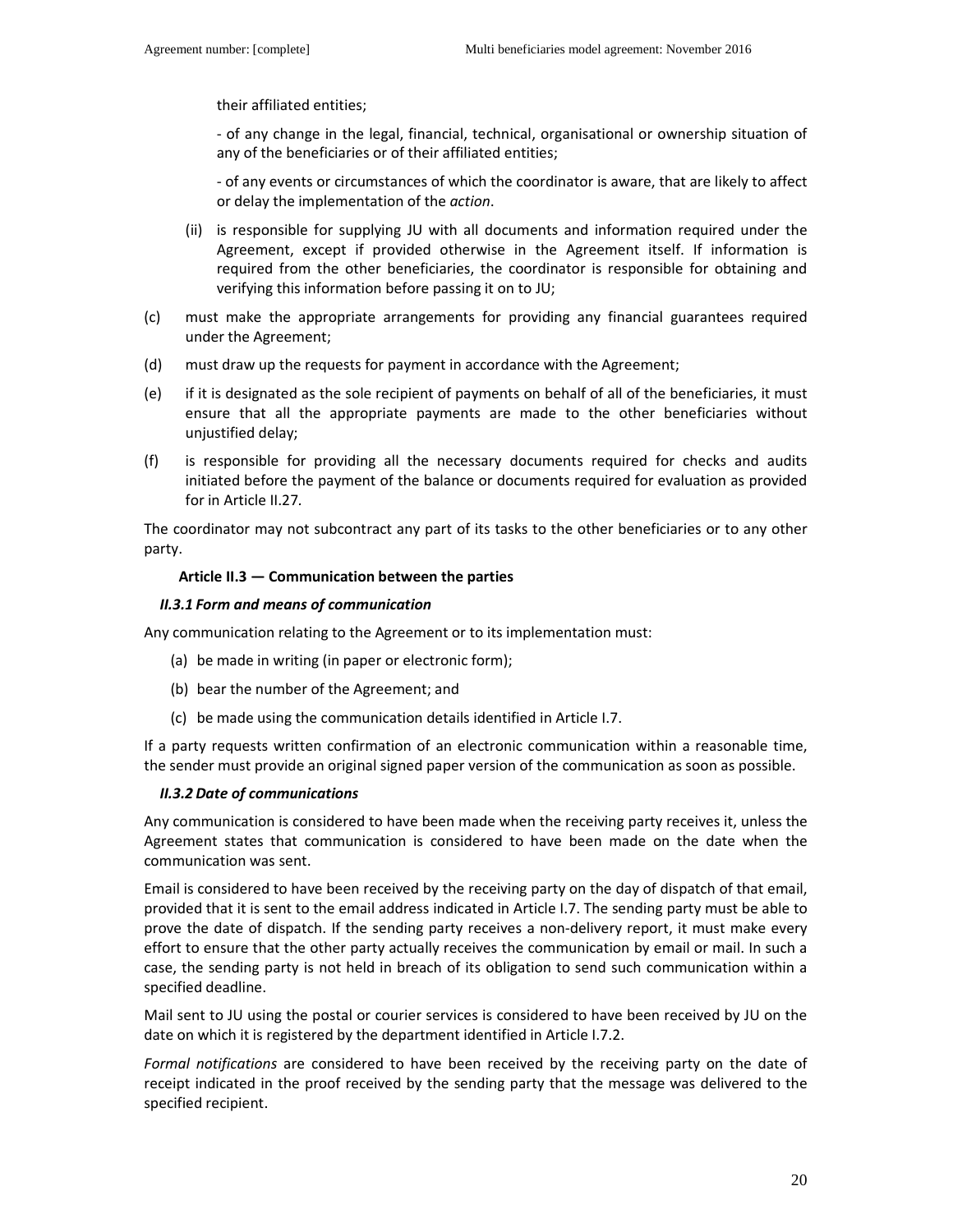their affiliated entities;

- of any change in the legal, financial, technical, organisational or ownership situation of any of the beneficiaries or of their affiliated entities;

- of any events or circumstances of which the coordinator is aware, that are likely to affect or delay the implementation of the *action*.

(ii) is responsible for supplying JU with all documents and information required under the Agreement, except if provided otherwise in the Agreement itself. If information is required from the other beneficiaries, the coordinator is responsible for obtaining and verifying this information before passing it on to JU;

(c) must make the appropriate arrangements for providing any financial guarantees required under the Agreement;

(d) must draw up the requests for payment in accordance with the Agreement;

(e) if it is designated as the sole recipient of payments on behalf of all of the beneficiaries, it must ensure that all the appropriate payments are made to the other beneficiaries without unjustified delay;

(f) is responsible for providing all the necessary documents required for checks and audits initiated before the payment of the balance or documents required for evaluation as provided for in Article II.27.

The coordinator may not subcontract any part of its tasks to the other beneficiaries or to any other party.

### Article II.3 — Communication between the parties

#### *II.3.1 Form and means of communication*

Any communication relating to the Agreement or to its implementation must:

(a) be made in writing (in paper or electronic form);

(b) bear the number of the Agreement; and

(c) be made using the communication details identified in Article I.7.

If a party requests written confirmation of an electronic communication within a reasonable time, the sender must provide an original signed paper version of the communication as soon as possible.

#### *II.3.2 Date of communications*

Any communication is considered to have been made when the receiving party receives it, unless the Agreement states that communication is considered to have been made on the date when the communication was sent.

Email is considered to have been received by the receiving party on the day of dispatch of that email, provided that it is sent to the email address indicated in Article I.7. The sending party must be able to prove the date of dispatch. If the sending party receives a non-delivery report, it must make every effort to ensure that the other party actually receives the communication by email or mail. In such a case, the sending party is not held in breach of its obligation to send such communication within a specified deadline.

Mail sent to JU using the postal or courier services is considered to have been received by JU on the date on which it is registered by the department identified in Article I.7.2.

*Formal notifications* are considered to have been received by the receiving party on the date of receipt indicated in the proof received by the sending party that the message was delivered to the specified recipient.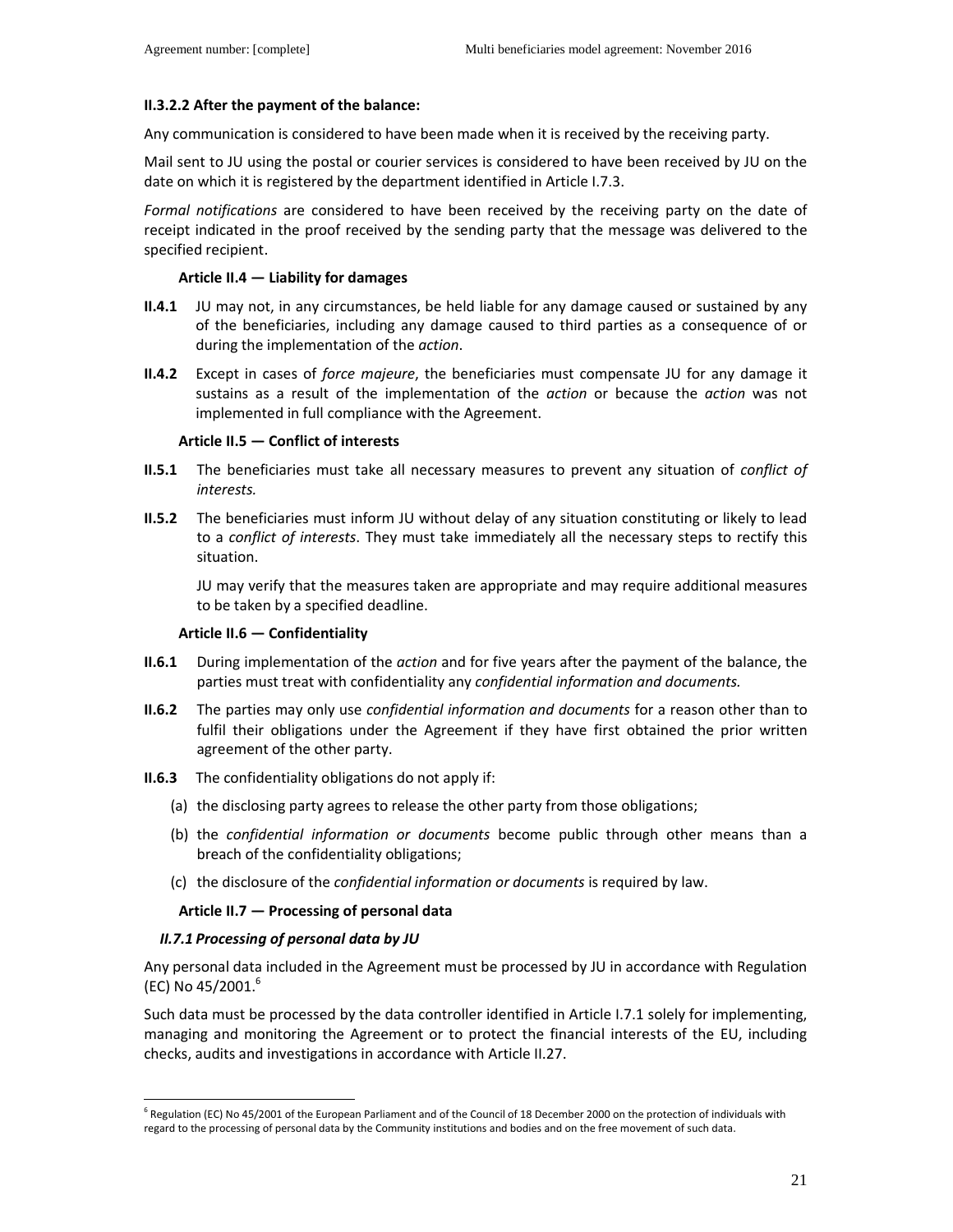#### II.3.2.2 After the payment of the balance:

Any communication is considered to have been made when it is received by the receiving party.

Mail sent to JU using the postal or courier services is considered to have been received by JU on the date on which it is registered by the department identified in Article I.7.3.

*Formal notifications* are considered to have been received by the receiving party on the date of receipt indicated in the proof received by the sending party that the message was delivered to the specified recipient.

### Article II.4 — Liability for damages

**II.4.1** JU may not, in any circumstances, be held liable for any damage caused or sustained by any of the beneficiaries, including any damage caused to third parties as a consequence of or during the implementation of the *action*.

**II.4.2** Except in cases of *force majeure*, the beneficiaries must compensate JU for any damage it sustains as a result of the implementation of the *action* or because the *action* was not implemented in full compliance with the Agreement.

### Article II.5 — Conflict of interests

**II.5.1** The beneficiaries must take all necessary measures to prevent any situation of *conflict of interests.*

**II.5.2** The beneficiaries must inform JU without delay of any situation constituting or likely to lead to a *conflict of interests*. They must take immediately all the necessary steps to rectify this situation.

JU may verify that the measures taken are appropriate and may require additional measures to be taken by a specified deadline.

### Article II.6 — Confidentiality

**II.6.1** During implementation of the *action* and for five years after the payment of the balance, the parties must treat with confidentiality any *confidential information and documents.*

**II.6.2** The parties may only use *confidential information and documents* for a reason other than to fulfil their obligations under the Agreement if they have first obtained the prior written agreement of the other party.

**II.6.3** The confidentiality obligations do not apply if:

(a) the disclosing party agrees to release the other party from those obligations;

(b) the *confidential information or documents* become public through other means than a breach of the confidentiality obligations;

(c) the disclosure of the *confidential information or documents* is required by law.

### Article II.7 — Processing of personal data

#### *II.7.1 Processing of personal data by JU*

Any personal data included in the Agreement must be processed by JU in accordance with Regulation (EC) No 45/2001.[6]

Such data must be processed by the data controller identified in Article I.7.1 solely for implementing, managing and monitoring the Agreement or to protect the financial interests of the EU, including checks, audits and investigations in accordance with Article II.27.

---

[6] Regulation (EC) No 45/2001 of the European Parliament and of the Council of 18 December 2000 on the protection of individuals with regard to the processing of personal data by the Community institutions and bodies and on the free movement of such data.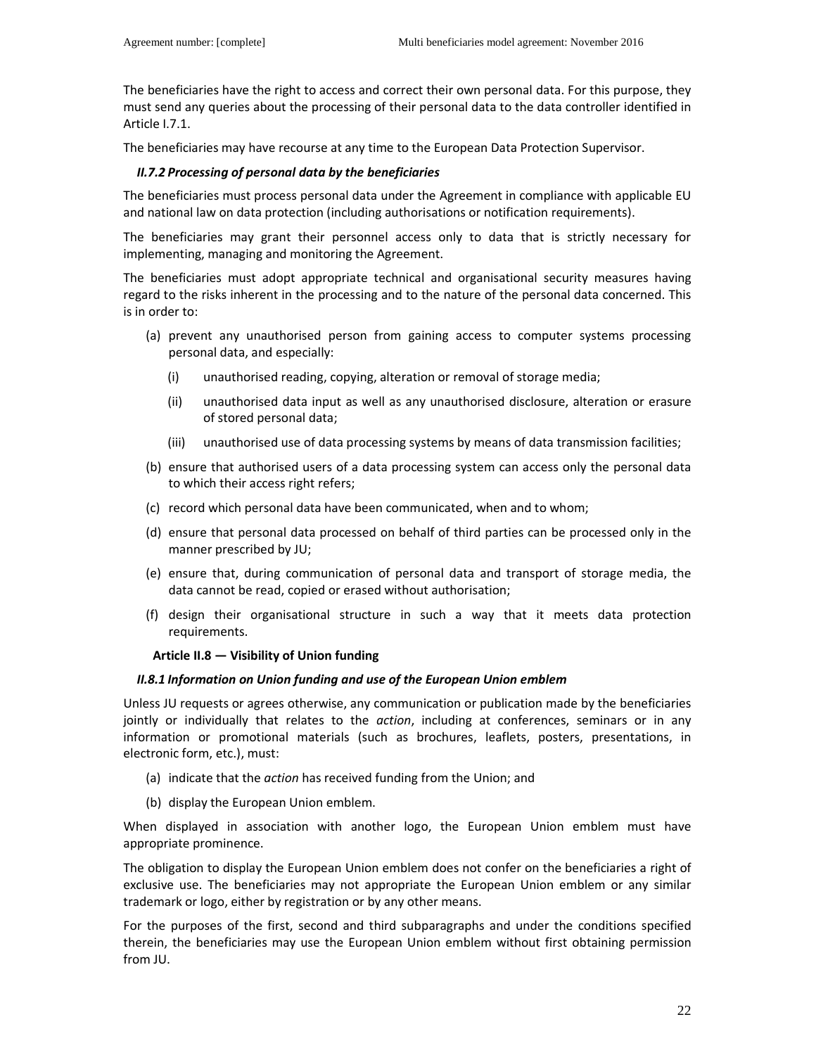The beneficiaries have the right to access and correct their own personal data. For this purpose, they must send any queries about the processing of their personal data to the data controller identified in Article I.7.1.

The beneficiaries may have recourse at any time to the European Data Protection Supervisor.

### *II.7.2 Processing of personal data by the beneficiaries*

The beneficiaries must process personal data under the Agreement in compliance with applicable EU and national law on data protection (including authorisations or notification requirements).

The beneficiaries may grant their personnel access only to data that is strictly necessary for implementing, managing and monitoring the Agreement.

The beneficiaries must adopt appropriate technical and organisational security measures having regard to the risks inherent in the processing and to the nature of the personal data concerned. This is in order to:

(a) prevent any unauthorised person from gaining access to computer systems processing personal data, and especially:

   (i) unauthorised reading, copying, alteration or removal of storage media;

   (ii) unauthorised data input as well as any unauthorised disclosure, alteration or erasure of stored personal data;

   (iii) unauthorised use of data processing systems by means of data transmission facilities;

(b) ensure that authorised users of a data processing system can access only the personal data to which their access right refers;

(c) record which personal data have been communicated, when and to whom;

(d) ensure that personal data processed on behalf of third parties can be processed only in the manner prescribed by JU;

(e) ensure that, during communication of personal data and transport of storage media, the data cannot be read, copied or erased without authorisation;

(f) design their organisational structure in such a way that it meets data protection requirements.

## Article II.8 — Visibility of Union funding

### *II.8.1 Information on Union funding and use of the European Union emblem*

Unless JU requests or agrees otherwise, any communication or publication made by the beneficiaries jointly or individually that relates to the *action*, including at conferences, seminars or in any information or promotional materials (such as brochures, leaflets, posters, presentations, in electronic form, etc.), must:

(a) indicate that the *action* has received funding from the Union; and

(b) display the European Union emblem.

When displayed in association with another logo, the European Union emblem must have appropriate prominence.

The obligation to display the European Union emblem does not confer on the beneficiaries a right of exclusive use. The beneficiaries may not appropriate the European Union emblem or any similar trademark or logo, either by registration or by any other means.

For the purposes of the first, second and third subparagraphs and under the conditions specified therein, the beneficiaries may use the European Union emblem without first obtaining permission from JU.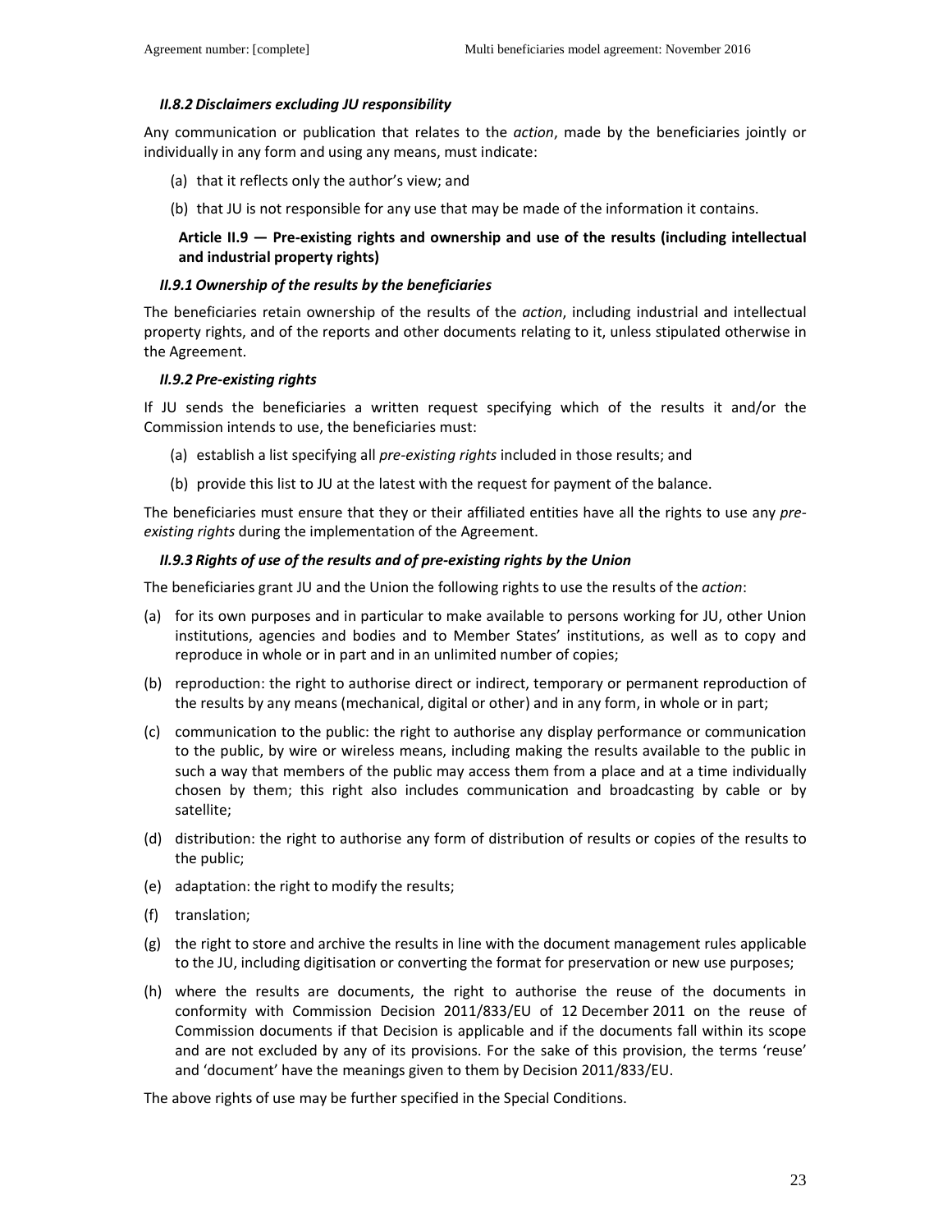### *II.8.2 Disclaimers excluding JU responsibility*

Any communication or publication that relates to the *action*, made by the beneficiaries jointly or individually in any form and using any means, must indicate:

(a) that it reflects only the author's view; and

(b) that JU is not responsible for any use that may be made of the information it contains.

## Article II.9 — Pre-existing rights and ownership and use of the results (including intellectual and industrial property rights)

### *II.9.1 Ownership of the results by the beneficiaries*

The beneficiaries retain ownership of the results of the *action*, including industrial and intellectual property rights, and of the reports and other documents relating to it, unless stipulated otherwise in the Agreement.

### *II.9.2 Pre-existing rights*

If JU sends the beneficiaries a written request specifying which of the results it and/or the Commission intends to use, the beneficiaries must:

(a) establish a list specifying all *pre-existing rights* included in those results; and

(b) provide this list to JU at the latest with the request for payment of the balance.

The beneficiaries must ensure that they or their affiliated entities have all the rights to use any *pre-existing rights* during the implementation of the Agreement.

### *II.9.3 Rights of use of the results and of pre-existing rights by the Union*

The beneficiaries grant JU and the Union the following rights to use the results of the *action*:

(a) for its own purposes and in particular to make available to persons working for JU, other Union institutions, agencies and bodies and to Member States' institutions, as well as to copy and reproduce in whole or in part and in an unlimited number of copies;

(b) reproduction: the right to authorise direct or indirect, temporary or permanent reproduction of the results by any means (mechanical, digital or other) and in any form, in whole or in part;

(c) communication to the public: the right to authorise any display performance or communication to the public, by wire or wireless means, including making the results available to the public in such a way that members of the public may access them from a place and at a time individually chosen by them; this right also includes communication and broadcasting by cable or by satellite;

(d) distribution: the right to authorise any form of distribution of results or copies of the results to the public;

(e) adaptation: the right to modify the results;

(f) translation;

(g) the right to store and archive the results in line with the document management rules applicable to the JU, including digitisation or converting the format for preservation or new use purposes;

(h) where the results are documents, the right to authorise the reuse of the documents in conformity with Commission Decision 2011/833/EU of 12 December 2011 on the reuse of Commission documents if that Decision is applicable and if the documents fall within its scope and are not excluded by any of its provisions. For the sake of this provision, the terms 'reuse' and 'document' have the meanings given to them by Decision 2011/833/EU.

The above rights of use may be further specified in the Special Conditions.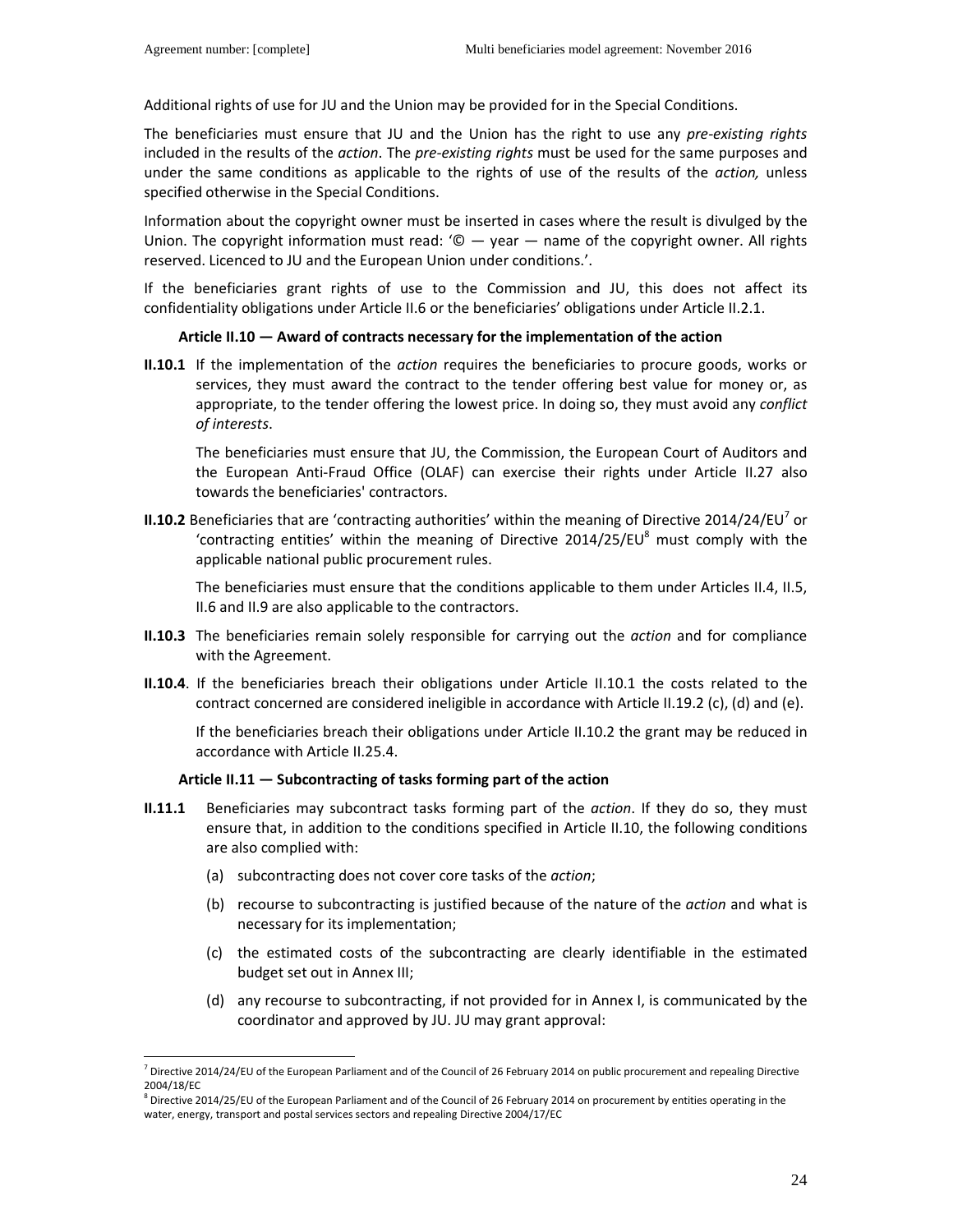Additional rights of use for JU and the Union may be provided for in the Special Conditions.

The beneficiaries must ensure that JU and the Union has the right to use any *pre-existing rights* included in the results of the *action*. The *pre-existing rights* must be used for the same purposes and under the same conditions as applicable to the rights of use of the results of the *action,* unless specified otherwise in the Special Conditions.

Information about the copyright owner must be inserted in cases where the result is divulged by the Union. The copyright information must read: '© — year — name of the copyright owner. All rights reserved. Licenced to JU and the European Union under conditions.'.

If the beneficiaries grant rights of use to the Commission and JU, this does not affect its confidentiality obligations under Article II.6 or the beneficiaries' obligations under Article II.2.1.

**Article II.10 — Award of contracts necessary for the implementation of the action**

**II.10.1** If the implementation of the *action* requires the beneficiaries to procure goods, works or services, they must award the contract to the tender offering best value for money or, as appropriate, to the tender offering the lowest price. In doing so, they must avoid any *conflict of interests*.

The beneficiaries must ensure that JU, the Commission, the European Court of Auditors and the European Anti-Fraud Office (OLAF) can exercise their rights under Article II.27 also towards the beneficiaries' contractors.

**II.10.2** Beneficiaries that are 'contracting authorities' within the meaning of Directive 2014/24/EU[7] or 'contracting entities' within the meaning of Directive 2014/25/EU[8] must comply with the applicable national public procurement rules.

The beneficiaries must ensure that the conditions applicable to them under Articles II.4, II.5, II.6 and II.9 are also applicable to the contractors.

**II.10.3** The beneficiaries remain solely responsible for carrying out the *action* and for compliance with the Agreement.

**II.10.4**. If the beneficiaries breach their obligations under Article II.10.1 the costs related to the contract concerned are considered ineligible in accordance with Article II.19.2 (c), (d) and (e).

If the beneficiaries breach their obligations under Article II.10.2 the grant may be reduced in accordance with Article II.25.4.

**Article II.11 — Subcontracting of tasks forming part of the action**

**II.11.1** Beneficiaries may subcontract tasks forming part of the *action*. If they do so, they must ensure that, in addition to the conditions specified in Article II.10, the following conditions are also complied with:

(a) subcontracting does not cover core tasks of the *action*;

(b) recourse to subcontracting is justified because of the nature of the *action* and what is necessary for its implementation;

(c) the estimated costs of the subcontracting are clearly identifiable in the estimated budget set out in Annex III;

(d) any recourse to subcontracting, if not provided for in Annex I, is communicated by the coordinator and approved by JU. JU may grant approval:

---

[7] Directive 2014/24/EU of the European Parliament and of the Council of 26 February 2014 on public procurement and repealing Directive 2004/18/EC

[8] Directive 2014/25/EU of the European Parliament and of the Council of 26 February 2014 on procurement by entities operating in the water, energy, transport and postal services sectors and repealing Directive 2004/17/EC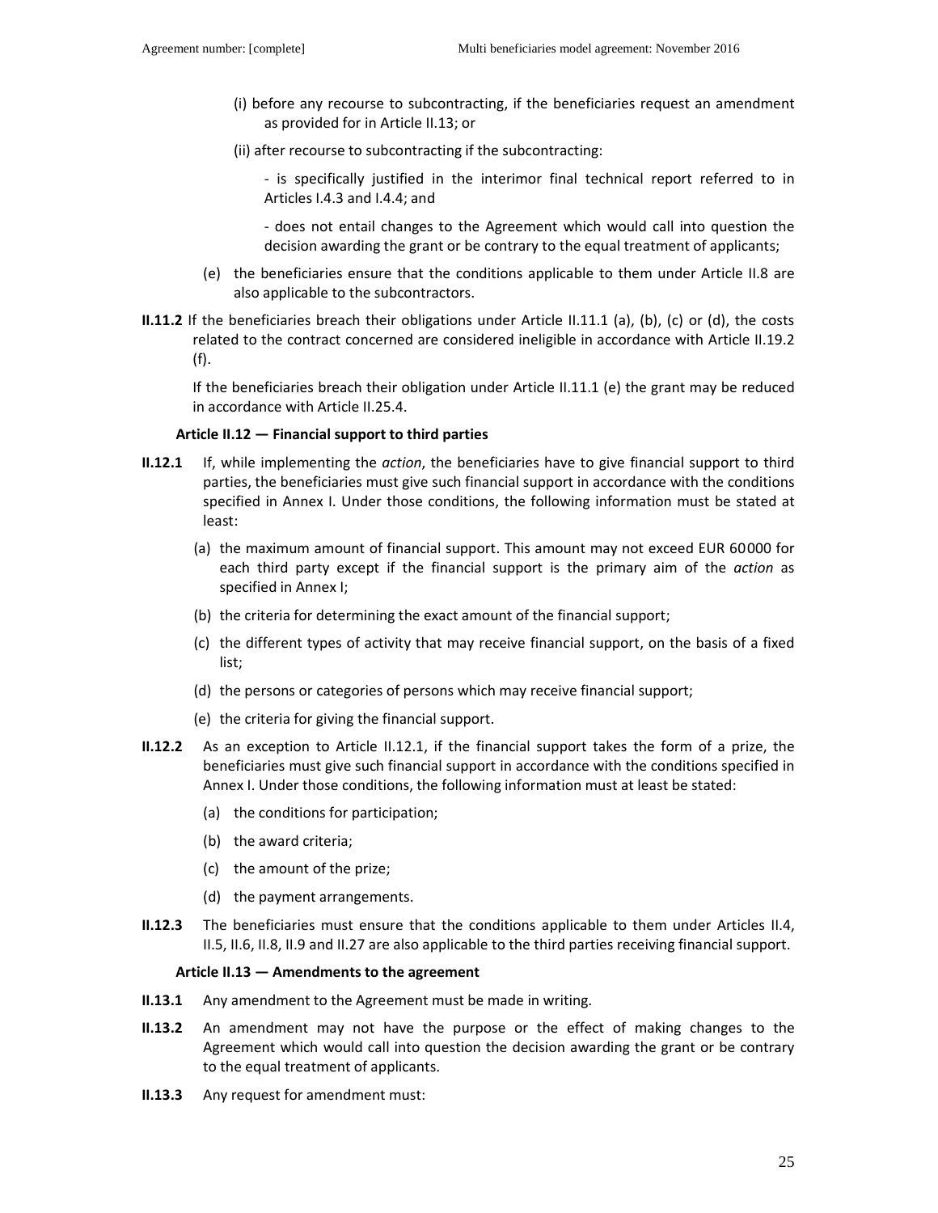(i) before any recourse to subcontracting, if the beneficiaries request an amendment as provided for in Article II.13; or

(ii) after recourse to subcontracting if the subcontracting:

- is specifically justified in the interimor final technical report referred to in Articles I.4.3 and I.4.4; and

- does not entail changes to the Agreement which would call into question the decision awarding the grant or be contrary to the equal treatment of applicants;

(e) the beneficiaries ensure that the conditions applicable to them under Article II.8 are also applicable to the subcontractors.

**II.11.2** If the beneficiaries breach their obligations under Article II.11.1 (a), (b), (c) or (d), the costs related to the contract concerned are considered ineligible in accordance with Article II.19.2 (f).

If the beneficiaries breach their obligation under Article II.11.1 (e) the grant may be reduced in accordance with Article II.25.4.

**Article II.12 — Financial support to third parties**

**II.12.1** If, while implementing the *action*, the beneficiaries have to give financial support to third parties, the beneficiaries must give such financial support in accordance with the conditions specified in Annex I. Under those conditions, the following information must be stated at least:

(a) the maximum amount of financial support. This amount may not exceed EUR 60000 for each third party except if the financial support is the primary aim of the *action* as specified in Annex I;

(b) the criteria for determining the exact amount of the financial support;

(c) the different types of activity that may receive financial support, on the basis of a fixed list;

(d) the persons or categories of persons which may receive financial support;

(e) the criteria for giving the financial support.

**II.12.2** As an exception to Article II.12.1, if the financial support takes the form of a prize, the beneficiaries must give such financial support in accordance with the conditions specified in Annex I. Under those conditions, the following information must at least be stated:

(a) the conditions for participation;

(b) the award criteria;

(c) the amount of the prize;

(d) the payment arrangements.

**II.12.3** The beneficiaries must ensure that the conditions applicable to them under Articles II.4, II.5, II.6, II.8, II.9 and II.27 are also applicable to the third parties receiving financial support.

**Article II.13 — Amendments to the agreement**

**II.13.1** Any amendment to the Agreement must be made in writing.

**II.13.2** An amendment may not have the purpose or the effect of making changes to the Agreement which would call into question the decision awarding the grant or be contrary to the equal treatment of applicants.

**II.13.3** Any request for amendment must: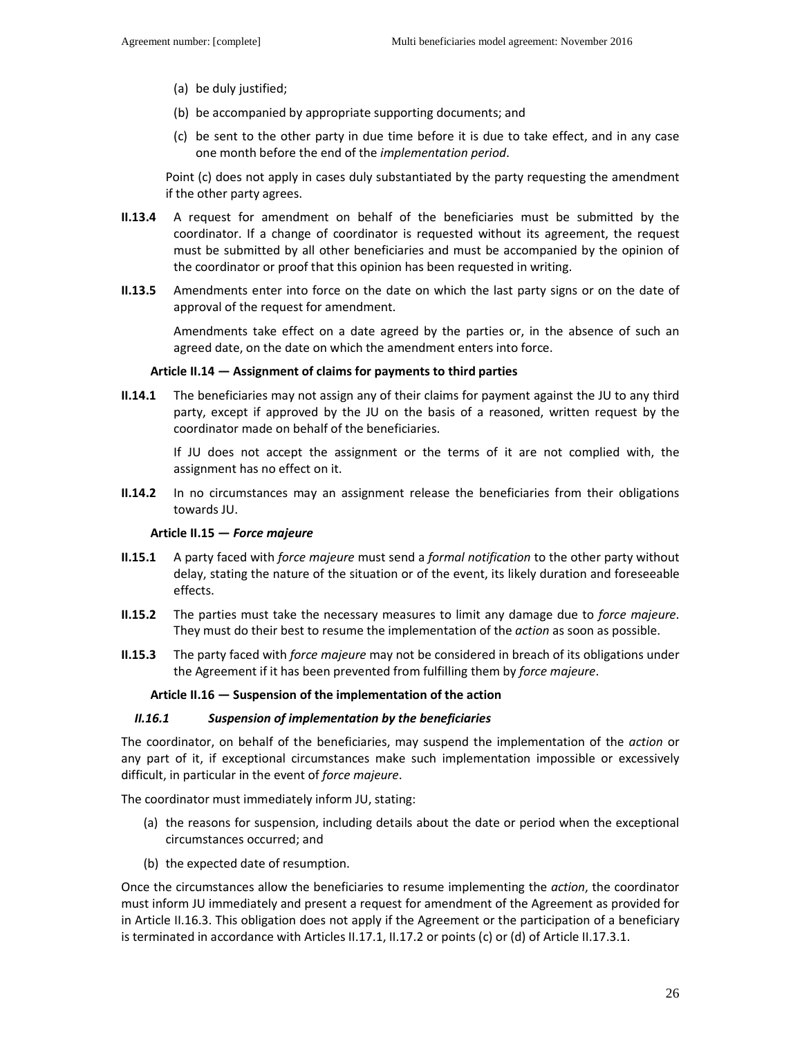(a) be duly justified;

(b) be accompanied by appropriate supporting documents; and

(c) be sent to the other party in due time before it is due to take effect, and in any case one month before the end of the *implementation period*.

Point (c) does not apply in cases duly substantiated by the party requesting the amendment if the other party agrees.

**II.13.4** A request for amendment on behalf of the beneficiaries must be submitted by the coordinator. If a change of coordinator is requested without its agreement, the request must be submitted by all other beneficiaries and must be accompanied by the opinion of the coordinator or proof that this opinion has been requested in writing.

**II.13.5** Amendments enter into force on the date on which the last party signs or on the date of approval of the request for amendment.

Amendments take effect on a date agreed by the parties or, in the absence of such an agreed date, on the date on which the amendment enters into force.

#### Article II.14 — Assignment of claims for payments to third parties

**II.14.1** The beneficiaries may not assign any of their claims for payment against the JU to any third party, except if approved by the JU on the basis of a reasoned, written request by the coordinator made on behalf of the beneficiaries.

If JU does not accept the assignment or the terms of it are not complied with, the assignment has no effect on it.

**II.14.2** In no circumstances may an assignment release the beneficiaries from their obligations towards JU.

#### Article II.15 — *Force majeure*

**II.15.1** A party faced with *force majeure* must send a *formal notification* to the other party without delay, stating the nature of the situation or of the event, its likely duration and foreseeable effects.

**II.15.2** The parties must take the necessary measures to limit any damage due to *force majeure*. They must do their best to resume the implementation of the *action* as soon as possible.

**II.15.3** The party faced with *force majeure* may not be considered in breach of its obligations under the Agreement if it has been prevented from fulfilling them by *force majeure*.

#### Article II.16 — Suspension of the implementation of the action

##### *II.16.1 Suspension of implementation by the beneficiaries*

The coordinator, on behalf of the beneficiaries, may suspend the implementation of the *action* or any part of it, if exceptional circumstances make such implementation impossible or excessively difficult, in particular in the event of *force majeure*.

The coordinator must immediately inform JU, stating:

(a) the reasons for suspension, including details about the date or period when the exceptional circumstances occurred; and

(b) the expected date of resumption.

Once the circumstances allow the beneficiaries to resume implementing the *action*, the coordinator must inform JU immediately and present a request for amendment of the Agreement as provided for in Article II.16.3. This obligation does not apply if the Agreement or the participation of a beneficiary is terminated in accordance with Articles II.17.1, II.17.2 or points (c) or (d) of Article II.17.3.1.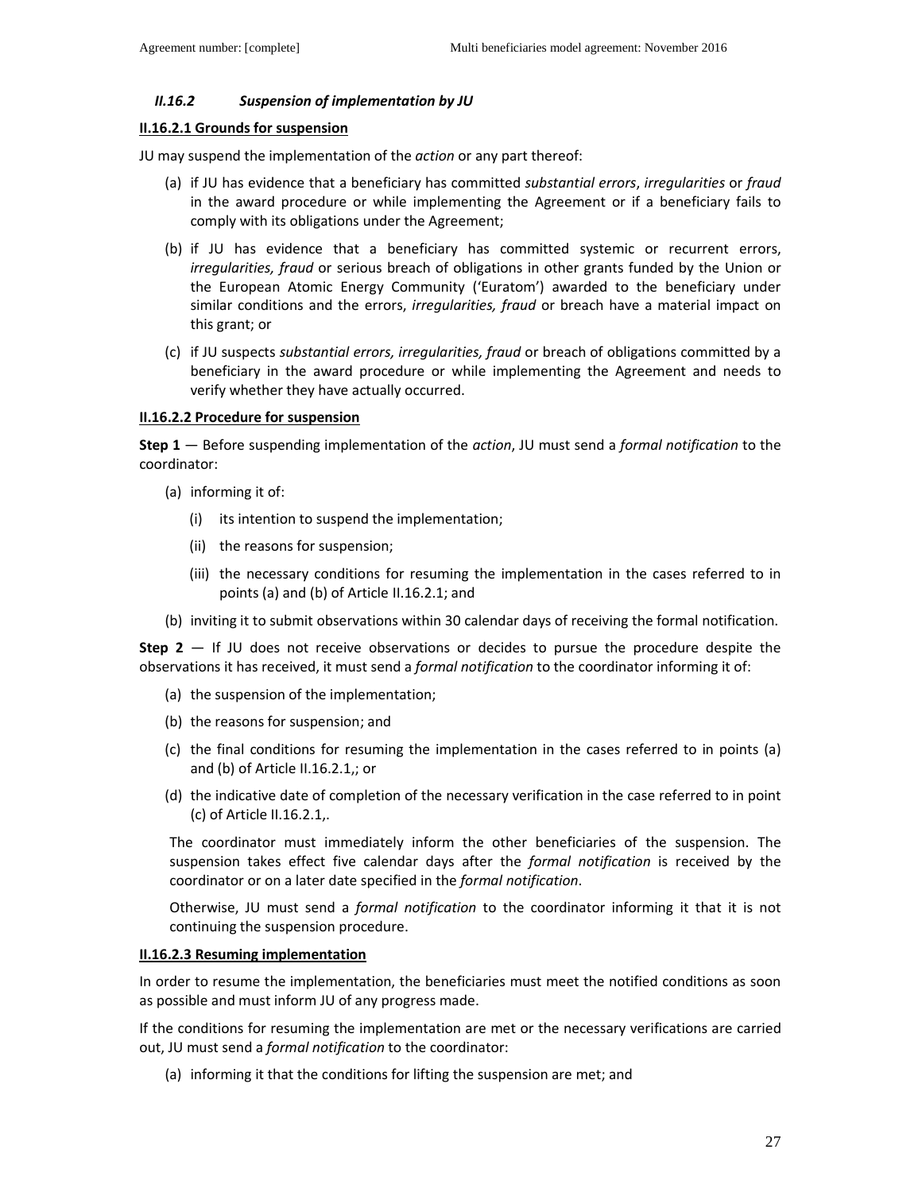### *II.16.2 Suspension of implementation by JU*

**II.16.2.1 Grounds for suspension**

JU may suspend the implementation of the *action* or any part thereof:

(a) if JU has evidence that a beneficiary has committed *substantial errors*, *irregularities* or *fraud* in the award procedure or while implementing the Agreement or if a beneficiary fails to comply with its obligations under the Agreement;

(b) if JU has evidence that a beneficiary has committed systemic or recurrent errors, *irregularities, fraud* or serious breach of obligations in other grants funded by the Union or the European Atomic Energy Community ('Euratom') awarded to the beneficiary under similar conditions and the errors, *irregularities, fraud* or breach have a material impact on this grant; or

(c) if JU suspects *substantial errors, irregularities, fraud* or breach of obligations committed by a beneficiary in the award procedure or while implementing the Agreement and needs to verify whether they have actually occurred.

**II.16.2.2 Procedure for suspension**

**Step 1** — Before suspending implementation of the *action*, JU must send a *formal notification* to the coordinator:

(a) informing it of:

 (i) its intention to suspend the implementation;

 (ii) the reasons for suspension;

 (iii) the necessary conditions for resuming the implementation in the cases referred to in points (a) and (b) of Article II.16.2.1; and

(b) inviting it to submit observations within 30 calendar days of receiving the formal notification.

**Step 2** — If JU does not receive observations or decides to pursue the procedure despite the observations it has received, it must send a *formal notification* to the coordinator informing it of:

(a) the suspension of the implementation;

(b) the reasons for suspension; and

(c) the final conditions for resuming the implementation in the cases referred to in points (a) and (b) of Article II.16.2.1,; or

(d) the indicative date of completion of the necessary verification in the case referred to in point (c) of Article II.16.2.1,.

The coordinator must immediately inform the other beneficiaries of the suspension. The suspension takes effect five calendar days after the *formal notification* is received by the coordinator or on a later date specified in the *formal notification*.

Otherwise, JU must send a *formal notification* to the coordinator informing it that it is not continuing the suspension procedure.

**II.16.2.3 Resuming implementation**

In order to resume the implementation, the beneficiaries must meet the notified conditions as soon as possible and must inform JU of any progress made.

If the conditions for resuming the implementation are met or the necessary verifications are carried out, JU must send a *formal notification* to the coordinator:

(a) informing it that the conditions for lifting the suspension are met; and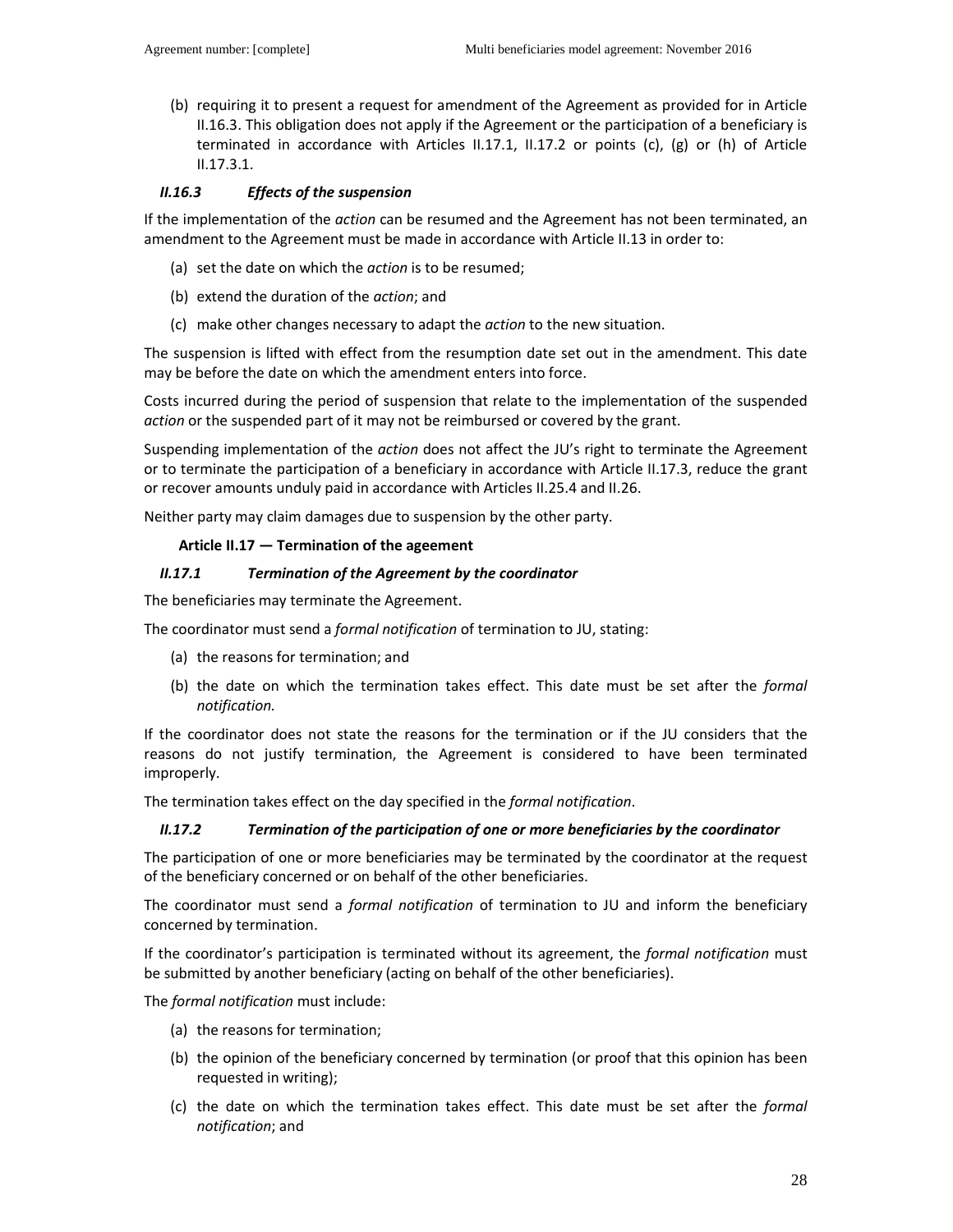(b) requiring it to present a request for amendment of the Agreement as provided for in Article II.16.3. This obligation does not apply if the Agreement or the participation of a beneficiary is terminated in accordance with Articles II.17.1, II.17.2 or points (c), (g) or (h) of Article II.17.3.1.

### *II.16.3 Effects of the suspension*

If the implementation of the *action* can be resumed and the Agreement has not been terminated, an amendment to the Agreement must be made in accordance with Article II.13 in order to:

(a) set the date on which the *action* is to be resumed;

(b) extend the duration of the *action*; and

(c) make other changes necessary to adapt the *action* to the new situation.

The suspension is lifted with effect from the resumption date set out in the amendment. This date may be before the date on which the amendment enters into force.

Costs incurred during the period of suspension that relate to the implementation of the suspended *action* or the suspended part of it may not be reimbursed or covered by the grant.

Suspending implementation of the *action* does not affect the JU's right to terminate the Agreement or to terminate the participation of a beneficiary in accordance with Article II.17.3, reduce the grant or recover amounts unduly paid in accordance with Articles II.25.4 and II.26.

Neither party may claim damages due to suspension by the other party.

## Article II.17 — Termination of the ageement

### *II.17.1 Termination of the Agreement by the coordinator*

The beneficiaries may terminate the Agreement.

The coordinator must send a *formal notification* of termination to JU, stating:

(a) the reasons for termination; and

(b) the date on which the termination takes effect. This date must be set after the *formal notification.*

If the coordinator does not state the reasons for the termination or if the JU considers that the reasons do not justify termination, the Agreement is considered to have been terminated improperly.

The termination takes effect on the day specified in the *formal notification*.

### *II.17.2 Termination of the participation of one or more beneficiaries by the coordinator*

The participation of one or more beneficiaries may be terminated by the coordinator at the request of the beneficiary concerned or on behalf of the other beneficiaries.

The coordinator must send a *formal notification* of termination to JU and inform the beneficiary concerned by termination.

If the coordinator's participation is terminated without its agreement, the *formal notification* must be submitted by another beneficiary (acting on behalf of the other beneficiaries).

The *formal notification* must include:

(a) the reasons for termination;

(b) the opinion of the beneficiary concerned by termination (or proof that this opinion has been requested in writing);

(c) the date on which the termination takes effect. This date must be set after the *formal notification*; and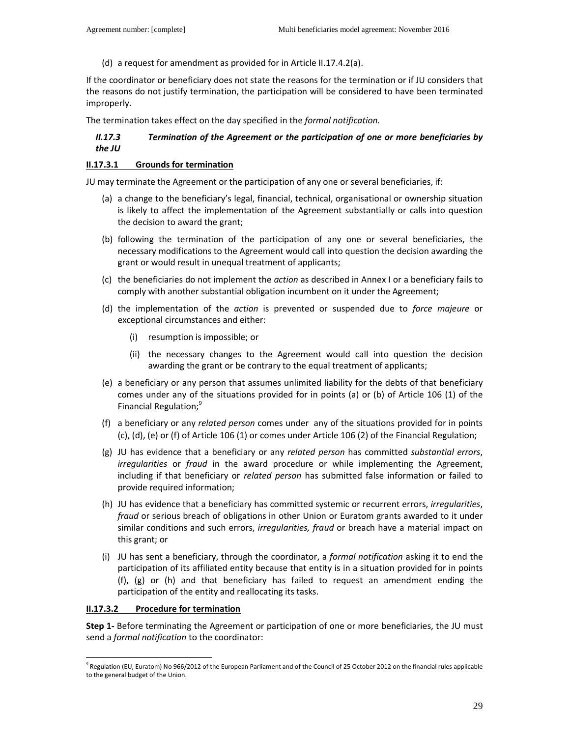(d) a request for amendment as provided for in Article II.17.4.2(a).

If the coordinator or beneficiary does not state the reasons for the termination or if JU considers that the reasons do not justify termination, the participation will be considered to have been terminated improperly.

The termination takes effect on the day specified in the *formal notification.*

### *II.17.3 Termination of the Agreement or the participation of one or more beneficiaries by the JU*

**II.17.3.1 Grounds for termination**

JU may terminate the Agreement or the participation of any one or several beneficiaries, if:

(a) a change to the beneficiary's legal, financial, technical, organisational or ownership situation is likely to affect the implementation of the Agreement substantially or calls into question the decision to award the grant;

(b) following the termination of the participation of any one or several beneficiaries, the necessary modifications to the Agreement would call into question the decision awarding the grant or would result in unequal treatment of applicants;

(c) the beneficiaries do not implement the *action* as described in Annex I or a beneficiary fails to comply with another substantial obligation incumbent on it under the Agreement;

(d) the implementation of the *action* is prevented or suspended due to *force majeure* or exceptional circumstances and either:

   (i) resumption is impossible; or

   (ii) the necessary changes to the Agreement would call into question the decision awarding the grant or be contrary to the equal treatment of applicants;

(e) a beneficiary or any person that assumes unlimited liability for the debts of that beneficiary comes under any of the situations provided for in points (a) or (b) of Article 106 (1) of the Financial Regulation;[9]

(f) a beneficiary or any *related person* comes under any of the situations provided for in points (c), (d), (e) or (f) of Article 106 (1) or comes under Article 106 (2) of the Financial Regulation;

(g) JU has evidence that a beneficiary or any *related person* has committed *substantial errors*, *irregularities* or *fraud* in the award procedure or while implementing the Agreement, including if that beneficiary or *related person* has submitted false information or failed to provide required information;

(h) JU has evidence that a beneficiary has committed systemic or recurrent errors, *irregularities*, *fraud* or serious breach of obligations in other Union or Euratom grants awarded to it under similar conditions and such errors, *irregularities, fraud* or breach have a material impact on this grant; or

(i) JU has sent a beneficiary, through the coordinator, a *formal notification* asking it to end the participation of its affiliated entity because that entity is in a situation provided for in points (f), (g) or (h) and that beneficiary has failed to request an amendment ending the participation of the entity and reallocating its tasks.

**II.17.3.2 Procedure for termination**

**Step 1-** Before terminating the Agreement or participation of one or more beneficiaries, the JU must send a *formal notification* to the coordinator:

[9] Regulation (EU, Euratom) No 966/2012 of the European Parliament and of the Council of 25 October 2012 on the financial rules applicable to the general budget of the Union.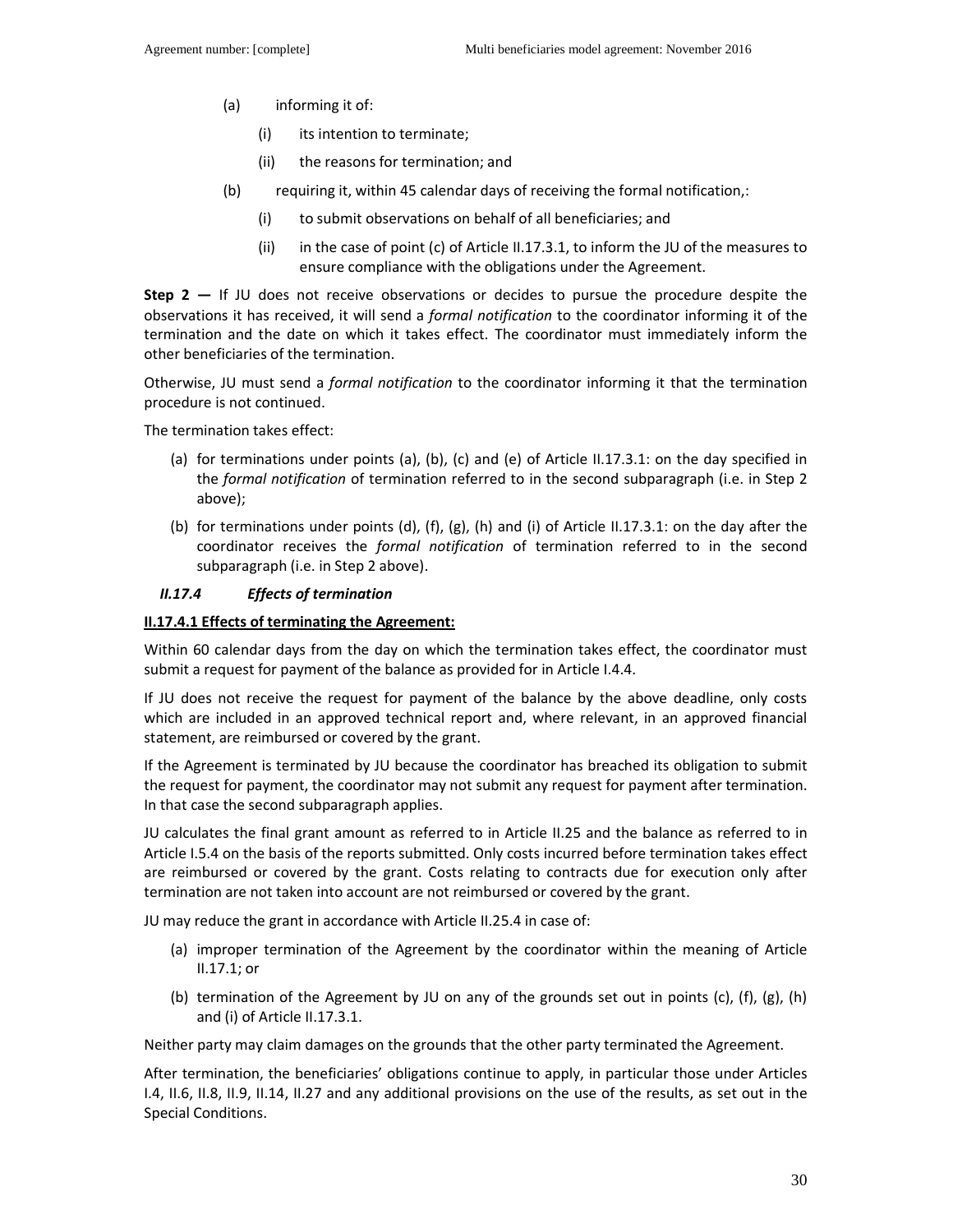(a) informing it of:

  (i) its intention to terminate;

  (ii) the reasons for termination; and

(b) requiring it, within 45 calendar days of receiving the formal notification,:

  (i) to submit observations on behalf of all beneficiaries; and

  (ii) in the case of point (c) of Article II.17.3.1, to inform the JU of the measures to ensure compliance with the obligations under the Agreement.

**Step 2 —** If JU does not receive observations or decides to pursue the procedure despite the observations it has received, it will send a *formal notification* to the coordinator informing it of the termination and the date on which it takes effect. The coordinator must immediately inform the other beneficiaries of the termination.

Otherwise, JU must send a *formal notification* to the coordinator informing it that the termination procedure is not continued.

The termination takes effect:

(a) for terminations under points (a), (b), (c) and (e) of Article II.17.3.1: on the day specified in the *formal notification* of termination referred to in the second subparagraph (i.e. in Step 2 above);

(b) for terminations under points (d), (f), (g), (h) and (i) of Article II.17.3.1: on the day after the coordinator receives the *formal notification* of termination referred to in the second subparagraph (i.e. in Step 2 above).

### *II.17.4 Effects of termination*

**II.17.4.1 Effects of terminating the Agreement:**

Within 60 calendar days from the day on which the termination takes effect, the coordinator must submit a request for payment of the balance as provided for in Article I.4.4.

If JU does not receive the request for payment of the balance by the above deadline, only costs which are included in an approved technical report and, where relevant, in an approved financial statement, are reimbursed or covered by the grant.

If the Agreement is terminated by JU because the coordinator has breached its obligation to submit the request for payment, the coordinator may not submit any request for payment after termination. In that case the second subparagraph applies.

JU calculates the final grant amount as referred to in Article II.25 and the balance as referred to in Article I.5.4 on the basis of the reports submitted. Only costs incurred before termination takes effect are reimbursed or covered by the grant. Costs relating to contracts due for execution only after termination are not taken into account are not reimbursed or covered by the grant.

JU may reduce the grant in accordance with Article II.25.4 in case of:

(a) improper termination of the Agreement by the coordinator within the meaning of Article II.17.1; or

(b) termination of the Agreement by JU on any of the grounds set out in points (c), (f), (g), (h) and (i) of Article II.17.3.1.

Neither party may claim damages on the grounds that the other party terminated the Agreement.

After termination, the beneficiaries' obligations continue to apply, in particular those under Articles I.4, II.6, II.8, II.9, II.14, II.27 and any additional provisions on the use of the results, as set out in the Special Conditions.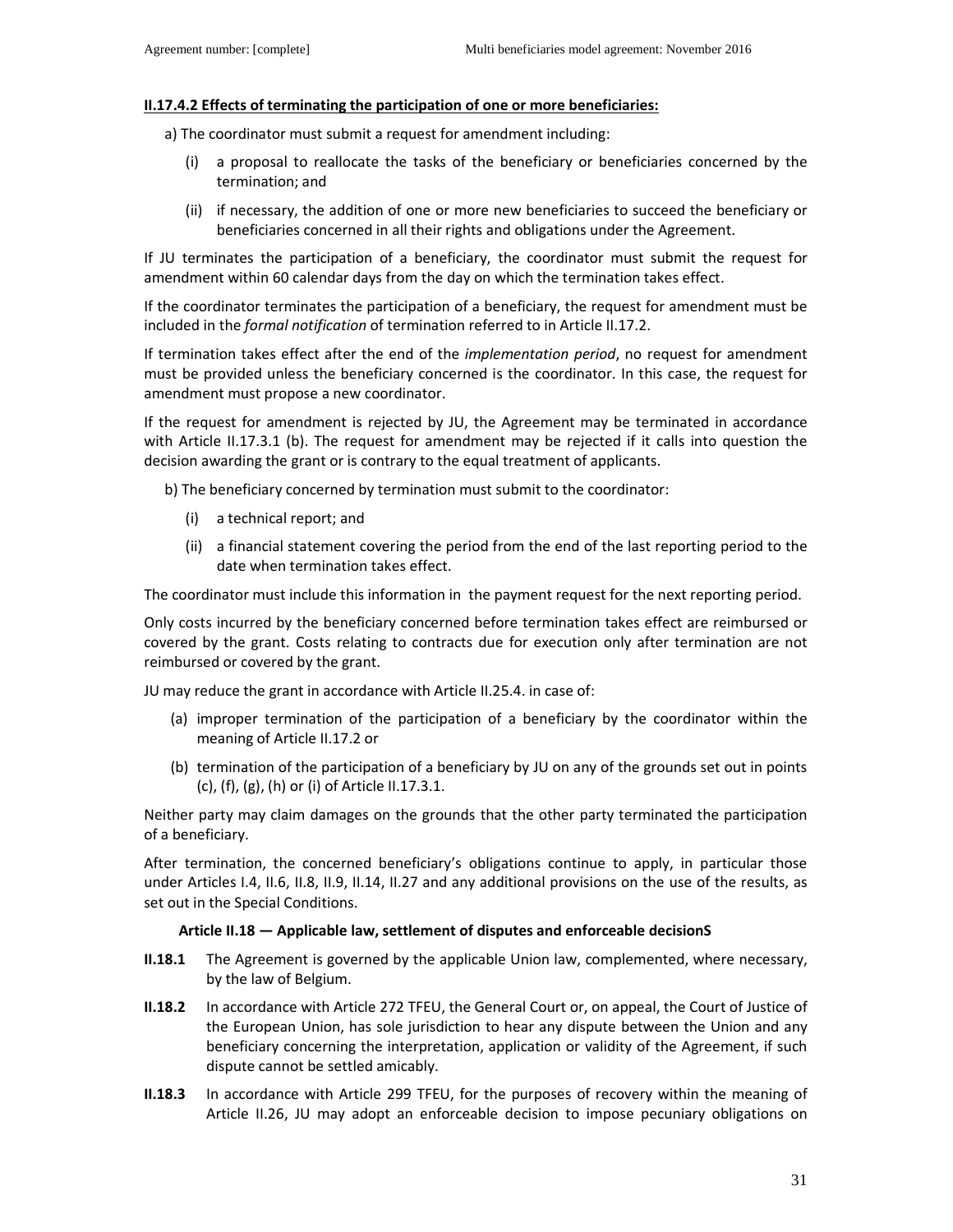**II.17.4.2 Effects of terminating the participation of one or more beneficiaries:**

a) The coordinator must submit a request for amendment including:

(i) a proposal to reallocate the tasks of the beneficiary or beneficiaries concerned by the termination; and

(ii) if necessary, the addition of one or more new beneficiaries to succeed the beneficiary or beneficiaries concerned in all their rights and obligations under the Agreement.

If JU terminates the participation of a beneficiary, the coordinator must submit the request for amendment within 60 calendar days from the day on which the termination takes effect.

If the coordinator terminates the participation of a beneficiary, the request for amendment must be included in the *formal notification* of termination referred to in Article II.17.2.

If termination takes effect after the end of the *implementation period*, no request for amendment must be provided unless the beneficiary concerned is the coordinator. In this case, the request for amendment must propose a new coordinator.

If the request for amendment is rejected by JU, the Agreement may be terminated in accordance with Article II.17.3.1 (b). The request for amendment may be rejected if it calls into question the decision awarding the grant or is contrary to the equal treatment of applicants.

b) The beneficiary concerned by termination must submit to the coordinator:

(i) a technical report; and

(ii) a financial statement covering the period from the end of the last reporting period to the date when termination takes effect.

The coordinator must include this information in the payment request for the next reporting period.

Only costs incurred by the beneficiary concerned before termination takes effect are reimbursed or covered by the grant. Costs relating to contracts due for execution only after termination are not reimbursed or covered by the grant.

JU may reduce the grant in accordance with Article II.25.4. in case of:

(a) improper termination of the participation of a beneficiary by the coordinator within the meaning of Article II.17.2 or

(b) termination of the participation of a beneficiary by JU on any of the grounds set out in points (c), (f), (g), (h) or (i) of Article II.17.3.1.

Neither party may claim damages on the grounds that the other party terminated the participation of a beneficiary.

After termination, the concerned beneficiary's obligations continue to apply, in particular those under Articles I.4, II.6, II.8, II.9, II.14, II.27 and any additional provisions on the use of the results, as set out in the Special Conditions.

### Article II.18 — Applicable law, settlement of disputes and enforceable decisionS

**II.18.1** The Agreement is governed by the applicable Union law, complemented, where necessary, by the law of Belgium.

**II.18.2** In accordance with Article 272 TFEU, the General Court or, on appeal, the Court of Justice of the European Union, has sole jurisdiction to hear any dispute between the Union and any beneficiary concerning the interpretation, application or validity of the Agreement, if such dispute cannot be settled amicably.

**II.18.3** In accordance with Article 299 TFEU, for the purposes of recovery within the meaning of Article II.26, JU may adopt an enforceable decision to impose pecuniary obligations on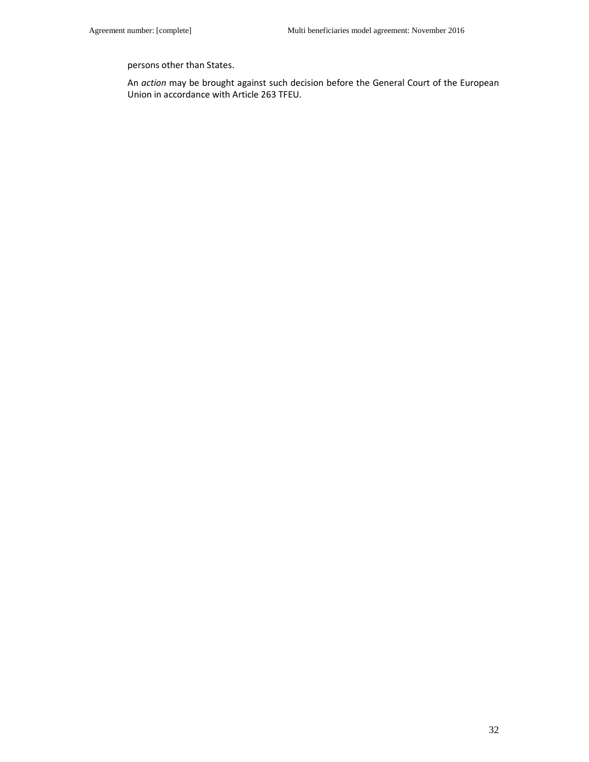persons other than States.

An *action* may be brought against such decision before the General Court of the European Union in accordance with Article 263 TFEU.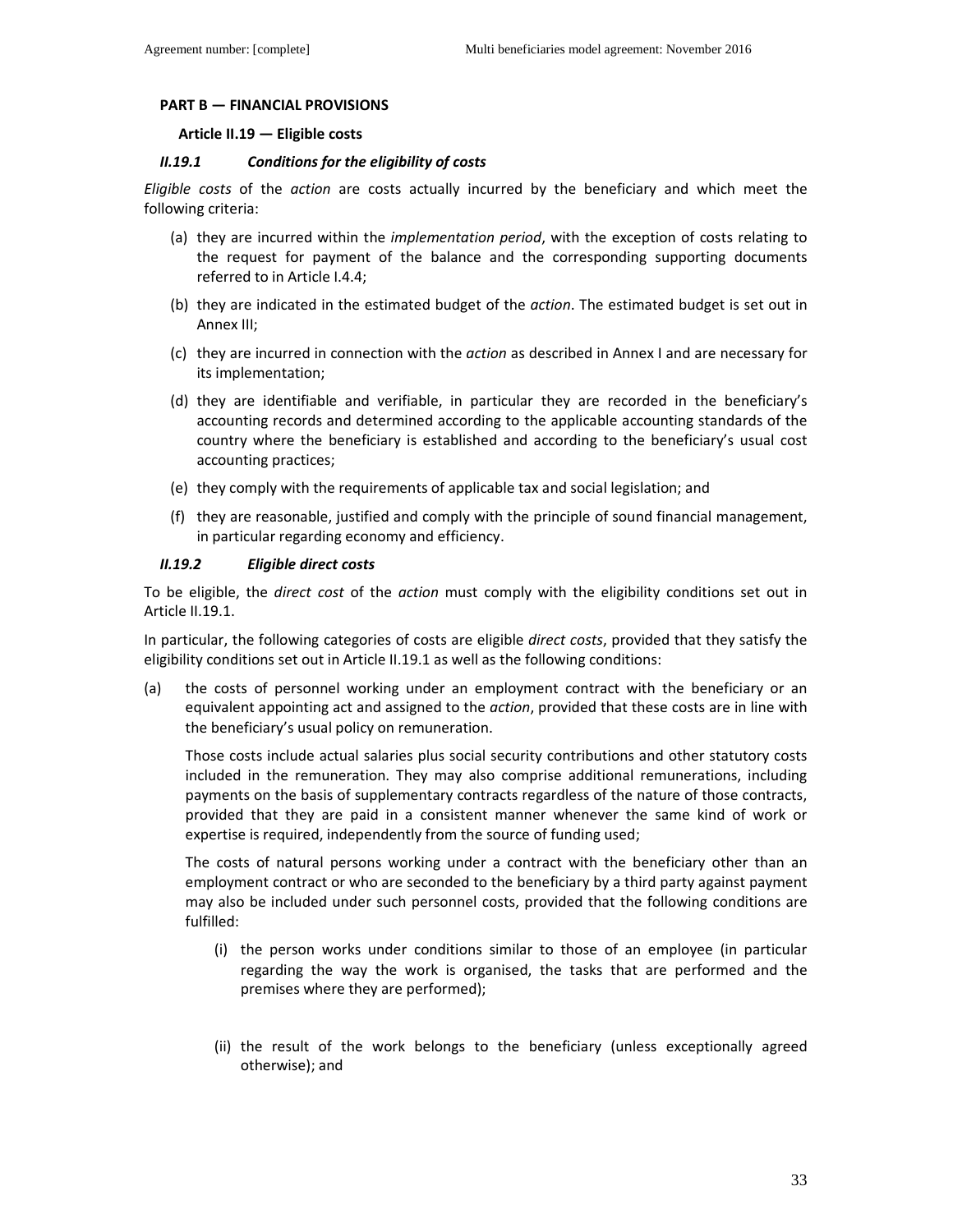## PART B — FINANCIAL PROVISIONS

### Article II.19 — Eligible costs

#### *II.19.1 Conditions for the eligibility of costs*

*Eligible costs* of the *action* are costs actually incurred by the beneficiary and which meet the following criteria:

(a) they are incurred within the *implementation period*, with the exception of costs relating to the request for payment of the balance and the corresponding supporting documents referred to in Article I.4.4;

(b) they are indicated in the estimated budget of the *action*. The estimated budget is set out in Annex III;

(c) they are incurred in connection with the *action* as described in Annex I and are necessary for its implementation;

(d) they are identifiable and verifiable, in particular they are recorded in the beneficiary's accounting records and determined according to the applicable accounting standards of the country where the beneficiary is established and according to the beneficiary's usual cost accounting practices;

(e) they comply with the requirements of applicable tax and social legislation; and

(f) they are reasonable, justified and comply with the principle of sound financial management, in particular regarding economy and efficiency.

#### *II.19.2 Eligible direct costs*

To be eligible, the *direct cost* of the *action* must comply with the eligibility conditions set out in Article II.19.1.

In particular, the following categories of costs are eligible *direct costs*, provided that they satisfy the eligibility conditions set out in Article II.19.1 as well as the following conditions:

(a) the costs of personnel working under an employment contract with the beneficiary or an equivalent appointing act and assigned to the *action*, provided that these costs are in line with the beneficiary's usual policy on remuneration.

Those costs include actual salaries plus social security contributions and other statutory costs included in the remuneration. They may also comprise additional remunerations, including payments on the basis of supplementary contracts regardless of the nature of those contracts, provided that they are paid in a consistent manner whenever the same kind of work or expertise is required, independently from the source of funding used;

The costs of natural persons working under a contract with the beneficiary other than an employment contract or who are seconded to the beneficiary by a third party against payment may also be included under such personnel costs, provided that the following conditions are fulfilled:

(i) the person works under conditions similar to those of an employee (in particular regarding the way the work is organised, the tasks that are performed and the premises where they are performed);

(ii) the result of the work belongs to the beneficiary (unless exceptionally agreed otherwise); and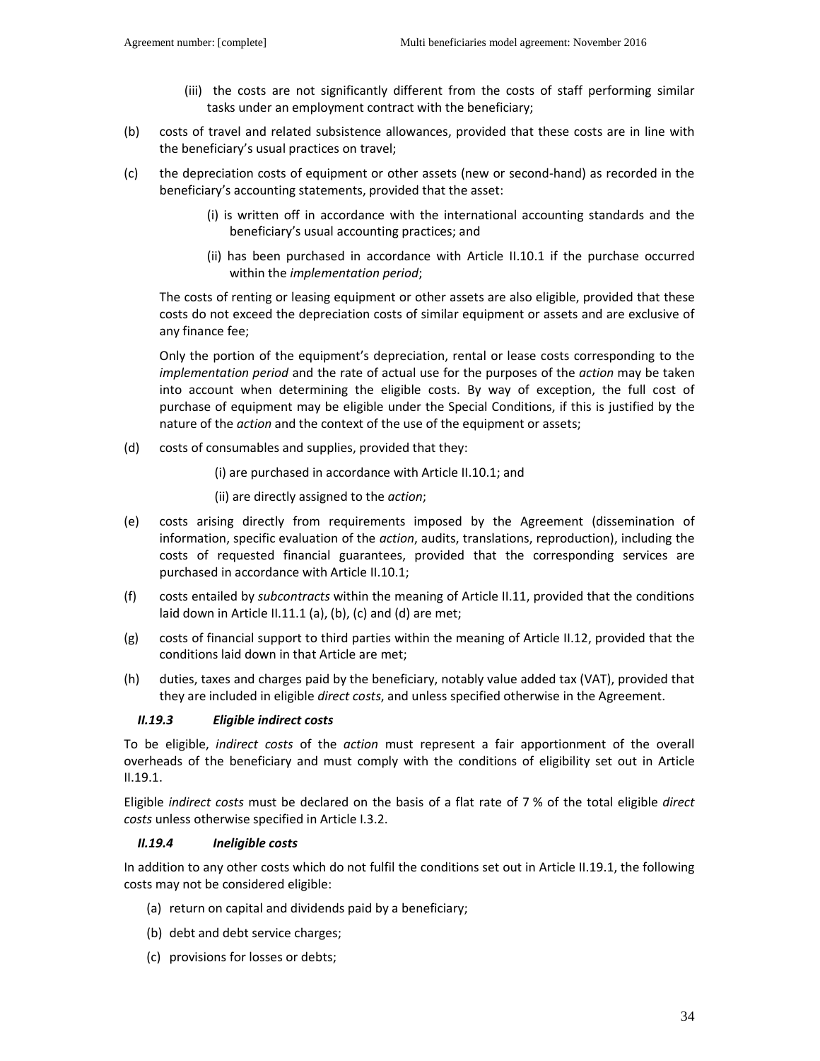(iii) the costs are not significantly different from the costs of staff performing similar tasks under an employment contract with the beneficiary;

(b) costs of travel and related subsistence allowances, provided that these costs are in line with the beneficiary's usual practices on travel;

(c) the depreciation costs of equipment or other assets (new or second-hand) as recorded in the beneficiary's accounting statements, provided that the asset:

  (i) is written off in accordance with the international accounting standards and the beneficiary's usual accounting practices; and

  (ii) has been purchased in accordance with Article II.10.1 if the purchase occurred within the *implementation period*;

The costs of renting or leasing equipment or other assets are also eligible, provided that these costs do not exceed the depreciation costs of similar equipment or assets and are exclusive of any finance fee;

Only the portion of the equipment's depreciation, rental or lease costs corresponding to the *implementation period* and the rate of actual use for the purposes of the *action* may be taken into account when determining the eligible costs. By way of exception, the full cost of purchase of equipment may be eligible under the Special Conditions, if this is justified by the nature of the *action* and the context of the use of the equipment or assets;

(d) costs of consumables and supplies, provided that they:

  (i) are purchased in accordance with Article II.10.1; and

  (ii) are directly assigned to the *action*;

(e) costs arising directly from requirements imposed by the Agreement (dissemination of information, specific evaluation of the *action*, audits, translations, reproduction), including the costs of requested financial guarantees, provided that the corresponding services are purchased in accordance with Article II.10.1;

(f) costs entailed by *subcontracts* within the meaning of Article II.11, provided that the conditions laid down in Article II.11.1 (a), (b), (c) and (d) are met;

(g) costs of financial support to third parties within the meaning of Article II.12, provided that the conditions laid down in that Article are met;

(h) duties, taxes and charges paid by the beneficiary, notably value added tax (VAT), provided that they are included in eligible *direct costs*, and unless specified otherwise in the Agreement.

#### *II.19.3 Eligible indirect costs*

To be eligible, *indirect costs* of the *action* must represent a fair apportionment of the overall overheads of the beneficiary and must comply with the conditions of eligibility set out in Article II.19.1.

Eligible *indirect costs* must be declared on the basis of a flat rate of 7 % of the total eligible *direct costs* unless otherwise specified in Article I.3.2.

#### *II.19.4 Ineligible costs*

In addition to any other costs which do not fulfil the conditions set out in Article II.19.1, the following costs may not be considered eligible:

(a) return on capital and dividends paid by a beneficiary;

(b) debt and debt service charges;

(c) provisions for losses or debts;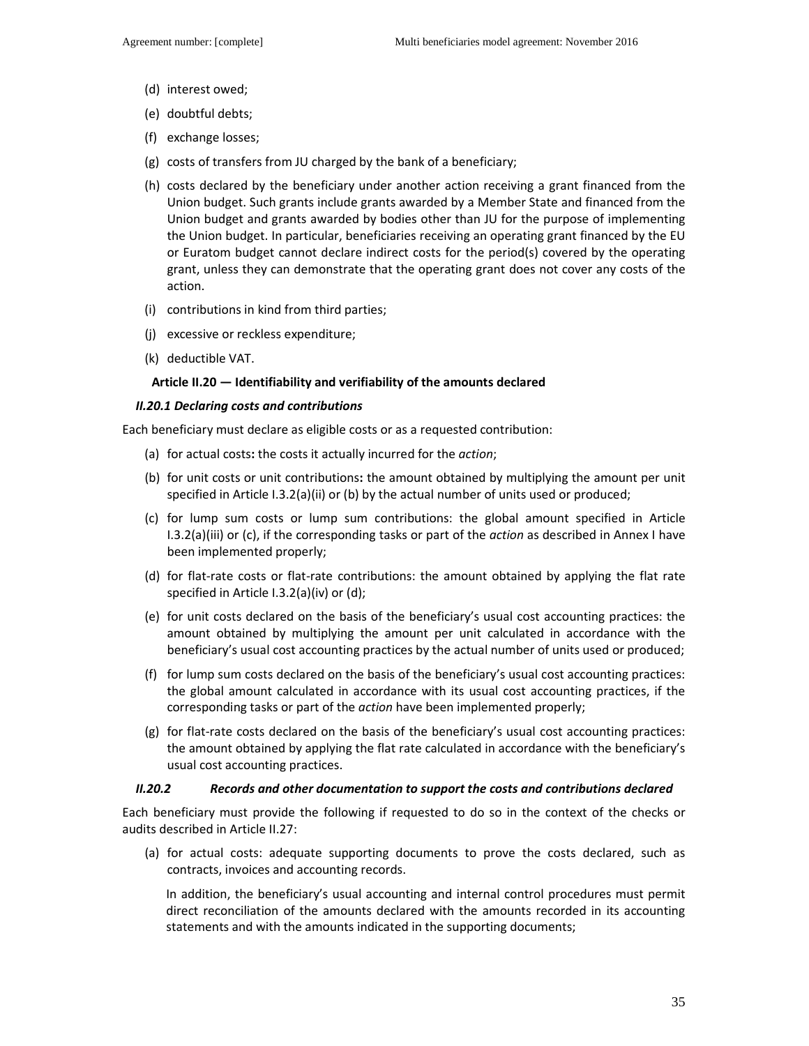(d) interest owed;

(e) doubtful debts;

(f) exchange losses;

(g) costs of transfers from JU charged by the bank of a beneficiary;

(h) costs declared by the beneficiary under another action receiving a grant financed from the Union budget. Such grants include grants awarded by a Member State and financed from the Union budget and grants awarded by bodies other than JU for the purpose of implementing the Union budget. In particular, beneficiaries receiving an operating grant financed by the EU or Euratom budget cannot declare indirect costs for the period(s) covered by the operating grant, unless they can demonstrate that the operating grant does not cover any costs of the action.

(i) contributions in kind from third parties;

(j) excessive or reckless expenditure;

(k) deductible VAT.

**Article II.20 — Identifiability and verifiability of the amounts declared**

***II.20.1 Declaring costs and contributions***

Each beneficiary must declare as eligible costs or as a requested contribution:

(a) for actual costs**:** the costs it actually incurred for the *action*;

(b) for unit costs or unit contributions**:** the amount obtained by multiplying the amount per unit specified in Article I.3.2(a)(ii) or (b) by the actual number of units used or produced;

(c) for lump sum costs or lump sum contributions: the global amount specified in Article I.3.2(a)(iii) or (c), if the corresponding tasks or part of the *action* as described in Annex I have been implemented properly;

(d) for flat-rate costs or flat-rate contributions: the amount obtained by applying the flat rate specified in Article I.3.2(a)(iv) or (d);

(e) for unit costs declared on the basis of the beneficiary's usual cost accounting practices: the amount obtained by multiplying the amount per unit calculated in accordance with the beneficiary's usual cost accounting practices by the actual number of units used or produced;

(f) for lump sum costs declared on the basis of the beneficiary's usual cost accounting practices: the global amount calculated in accordance with its usual cost accounting practices, if the corresponding tasks or part of the *action* have been implemented properly;

(g) for flat-rate costs declared on the basis of the beneficiary's usual cost accounting practices: the amount obtained by applying the flat rate calculated in accordance with the beneficiary's usual cost accounting practices.

***II.20.2 Records and other documentation to support the costs and contributions declared***

Each beneficiary must provide the following if requested to do so in the context of the checks or audits described in Article II.27:

(a) for actual costs: adequate supporting documents to prove the costs declared, such as contracts, invoices and accounting records.

In addition, the beneficiary's usual accounting and internal control procedures must permit direct reconciliation of the amounts declared with the amounts recorded in its accounting statements and with the amounts indicated in the supporting documents;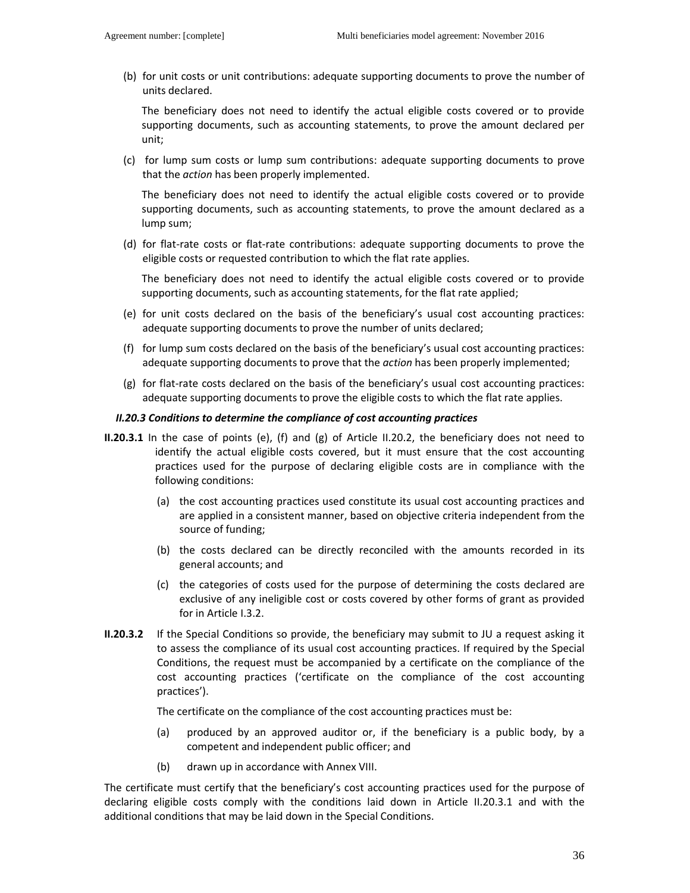(b) for unit costs or unit contributions: adequate supporting documents to prove the number of units declared.

   The beneficiary does not need to identify the actual eligible costs covered or to provide supporting documents, such as accounting statements, to prove the amount declared per unit;

(c) for lump sum costs or lump sum contributions: adequate supporting documents to prove that the *action* has been properly implemented.

   The beneficiary does not need to identify the actual eligible costs covered or to provide supporting documents, such as accounting statements, to prove the amount declared as a lump sum;

(d) for flat-rate costs or flat-rate contributions: adequate supporting documents to prove the eligible costs or requested contribution to which the flat rate applies.

   The beneficiary does not need to identify the actual eligible costs covered or to provide supporting documents, such as accounting statements, for the flat rate applied;

(e) for unit costs declared on the basis of the beneficiary's usual cost accounting practices: adequate supporting documents to prove the number of units declared;

(f) for lump sum costs declared on the basis of the beneficiary's usual cost accounting practices: adequate supporting documents to prove that the *action* has been properly implemented;

(g) for flat-rate costs declared on the basis of the beneficiary's usual cost accounting practices: adequate supporting documents to prove the eligible costs to which the flat rate applies.

***II.20.3 Conditions to determine the compliance of cost accounting practices***

**II.20.3.1** In the case of points (e), (f) and (g) of Article II.20.2, the beneficiary does not need to identify the actual eligible costs covered, but it must ensure that the cost accounting practices used for the purpose of declaring eligible costs are in compliance with the following conditions:

(a) the cost accounting practices used constitute its usual cost accounting practices and are applied in a consistent manner, based on objective criteria independent from the source of funding;

(b) the costs declared can be directly reconciled with the amounts recorded in its general accounts; and

(c) the categories of costs used for the purpose of determining the costs declared are exclusive of any ineligible cost or costs covered by other forms of grant as provided for in Article I.3.2.

**II.20.3.2** If the Special Conditions so provide, the beneficiary may submit to JU a request asking it to assess the compliance of its usual cost accounting practices. If required by the Special Conditions, the request must be accompanied by a certificate on the compliance of the cost accounting practices ('certificate on the compliance of the cost accounting practices').

The certificate on the compliance of the cost accounting practices must be:

(a) produced by an approved auditor or, if the beneficiary is a public body, by a competent and independent public officer; and

(b) drawn up in accordance with Annex VIII.

The certificate must certify that the beneficiary's cost accounting practices used for the purpose of declaring eligible costs comply with the conditions laid down in Article II.20.3.1 and with the additional conditions that may be laid down in the Special Conditions.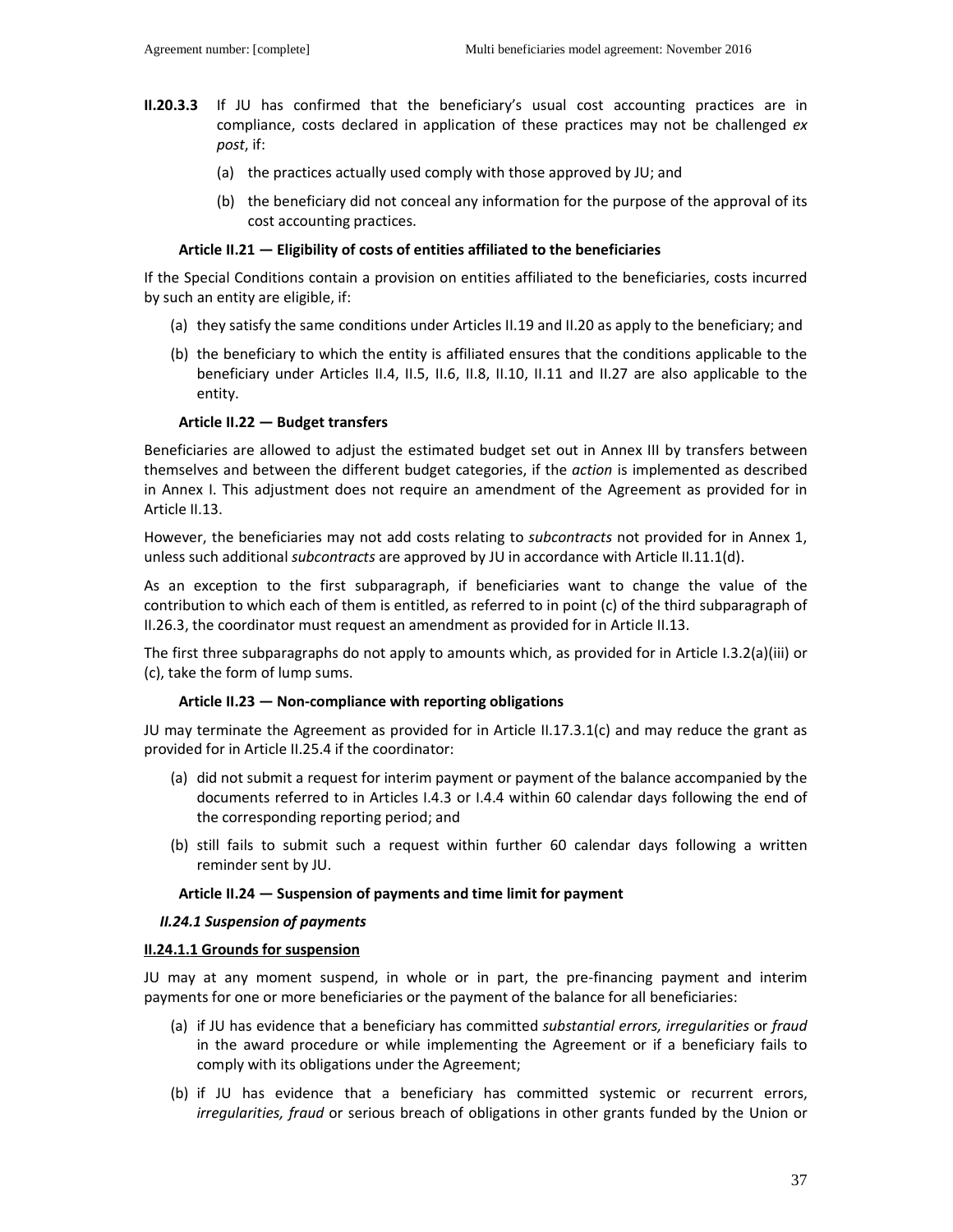**II.20.3.3** If JU has confirmed that the beneficiary's usual cost accounting practices are in compliance, costs declared in application of these practices may not be challenged *ex post*, if:

(a) the practices actually used comply with those approved by JU; and

(b) the beneficiary did not conceal any information for the purpose of the approval of its cost accounting practices.

### Article II.21 — Eligibility of costs of entities affiliated to the beneficiaries

If the Special Conditions contain a provision on entities affiliated to the beneficiaries, costs incurred by such an entity are eligible, if:

(a) they satisfy the same conditions under Articles II.19 and II.20 as apply to the beneficiary; and

(b) the beneficiary to which the entity is affiliated ensures that the conditions applicable to the beneficiary under Articles II.4, II.5, II.6, II.8, II.10, II.11 and II.27 are also applicable to the entity.

### Article II.22 — Budget transfers

Beneficiaries are allowed to adjust the estimated budget set out in Annex III by transfers between themselves and between the different budget categories, if the *action* is implemented as described in Annex I. This adjustment does not require an amendment of the Agreement as provided for in Article II.13.

However, the beneficiaries may not add costs relating to *subcontracts* not provided for in Annex 1, unless such additional *subcontracts* are approved by JU in accordance with Article II.11.1(d).

As an exception to the first subparagraph, if beneficiaries want to change the value of the contribution to which each of them is entitled, as referred to in point (c) of the third subparagraph of II.26.3, the coordinator must request an amendment as provided for in Article II.13.

The first three subparagraphs do not apply to amounts which, as provided for in Article I.3.2(a)(iii) or (c), take the form of lump sums.

### Article II.23 — Non-compliance with reporting obligations

JU may terminate the Agreement as provided for in Article II.17.3.1(c) and may reduce the grant as provided for in Article II.25.4 if the coordinator:

(a) did not submit a request for interim payment or payment of the balance accompanied by the documents referred to in Articles I.4.3 or I.4.4 within 60 calendar days following the end of the corresponding reporting period; and

(b) still fails to submit such a request within further 60 calendar days following a written reminder sent by JU.

### Article II.24 — Suspension of payments and time limit for payment

#### *II.24.1 Suspension of payments*

**II.24.1.1 Grounds for suspension**

JU may at any moment suspend, in whole or in part, the pre-financing payment and interim payments for one or more beneficiaries or the payment of the balance for all beneficiaries:

(a) if JU has evidence that a beneficiary has committed *substantial errors, irregularities* or *fraud* in the award procedure or while implementing the Agreement or if a beneficiary fails to comply with its obligations under the Agreement;

(b) if JU has evidence that a beneficiary has committed systemic or recurrent errors, *irregularities, fraud* or serious breach of obligations in other grants funded by the Union or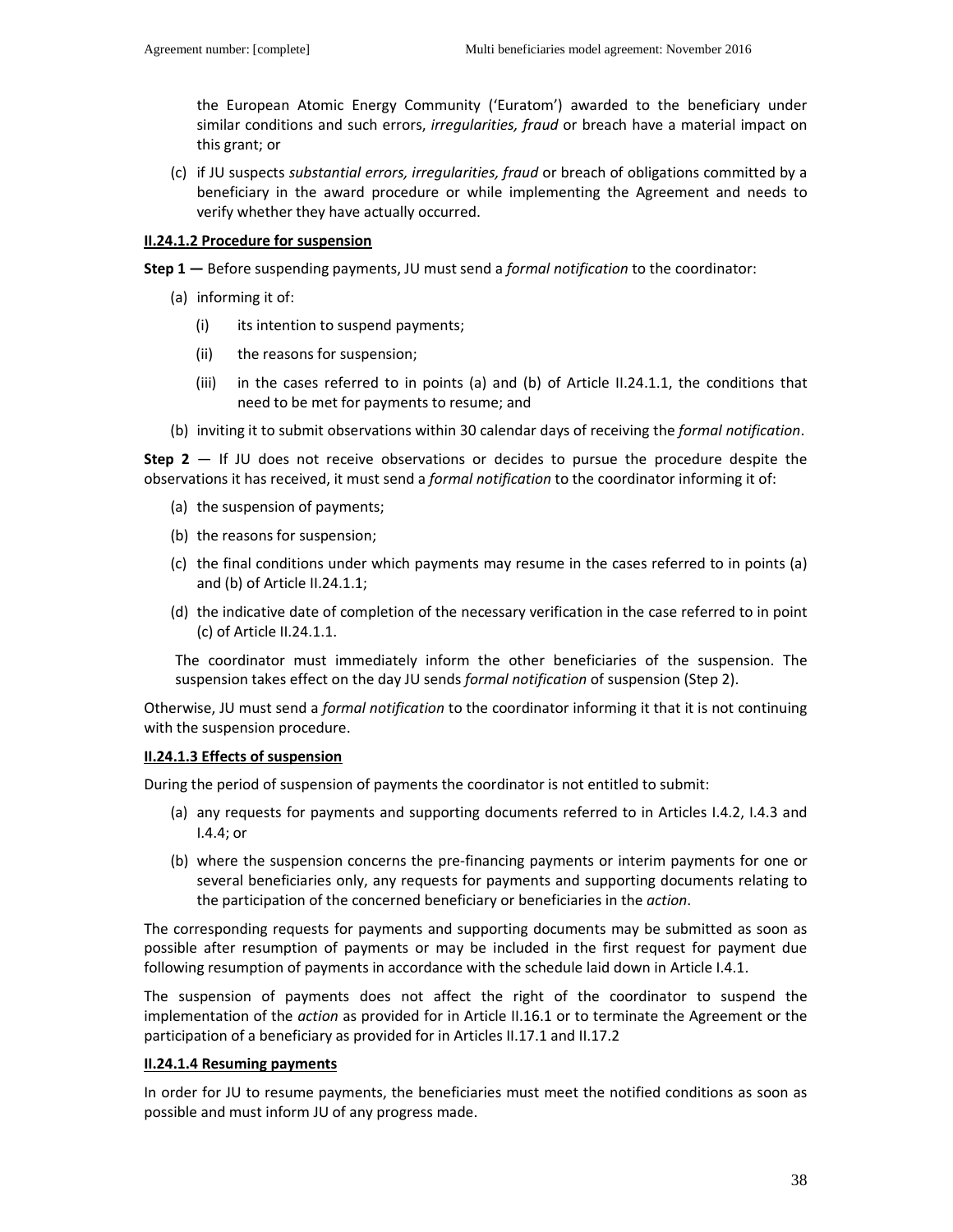the European Atomic Energy Community ('Euratom') awarded to the beneficiary under similar conditions and such errors, *irregularities, fraud* or breach have a material impact on this grant; or

(c) if JU suspects *substantial errors, irregularities, fraud* or breach of obligations committed by a beneficiary in the award procedure or while implementing the Agreement and needs to verify whether they have actually occurred.

**II.24.1.2 Procedure for suspension**

**Step 1 —** Before suspending payments, JU must send a *formal notification* to the coordinator:

(a) informing it of:

   (i) its intention to suspend payments;

   (ii) the reasons for suspension;

   (iii) in the cases referred to in points (a) and (b) of Article II.24.1.1, the conditions that need to be met for payments to resume; and

(b) inviting it to submit observations within 30 calendar days of receiving the *formal notification*.

**Step 2** — If JU does not receive observations or decides to pursue the procedure despite the observations it has received, it must send a *formal notification* to the coordinator informing it of:

(a) the suspension of payments;

(b) the reasons for suspension;

(c) the final conditions under which payments may resume in the cases referred to in points (a) and (b) of Article II.24.1.1;

(d) the indicative date of completion of the necessary verification in the case referred to in point (c) of Article II.24.1.1.

The coordinator must immediately inform the other beneficiaries of the suspension. The suspension takes effect on the day JU sends *formal notification* of suspension (Step 2).

Otherwise, JU must send a *formal notification* to the coordinator informing it that it is not continuing with the suspension procedure.

**II.24.1.3 Effects of suspension**

During the period of suspension of payments the coordinator is not entitled to submit:

(a) any requests for payments and supporting documents referred to in Articles I.4.2, I.4.3 and I.4.4; or

(b) where the suspension concerns the pre-financing payments or interim payments for one or several beneficiaries only, any requests for payments and supporting documents relating to the participation of the concerned beneficiary or beneficiaries in the *action*.

The corresponding requests for payments and supporting documents may be submitted as soon as possible after resumption of payments or may be included in the first request for payment due following resumption of payments in accordance with the schedule laid down in Article I.4.1.

The suspension of payments does not affect the right of the coordinator to suspend the implementation of the *action* as provided for in Article II.16.1 or to terminate the Agreement or the participation of a beneficiary as provided for in Articles II.17.1 and II.17.2

**II.24.1.4 Resuming payments**

In order for JU to resume payments, the beneficiaries must meet the notified conditions as soon as possible and must inform JU of any progress made.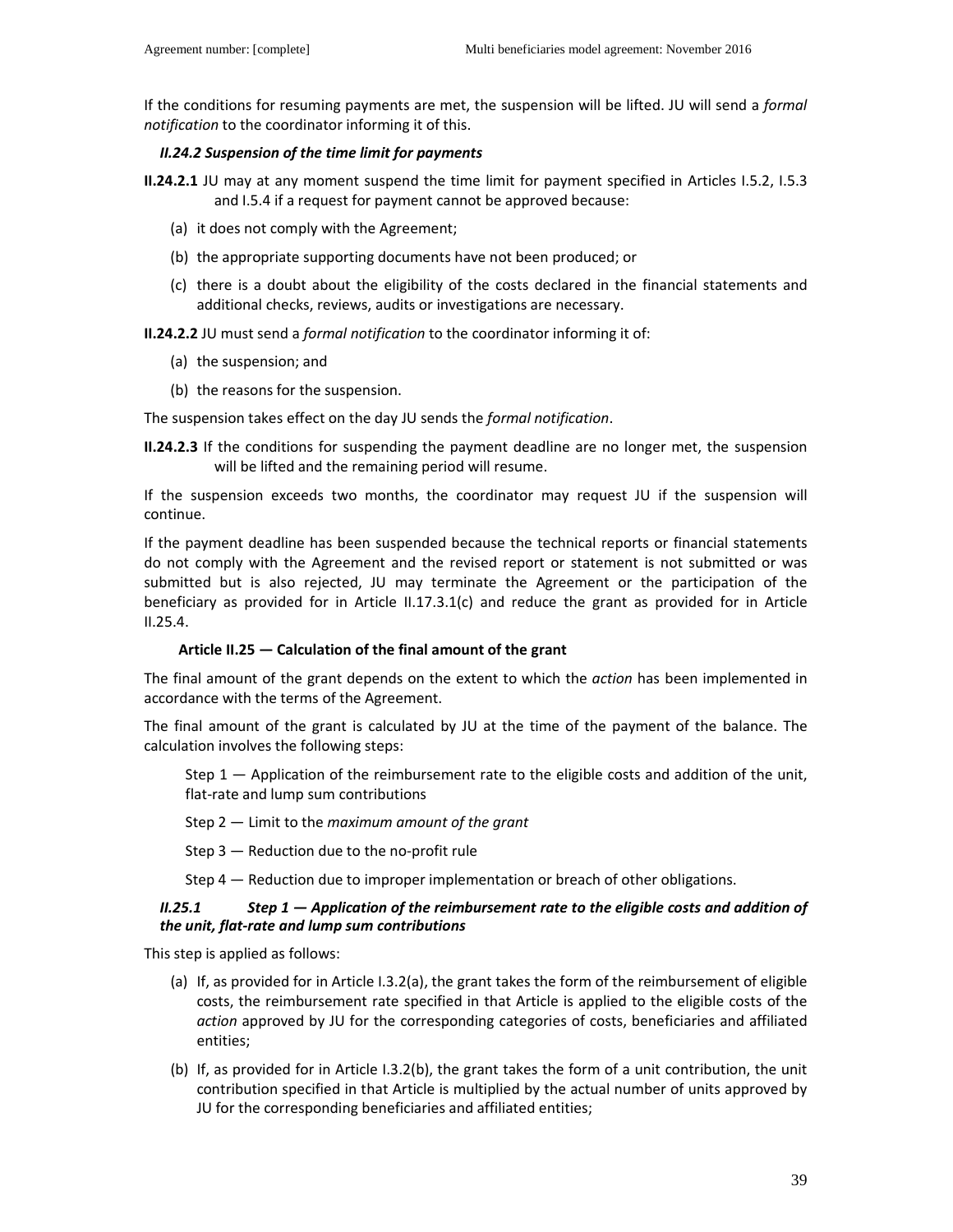If the conditions for resuming payments are met, the suspension will be lifted. JU will send a *formal notification* to the coordinator informing it of this.

#### *II.24.2 Suspension of the time limit for payments*

**II.24.2.1** JU may at any moment suspend the time limit for payment specified in Articles I.5.2, I.5.3 and I.5.4 if a request for payment cannot be approved because:

(a) it does not comply with the Agreement;

(b) the appropriate supporting documents have not been produced; or

(c) there is a doubt about the eligibility of the costs declared in the financial statements and additional checks, reviews, audits or investigations are necessary.

**II.24.2.2** JU must send a *formal notification* to the coordinator informing it of:

(a) the suspension; and

(b) the reasons for the suspension.

The suspension takes effect on the day JU sends the *formal notification*.

**II.24.2.3** If the conditions for suspending the payment deadline are no longer met, the suspension will be lifted and the remaining period will resume.

If the suspension exceeds two months, the coordinator may request JU if the suspension will continue.

If the payment deadline has been suspended because the technical reports or financial statements do not comply with the Agreement and the revised report or statement is not submitted or was submitted but is also rejected, JU may terminate the Agreement or the participation of the beneficiary as provided for in Article II.17.3.1(c) and reduce the grant as provided for in Article II.25.4.

### Article II.25 — Calculation of the final amount of the grant

The final amount of the grant depends on the extent to which the *action* has been implemented in accordance with the terms of the Agreement.

The final amount of the grant is calculated by JU at the time of the payment of the balance. The calculation involves the following steps:

Step 1 — Application of the reimbursement rate to the eligible costs and addition of the unit, flat-rate and lump sum contributions

Step 2 — Limit to the *maximum amount of the grant*

Step 3 — Reduction due to the no-profit rule

Step 4 — Reduction due to improper implementation or breach of other obligations.

#### *II.25.1 Step 1 — Application of the reimbursement rate to the eligible costs and addition of the unit, flat-rate and lump sum contributions*

This step is applied as follows:

(a) If, as provided for in Article I.3.2(a), the grant takes the form of the reimbursement of eligible costs, the reimbursement rate specified in that Article is applied to the eligible costs of the *action* approved by JU for the corresponding categories of costs, beneficiaries and affiliated entities;

(b) If, as provided for in Article I.3.2(b), the grant takes the form of a unit contribution, the unit contribution specified in that Article is multiplied by the actual number of units approved by JU for the corresponding beneficiaries and affiliated entities;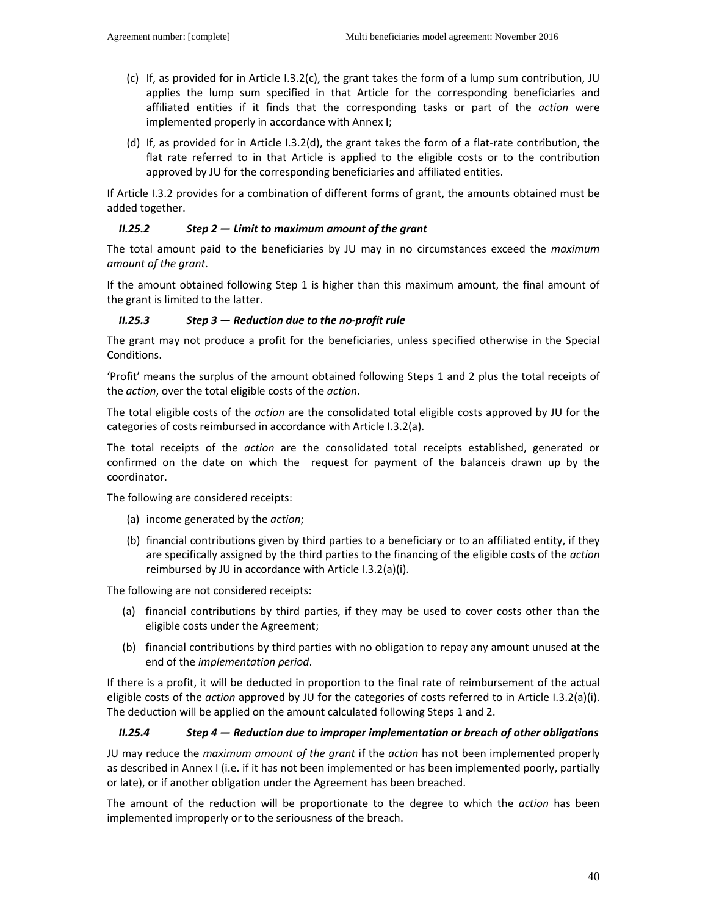(c) If, as provided for in Article I.3.2(c), the grant takes the form of a lump sum contribution, JU applies the lump sum specified in that Article for the corresponding beneficiaries and affiliated entities if it finds that the corresponding tasks or part of the *action* were implemented properly in accordance with Annex I;

(d) If, as provided for in Article I.3.2(d), the grant takes the form of a flat-rate contribution, the flat rate referred to in that Article is applied to the eligible costs or to the contribution approved by JU for the corresponding beneficiaries and affiliated entities.

If Article I.3.2 provides for a combination of different forms of grant, the amounts obtained must be added together.

### *II.25.2 Step 2 — Limit to maximum amount of the grant*

The total amount paid to the beneficiaries by JU may in no circumstances exceed the *maximum amount of the grant*.

If the amount obtained following Step 1 is higher than this maximum amount, the final amount of the grant is limited to the latter.

### *II.25.3 Step 3 — Reduction due to the no-profit rule*

The grant may not produce a profit for the beneficiaries, unless specified otherwise in the Special Conditions.

'Profit' means the surplus of the amount obtained following Steps 1 and 2 plus the total receipts of the *action*, over the total eligible costs of the *action*.

The total eligible costs of the *action* are the consolidated total eligible costs approved by JU for the categories of costs reimbursed in accordance with Article I.3.2(a).

The total receipts of the *action* are the consolidated total receipts established, generated or confirmed on the date on which the request for payment of the balanceis drawn up by the coordinator.

The following are considered receipts:

(a) income generated by the *action*;

(b) financial contributions given by third parties to a beneficiary or to an affiliated entity, if they are specifically assigned by the third parties to the financing of the eligible costs of the *action* reimbursed by JU in accordance with Article I.3.2(a)(i).

The following are not considered receipts:

(a) financial contributions by third parties, if they may be used to cover costs other than the eligible costs under the Agreement;

(b) financial contributions by third parties with no obligation to repay any amount unused at the end of the *implementation period*.

If there is a profit, it will be deducted in proportion to the final rate of reimbursement of the actual eligible costs of the *action* approved by JU for the categories of costs referred to in Article I.3.2(a)(i). The deduction will be applied on the amount calculated following Steps 1 and 2.

### *II.25.4 Step 4 — Reduction due to improper implementation or breach of other obligations*

JU may reduce the *maximum amount of the grant* if the *action* has not been implemented properly as described in Annex I (i.e. if it has not been implemented or has been implemented poorly, partially or late), or if another obligation under the Agreement has been breached.

The amount of the reduction will be proportionate to the degree to which the *action* has been implemented improperly or to the seriousness of the breach.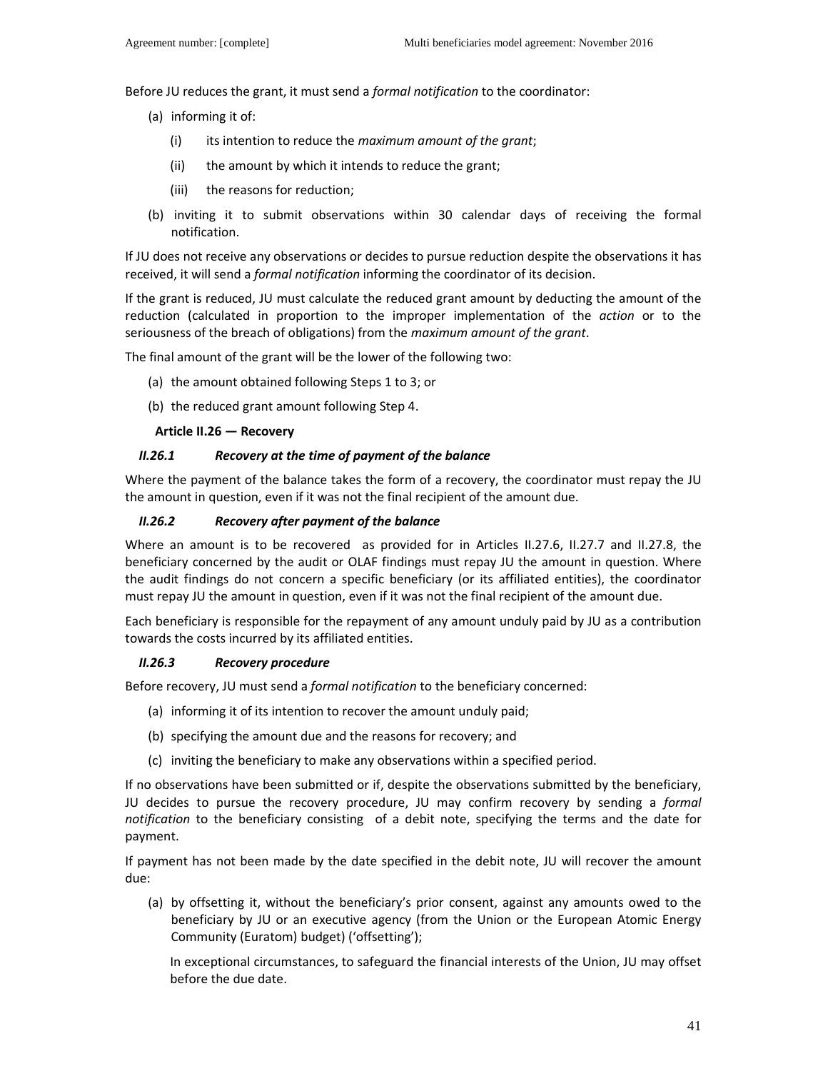Before JU reduces the grant, it must send a *formal notification* to the coordinator:

(a) informing it of:

  (i) its intention to reduce the *maximum amount of the grant*;

  (ii) the amount by which it intends to reduce the grant;

  (iii) the reasons for reduction;

(b) inviting it to submit observations within 30 calendar days of receiving the formal notification.

If JU does not receive any observations or decides to pursue reduction despite the observations it has received, it will send a *formal notification* informing the coordinator of its decision.

If the grant is reduced, JU must calculate the reduced grant amount by deducting the amount of the reduction (calculated in proportion to the improper implementation of the *action* or to the seriousness of the breach of obligations) from the *maximum amount of the grant*.

The final amount of the grant will be the lower of the following two:

(a) the amount obtained following Steps 1 to 3; or

(b) the reduced grant amount following Step 4.

### Article II.26 — Recovery

#### *II.26.1 Recovery at the time of payment of the balance*

Where the payment of the balance takes the form of a recovery, the coordinator must repay the JU the amount in question, even if it was not the final recipient of the amount due.

#### *II.26.2 Recovery after payment of the balance*

Where an amount is to be recovered as provided for in Articles II.27.6, II.27.7 and II.27.8, the beneficiary concerned by the audit or OLAF findings must repay JU the amount in question. Where the audit findings do not concern a specific beneficiary (or its affiliated entities), the coordinator must repay JU the amount in question, even if it was not the final recipient of the amount due.

Each beneficiary is responsible for the repayment of any amount unduly paid by JU as a contribution towards the costs incurred by its affiliated entities.

#### *II.26.3 Recovery procedure*

Before recovery, JU must send a *formal notification* to the beneficiary concerned:

(a) informing it of its intention to recover the amount unduly paid;

(b) specifying the amount due and the reasons for recovery; and

(c) inviting the beneficiary to make any observations within a specified period.

If no observations have been submitted or if, despite the observations submitted by the beneficiary, JU decides to pursue the recovery procedure, JU may confirm recovery by sending a *formal notification* to the beneficiary consisting of a debit note, specifying the terms and the date for payment.

If payment has not been made by the date specified in the debit note, JU will recover the amount due:

(a) by offsetting it, without the beneficiary's prior consent, against any amounts owed to the beneficiary by JU or an executive agency (from the Union or the European Atomic Energy Community (Euratom) budget) ('offsetting');

  In exceptional circumstances, to safeguard the financial interests of the Union, JU may offset before the due date.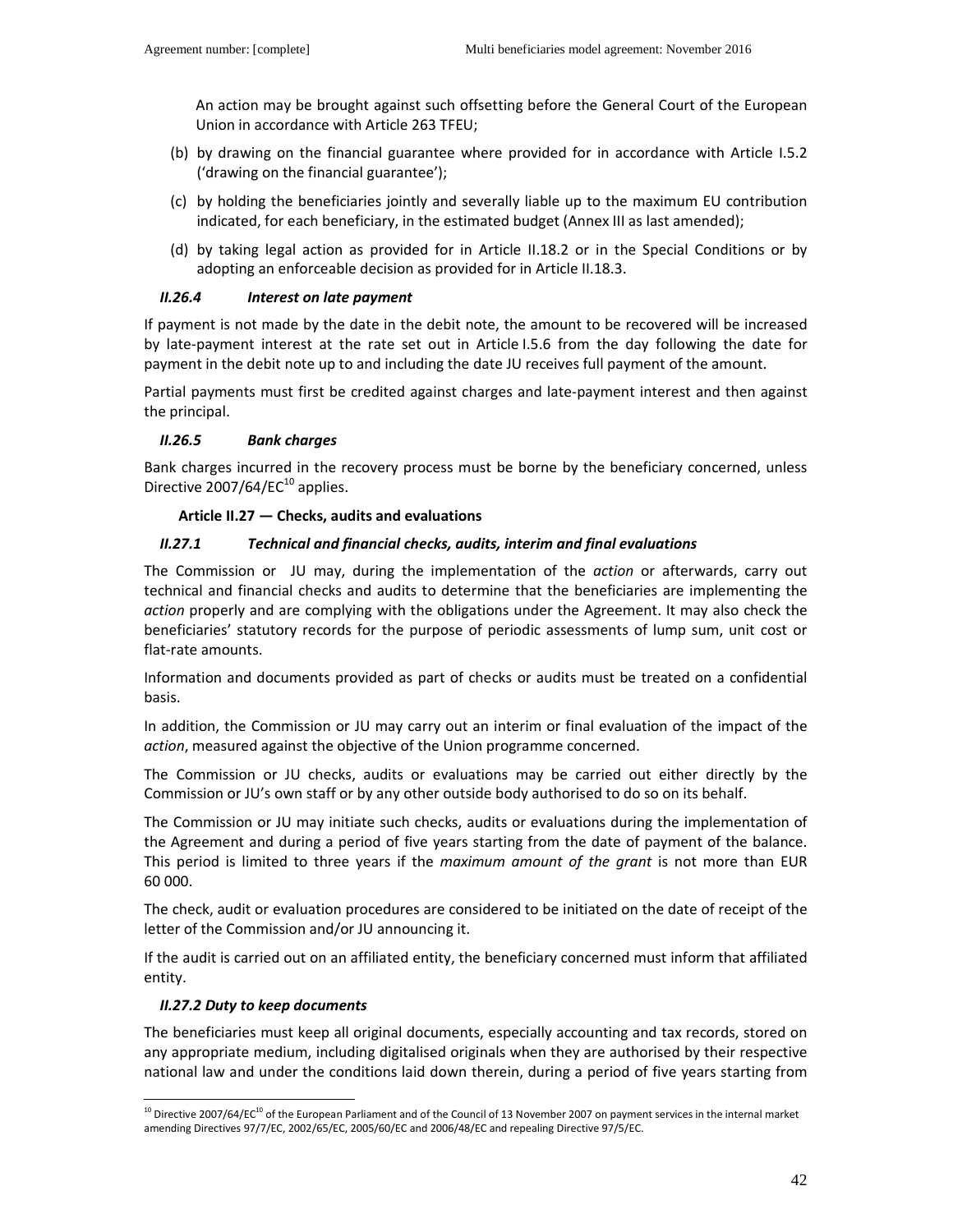An action may be brought against such offsetting before the General Court of the European Union in accordance with Article 263 TFEU;

(b) by drawing on the financial guarantee where provided for in accordance with Article I.5.2 ('drawing on the financial guarantee');

(c) by holding the beneficiaries jointly and severally liable up to the maximum EU contribution indicated, for each beneficiary, in the estimated budget (Annex III as last amended);

(d) by taking legal action as provided for in Article II.18.2 or in the Special Conditions or by adopting an enforceable decision as provided for in Article II.18.3.

#### *II.26.4 Interest on late payment*

If payment is not made by the date in the debit note, the amount to be recovered will be increased by late-payment interest at the rate set out in Article I.5.6 from the day following the date for payment in the debit note up to and including the date JU receives full payment of the amount.

Partial payments must first be credited against charges and late-payment interest and then against the principal.

#### *II.26.5 Bank charges*

Bank charges incurred in the recovery process must be borne by the beneficiary concerned, unless Directive 2007/64/EC[10] applies.

### Article II.27 — Checks, audits and evaluations

#### *II.27.1 Technical and financial checks, audits, interim and final evaluations*

The Commission or JU may, during the implementation of the *action* or afterwards, carry out technical and financial checks and audits to determine that the beneficiaries are implementing the *action* properly and are complying with the obligations under the Agreement. It may also check the beneficiaries' statutory records for the purpose of periodic assessments of lump sum, unit cost or flat-rate amounts.

Information and documents provided as part of checks or audits must be treated on a confidential basis.

In addition, the Commission or JU may carry out an interim or final evaluation of the impact of the *action*, measured against the objective of the Union programme concerned.

The Commission or JU checks, audits or evaluations may be carried out either directly by the Commission or JU's own staff or by any other outside body authorised to do so on its behalf.

The Commission or JU may initiate such checks, audits or evaluations during the implementation of the Agreement and during a period of five years starting from the date of payment of the balance. This period is limited to three years if the *maximum amount of the grant* is not more than EUR 60 000.

The check, audit or evaluation procedures are considered to be initiated on the date of receipt of the letter of the Commission and/or JU announcing it.

If the audit is carried out on an affiliated entity, the beneficiary concerned must inform that affiliated entity.

#### *II.27.2 Duty to keep documents*

The beneficiaries must keep all original documents, especially accounting and tax records, stored on any appropriate medium, including digitalised originals when they are authorised by their respective national law and under the conditions laid down therein, during a period of five years starting from

---

[10] Directive 2007/64/EC[10] of the European Parliament and of the Council of 13 November 2007 on payment services in the internal market amending Directives 97/7/EC, 2002/65/EC, 2005/60/EC and 2006/48/EC and repealing Directive 97/5/EC.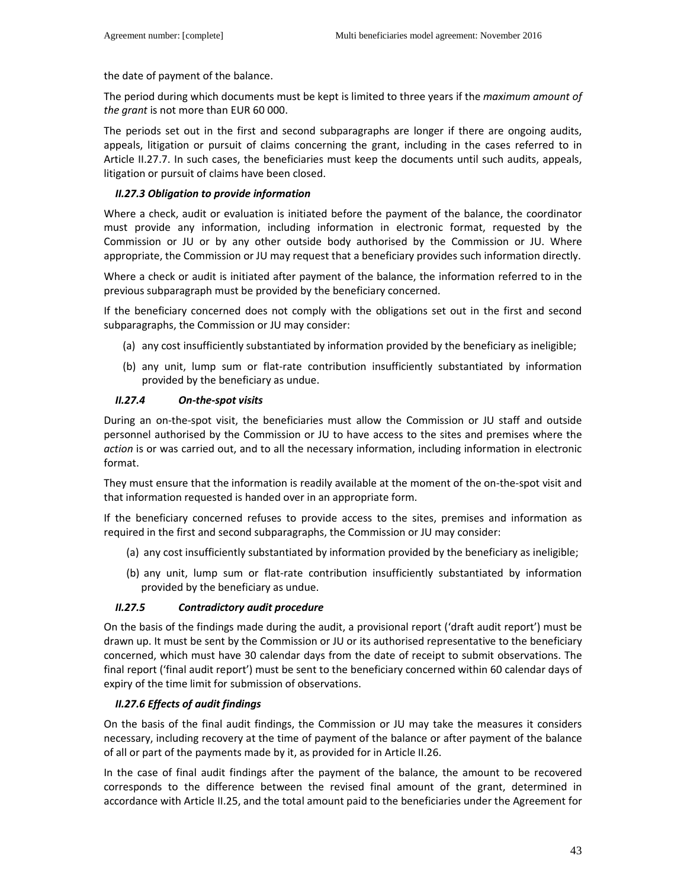the date of payment of the balance.

The period during which documents must be kept is limited to three years if the *maximum amount of the grant* is not more than EUR 60 000.

The periods set out in the first and second subparagraphs are longer if there are ongoing audits, appeals, litigation or pursuit of claims concerning the grant, including in the cases referred to in Article II.27.7. In such cases, the beneficiaries must keep the documents until such audits, appeals, litigation or pursuit of claims have been closed.

### *II.27.3 Obligation to provide information*

Where a check, audit or evaluation is initiated before the payment of the balance, the coordinator must provide any information, including information in electronic format, requested by the Commission or JU or by any other outside body authorised by the Commission or JU. Where appropriate, the Commission or JU may request that a beneficiary provides such information directly.

Where a check or audit is initiated after payment of the balance, the information referred to in the previous subparagraph must be provided by the beneficiary concerned.

If the beneficiary concerned does not comply with the obligations set out in the first and second subparagraphs, the Commission or JU may consider:

(a) any cost insufficiently substantiated by information provided by the beneficiary as ineligible;

(b) any unit, lump sum or flat-rate contribution insufficiently substantiated by information provided by the beneficiary as undue.

### *II.27.4 On-the-spot visits*

During an on-the-spot visit, the beneficiaries must allow the Commission or JU staff and outside personnel authorised by the Commission or JU to have access to the sites and premises where the *action* is or was carried out, and to all the necessary information, including information in electronic format.

They must ensure that the information is readily available at the moment of the on-the-spot visit and that information requested is handed over in an appropriate form.

If the beneficiary concerned refuses to provide access to the sites, premises and information as required in the first and second subparagraphs, the Commission or JU may consider:

(a) any cost insufficiently substantiated by information provided by the beneficiary as ineligible;

(b) any unit, lump sum or flat-rate contribution insufficiently substantiated by information provided by the beneficiary as undue.

### *II.27.5 Contradictory audit procedure*

On the basis of the findings made during the audit, a provisional report ('draft audit report') must be drawn up. It must be sent by the Commission or JU or its authorised representative to the beneficiary concerned, which must have 30 calendar days from the date of receipt to submit observations. The final report ('final audit report') must be sent to the beneficiary concerned within 60 calendar days of expiry of the time limit for submission of observations.

### *II.27.6 Effects of audit findings*

On the basis of the final audit findings, the Commission or JU may take the measures it considers necessary, including recovery at the time of payment of the balance or after payment of the balance of all or part of the payments made by it, as provided for in Article II.26.

In the case of final audit findings after the payment of the balance, the amount to be recovered corresponds to the difference between the revised final amount of the grant, determined in accordance with Article II.25, and the total amount paid to the beneficiaries under the Agreement for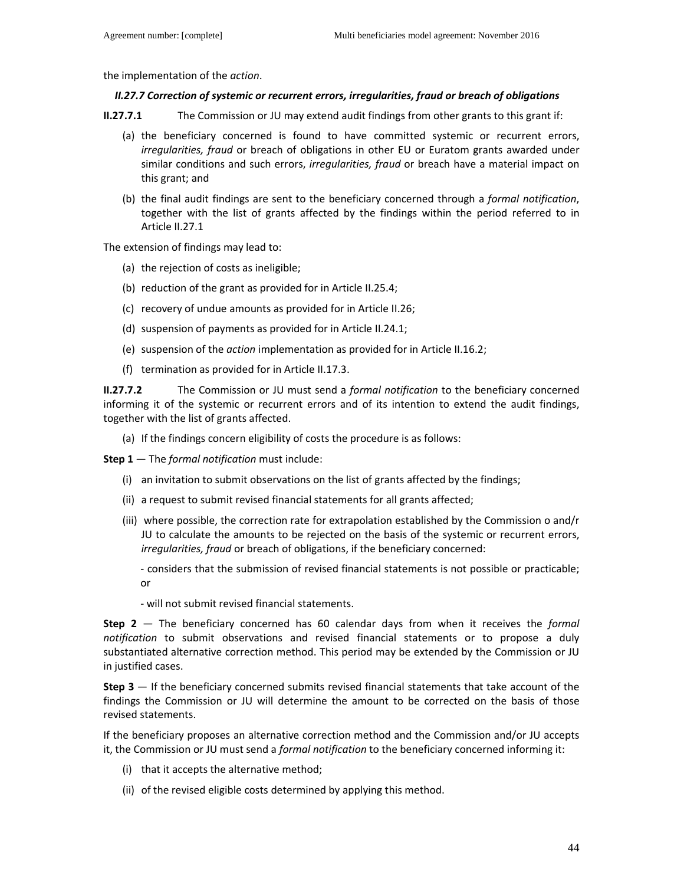the implementation of the *action*.

#### *II.27.7 Correction of systemic or recurrent errors, irregularities, fraud or breach of obligations*

**II.27.7.1** The Commission or JU may extend audit findings from other grants to this grant if:

(a) the beneficiary concerned is found to have committed systemic or recurrent errors, *irregularities, fraud* or breach of obligations in other EU or Euratom grants awarded under similar conditions and such errors, *irregularities, fraud* or breach have a material impact on this grant; and

(b) the final audit findings are sent to the beneficiary concerned through a *formal notification*, together with the list of grants affected by the findings within the period referred to in Article II.27.1

The extension of findings may lead to:

(a) the rejection of costs as ineligible;

(b) reduction of the grant as provided for in Article II.25.4;

(c) recovery of undue amounts as provided for in Article II.26;

(d) suspension of payments as provided for in Article II.24.1;

(e) suspension of the *action* implementation as provided for in Article II.16.2;

(f) termination as provided for in Article II.17.3.

**II.27.7.2** The Commission or JU must send a *formal notification* to the beneficiary concerned informing it of the systemic or recurrent errors and of its intention to extend the audit findings, together with the list of grants affected.

(a) If the findings concern eligibility of costs the procedure is as follows:

**Step 1** — The *formal notification* must include:

(i) an invitation to submit observations on the list of grants affected by the findings;

(ii) a request to submit revised financial statements for all grants affected;

(iii) where possible, the correction rate for extrapolation established by the Commission o and/r JU to calculate the amounts to be rejected on the basis of the systemic or recurrent errors, *irregularities, fraud* or breach of obligations, if the beneficiary concerned:

- considers that the submission of revised financial statements is not possible or practicable; or

- will not submit revised financial statements.

**Step 2** — The beneficiary concerned has 60 calendar days from when it receives the *formal notification* to submit observations and revised financial statements or to propose a duly substantiated alternative correction method. This period may be extended by the Commission or JU in justified cases.

**Step 3** — If the beneficiary concerned submits revised financial statements that take account of the findings the Commission or JU will determine the amount to be corrected on the basis of those revised statements.

If the beneficiary proposes an alternative correction method and the Commission and/or JU accepts it, the Commission or JU must send a *formal notification* to the beneficiary concerned informing it:

(i) that it accepts the alternative method;

(ii) of the revised eligible costs determined by applying this method.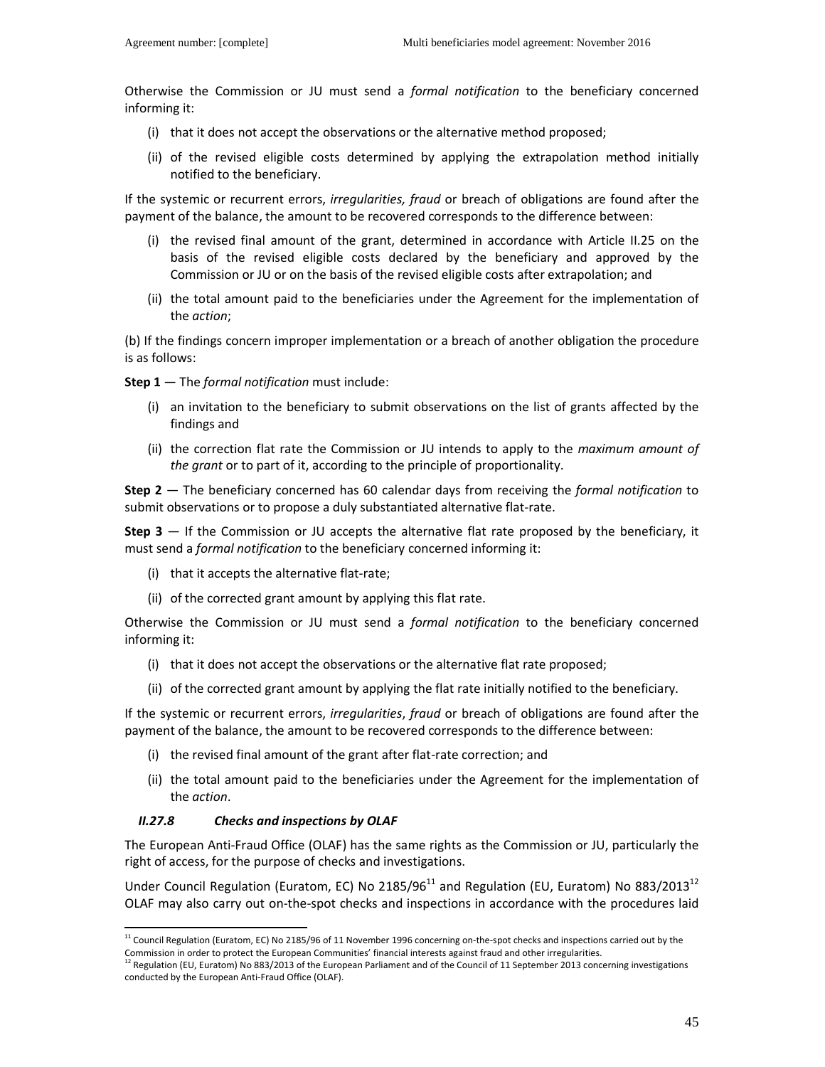Otherwise the Commission or JU must send a *formal notification* to the beneficiary concerned informing it:

(i) that it does not accept the observations or the alternative method proposed;

(ii) of the revised eligible costs determined by applying the extrapolation method initially notified to the beneficiary.

If the systemic or recurrent errors, *irregularities, fraud* or breach of obligations are found after the payment of the balance, the amount to be recovered corresponds to the difference between:

(i) the revised final amount of the grant, determined in accordance with Article II.25 on the basis of the revised eligible costs declared by the beneficiary and approved by the Commission or JU or on the basis of the revised eligible costs after extrapolation; and

(ii) the total amount paid to the beneficiaries under the Agreement for the implementation of the *action*;

(b) If the findings concern improper implementation or a breach of another obligation the procedure is as follows:

**Step 1** — The *formal notification* must include:

(i) an invitation to the beneficiary to submit observations on the list of grants affected by the findings and

(ii) the correction flat rate the Commission or JU intends to apply to the *maximum amount of the grant* or to part of it, according to the principle of proportionality.

**Step 2** — The beneficiary concerned has 60 calendar days from receiving the *formal notification* to submit observations or to propose a duly substantiated alternative flat-rate.

**Step 3** — If the Commission or JU accepts the alternative flat rate proposed by the beneficiary, it must send a *formal notification* to the beneficiary concerned informing it:

(i) that it accepts the alternative flat-rate;

(ii) of the corrected grant amount by applying this flat rate.

Otherwise the Commission or JU must send a *formal notification* to the beneficiary concerned informing it:

(i) that it does not accept the observations or the alternative flat rate proposed;

(ii) of the corrected grant amount by applying the flat rate initially notified to the beneficiary.

If the systemic or recurrent errors, *irregularities*, *fraud* or breach of obligations are found after the payment of the balance, the amount to be recovered corresponds to the difference between:

(i) the revised final amount of the grant after flat-rate correction; and

(ii) the total amount paid to the beneficiaries under the Agreement for the implementation of the *action*.

#### *II.27.8 Checks and inspections by OLAF*

The European Anti-Fraud Office (OLAF) has the same rights as the Commission or JU, particularly the right of access, for the purpose of checks and investigations.

Under Council Regulation (Euratom, EC) No 2185/96[11] and Regulation (EU, Euratom) No 883/2013[12] OLAF may also carry out on-the-spot checks and inspections in accordance with the procedures laid

[11] Council Regulation (Euratom, EC) No 2185/96 of 11 November 1996 concerning on-the-spot checks and inspections carried out by the Commission in order to protect the European Communities' financial interests against fraud and other irregularities.

[12] Regulation (EU, Euratom) No 883/2013 of the European Parliament and of the Council of 11 September 2013 concerning investigations conducted by the European Anti-Fraud Office (OLAF).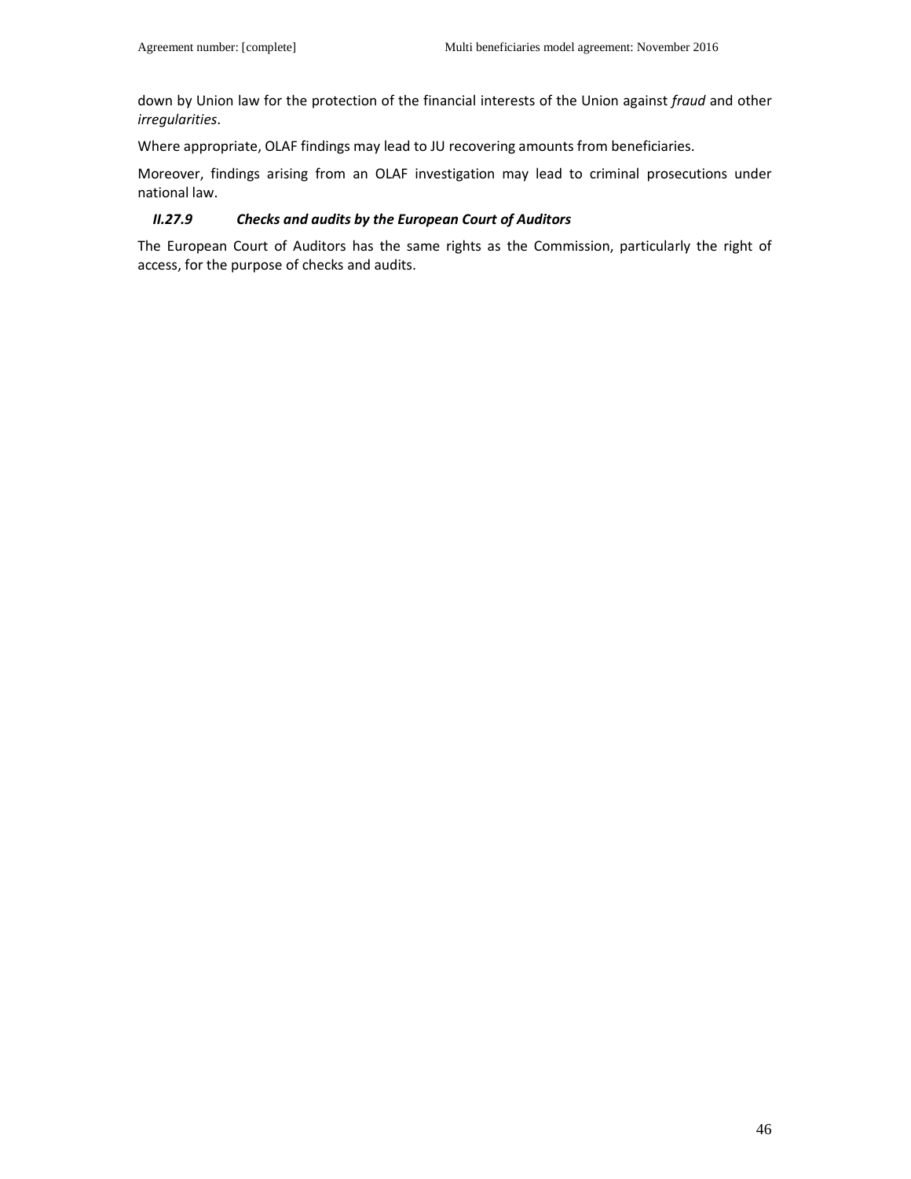down by Union law for the protection of the financial interests of the Union against *fraud* and other *irregularities*.

Where appropriate, OLAF findings may lead to JU recovering amounts from beneficiaries.

Moreover, findings arising from an OLAF investigation may lead to criminal prosecutions under national law.

### ***II.27.9 Checks and audits by the European Court of Auditors***

The European Court of Auditors has the same rights as the Commission, particularly the right of access, for the purpose of checks and audits.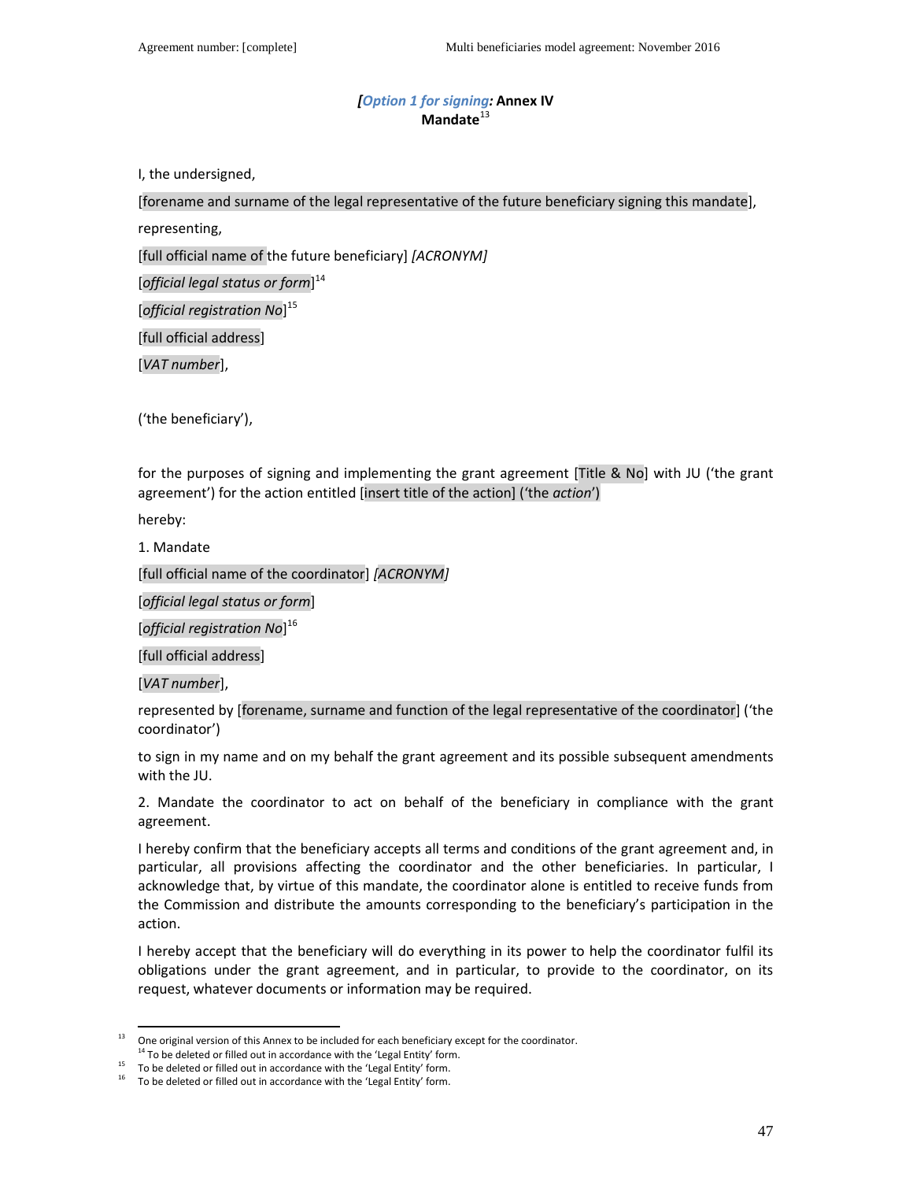*[Option 1 for signing:* **Annex IV**

**Mandate**[13]

I, the undersigned,

[forename and surname of the legal representative of the future beneficiary signing this mandate],

representing,

[full official name of the future beneficiary] *[ACRONYM]*

[*official legal status or form*][14]

[*official registration No*][15]

[full official address]

[*VAT number*],

('the beneficiary'),

for the purposes of signing and implementing the grant agreement [Title & No] with JU ('the grant agreement') for the action entitled [insert title of the action] ('the *action*')

hereby:

1. Mandate

[full official name of the coordinator] *[ACRONYM]*

[*official legal status or form*]

[*official registration No*][16]

[full official address]

[*VAT number*],

represented by [forename, surname and function of the legal representative of the coordinator] ('the coordinator')

to sign in my name and on my behalf the grant agreement and its possible subsequent amendments with the JU.

2. Mandate the coordinator to act on behalf of the beneficiary in compliance with the grant agreement.

I hereby confirm that the beneficiary accepts all terms and conditions of the grant agreement and, in particular, all provisions affecting the coordinator and the other beneficiaries. In particular, I acknowledge that, by virtue of this mandate, the coordinator alone is entitled to receive funds from the Commission and distribute the amounts corresponding to the beneficiary's participation in the action.

I hereby accept that the beneficiary will do everything in its power to help the coordinator fulfil its obligations under the grant agreement, and in particular, to provide to the coordinator, on its request, whatever documents or information may be required.

---

[13] One original version of this Annex to be included for each beneficiary except for the coordinator.

[14] To be deleted or filled out in accordance with the 'Legal Entity' form.

[15] To be deleted or filled out in accordance with the 'Legal Entity' form.

[16] To be deleted or filled out in accordance with the 'Legal Entity' form.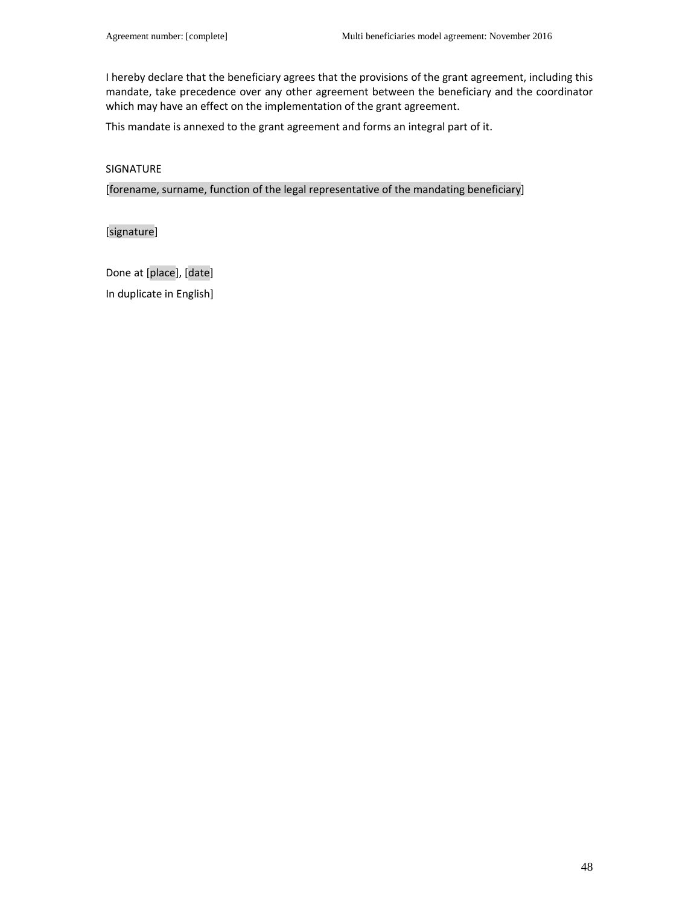I hereby declare that the beneficiary agrees that the provisions of the grant agreement, including this mandate, take precedence over any other agreement between the beneficiary and the coordinator which may have an effect on the implementation of the grant agreement.

This mandate is annexed to the grant agreement and forms an integral part of it.

SIGNATURE

[forename, surname, function of the legal representative of the mandating beneficiary]

[signature]

Done at [place], [date]

In duplicate in English]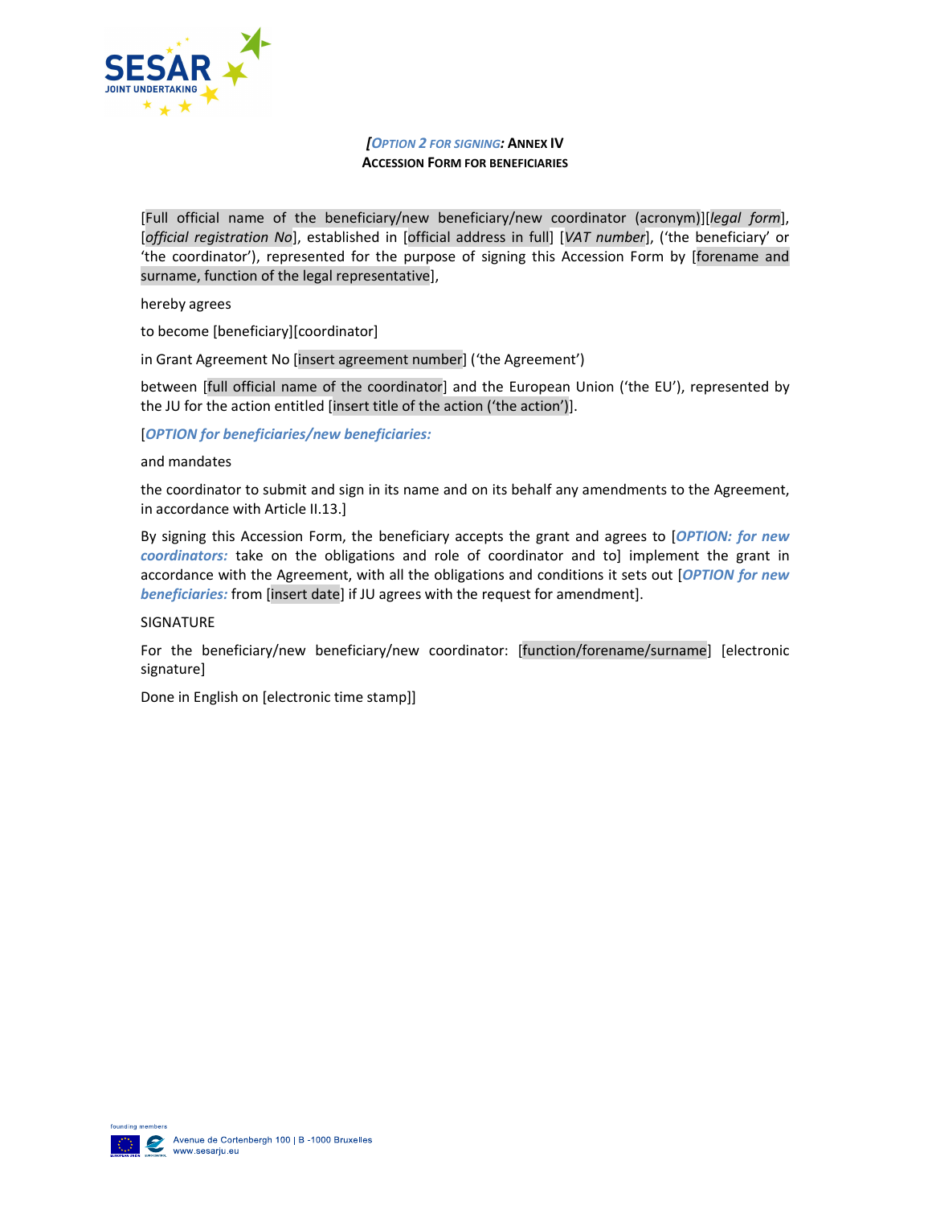***[OPTION 2 FOR SIGNING*: ANNEX IV**

**ACCESSION FORM FOR BENEFICIARIES**

[Full official name of the beneficiary/new beneficiary/new coordinator (acronym)][*legal form*], [*official registration No*], established in [official address in full] [*VAT number*], ('the beneficiary' or 'the coordinator'), represented for the purpose of signing this Accession Form by [forename and surname, function of the legal representative],

hereby agrees

to become [beneficiary][coordinator]

in Grant Agreement No [insert agreement number] ('the Agreement')

between [full official name of the coordinator] and the European Union ('the EU'), represented by the JU for the action entitled [insert title of the action ('the action')].

[***OPTION for beneficiaries/new beneficiaries:***

and mandates

the coordinator to submit and sign in its name and on its behalf any amendments to the Agreement, in accordance with Article II.13.]

By signing this Accession Form, the beneficiary accepts the grant and agrees to [***OPTION: for new coordinators:*** take on the obligations and role of coordinator and to] implement the grant in accordance with the Agreement, with all the obligations and conditions it sets out [***OPTION for new beneficiaries:*** from [insert date] if JU agrees with the request for amendment].

SIGNATURE

For the beneficiary/new beneficiary/new coordinator: [function/forename/surname] [electronic signature]

Done in English on [electronic time stamp]]